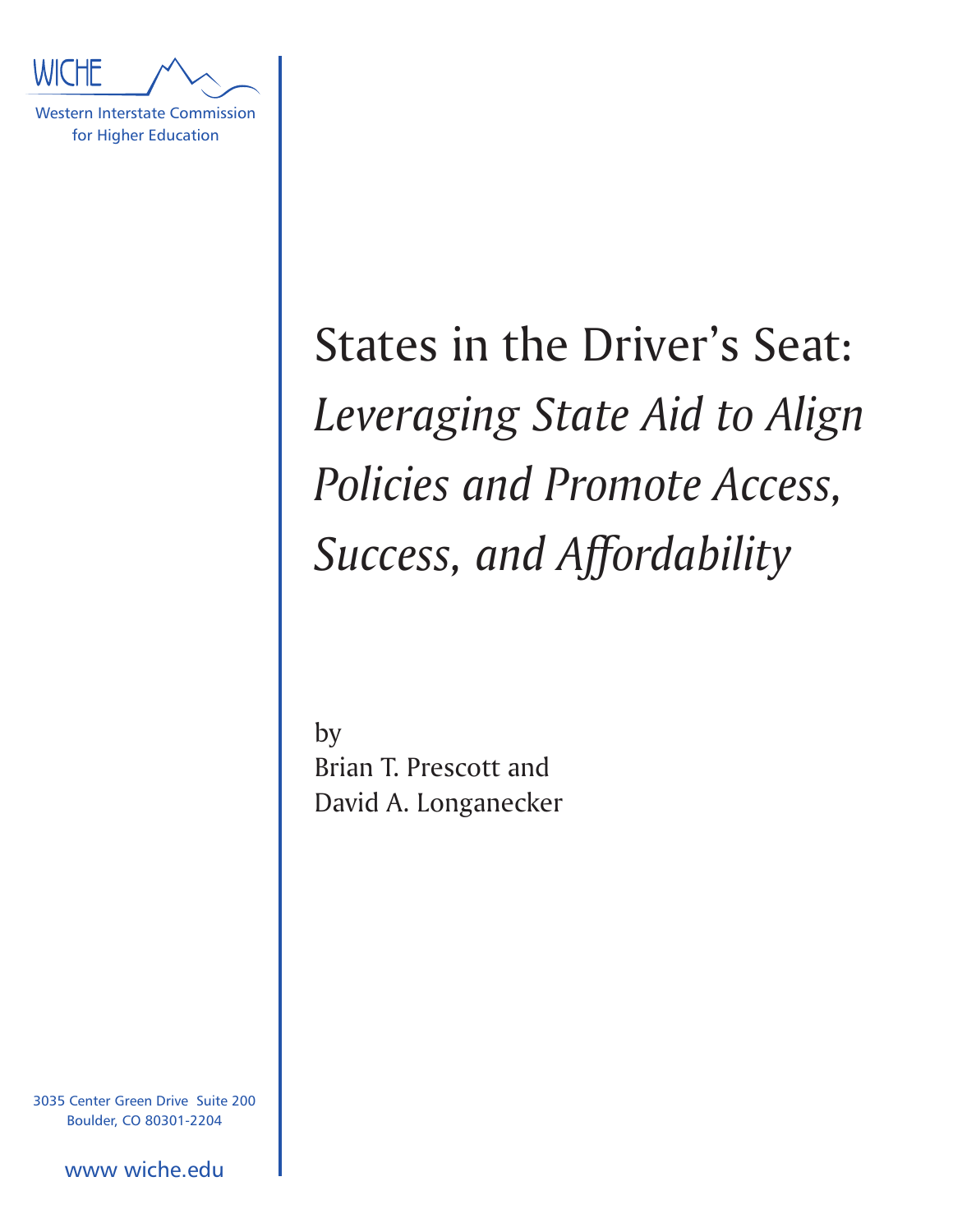WICHE

Western Interstate Commission for Higher Education

# States in the Driver's Seat: *Leveraging State Aid to Align Policies and Promote Access, Success, and Affordability*

by
Brian T. Prescott and
David A. Longanecker

3035 Center Green Drive Suite 200
Boulder, CO 80301-2204

www wiche.edu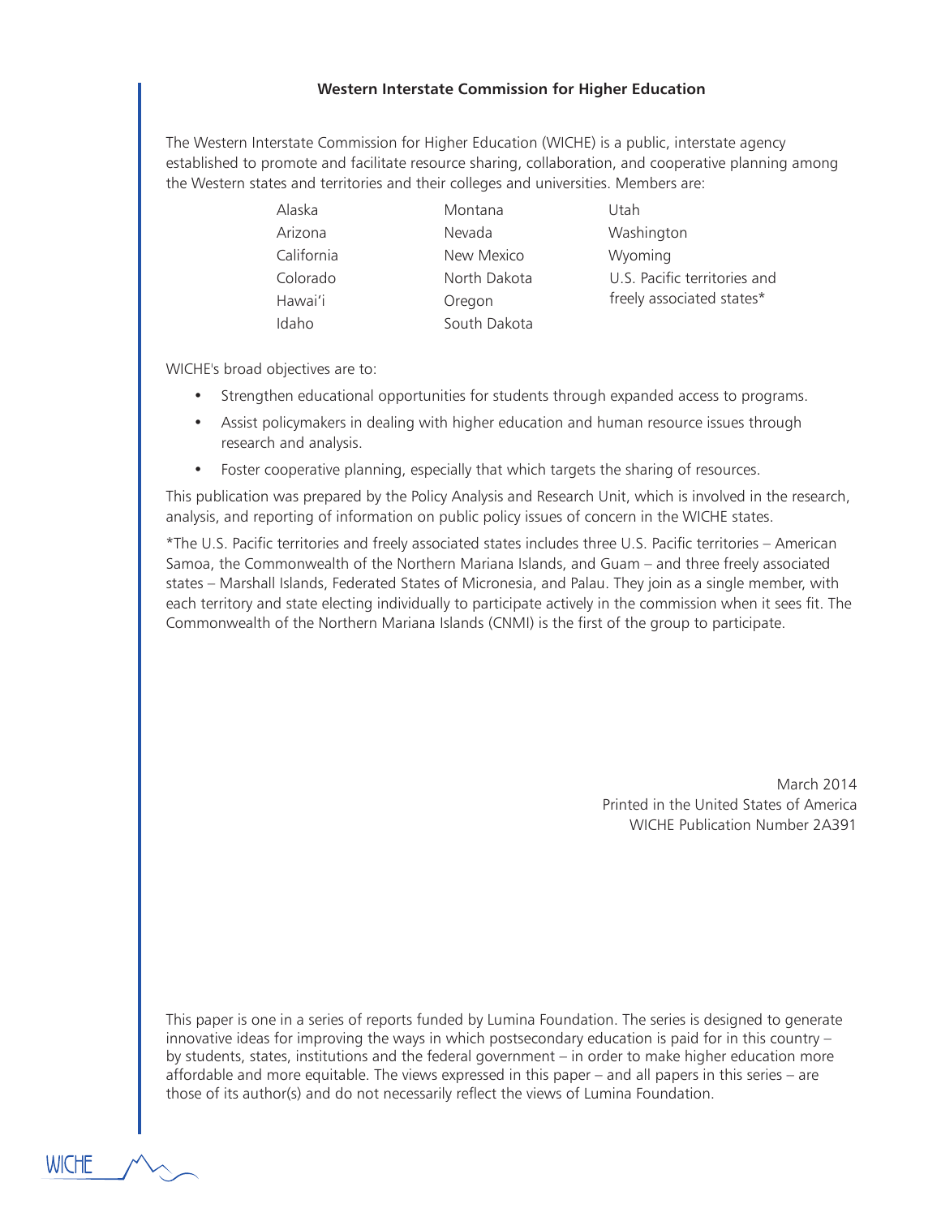## Western Interstate Commission for Higher Education

The Western Interstate Commission for Higher Education (WICHE) is a public, interstate agency established to promote and facilitate resource sharing, collaboration, and cooperative planning among the Western states and territories and their colleges and universities. Members are:

- Alaska
- Arizona
- California
- Colorado
- Hawai'i
- Idaho
- Montana
- Nevada
- New Mexico
- North Dakota
- Oregon
- South Dakota
- Utah
- Washington
- Wyoming
- U.S. Pacific territories and freely associated states*

WICHE's broad objectives are to:

- Strengthen educational opportunities for students through expanded access to programs.
- Assist policymakers in dealing with higher education and human resource issues through research and analysis.
- Foster cooperative planning, especially that which targets the sharing of resources.

This publication was prepared by the Policy Analysis and Research Unit, which is involved in the research, analysis, and reporting of information on public policy issues of concern in the WICHE states.

*The U.S. Pacific territories and freely associated states includes three U.S. Pacific territories – American Samoa, the Commonwealth of the Northern Mariana Islands, and Guam – and three freely associated states – Marshall Islands, Federated States of Micronesia, and Palau. They join as a single member, with each territory and state electing individually to participate actively in the commission when it sees fit. The Commonwealth of the Northern Mariana Islands (CNMI) is the first of the group to participate.

March 2014
Printed in the United States of America
WICHE Publication Number 2A391

This paper is one in a series of reports funded by Lumina Foundation. The series is designed to generate innovative ideas for improving the ways in which postsecondary education is paid for in this country – by students, states, institutions and the federal government – in order to make higher education more affordable and more equitable. The views expressed in this paper – and all papers in this series – are those of its author(s) and do not necessarily reflect the views of Lumina Foundation.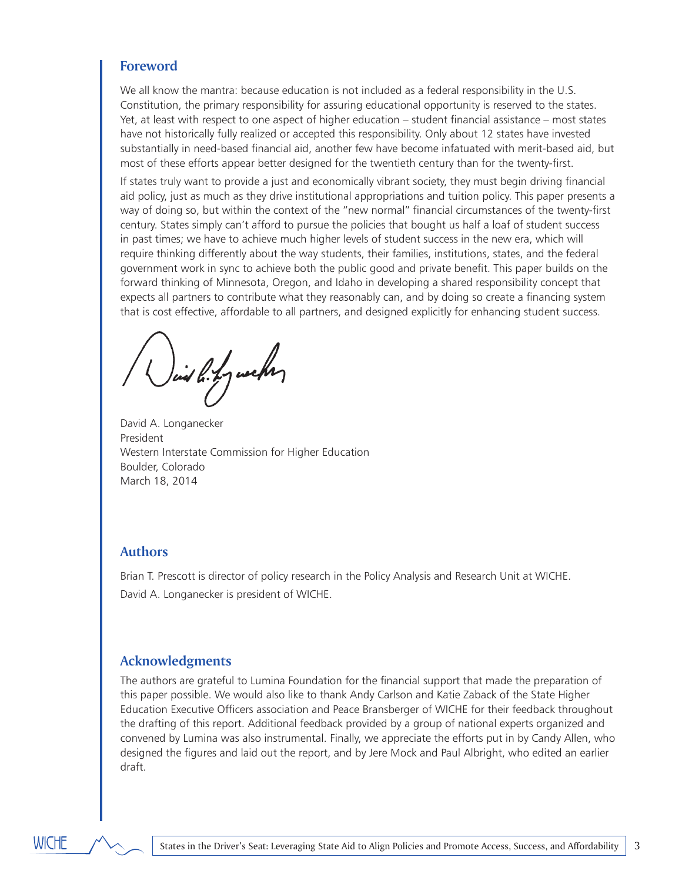## Foreword

We all know the mantra: because education is not included as a federal responsibility in the U.S. Constitution, the primary responsibility for assuring educational opportunity is reserved to the states. Yet, at least with respect to one aspect of higher education – student financial assistance – most states have not historically fully realized or accepted this responsibility. Only about 12 states have invested substantially in need-based financial aid, another few have become infatuated with merit-based aid, but most of these efforts appear better designed for the twentieth century than for the twenty-first.

If states truly want to provide a just and economically vibrant society, they must begin driving financial aid policy, just as much as they drive institutional appropriations and tuition policy. This paper presents a way of doing so, but within the context of the "new normal" financial circumstances of the twenty-first century. States simply can't afford to pursue the policies that bought us half a loaf of student success in past times; we have to achieve much higher levels of student success in the new era, which will require thinking differently about the way students, their families, institutions, states, and the federal government work in sync to achieve both the public good and private benefit. This paper builds on the forward thinking of Minnesota, Oregon, and Idaho in developing a shared responsibility concept that expects all partners to contribute what they reasonably can, and by doing so create a financing system that is cost effective, affordable to all partners, and designed explicitly for enhancing student success.

David A. Longanecker
President
Western Interstate Commission for Higher Education
Boulder, Colorado
March 18, 2014

## Authors

Brian T. Prescott is director of policy research in the Policy Analysis and Research Unit at WICHE.

David A. Longanecker is president of WICHE.

## Acknowledgments

The authors are grateful to Lumina Foundation for the financial support that made the preparation of this paper possible. We would also like to thank Andy Carlson and Katie Zaback of the State Higher Education Executive Officers association and Peace Bransberger of WICHE for their feedback throughout the drafting of this report. Additional feedback provided by a group of national experts organized and convened by Lumina was also instrumental. Finally, we appreciate the efforts put in by Candy Allen, who designed the figures and laid out the report, and by Jere Mock and Paul Albright, who edited an earlier draft.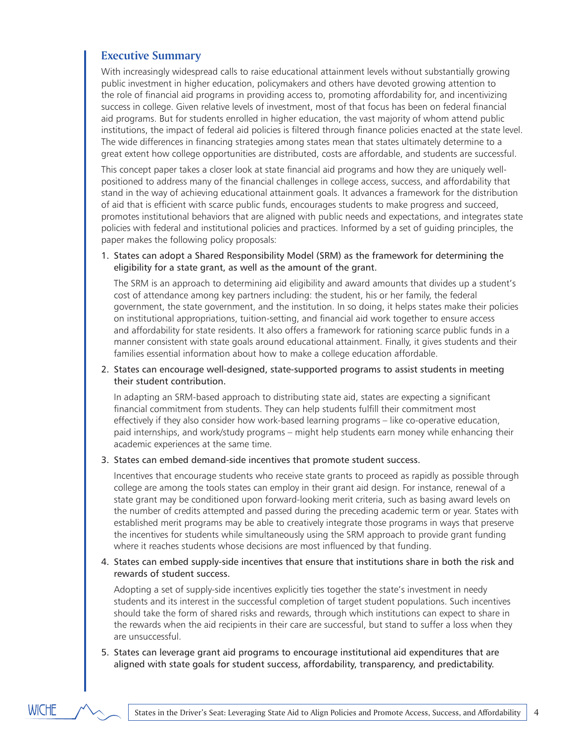## Executive Summary

With increasingly widespread calls to raise educational attainment levels without substantially growing public investment in higher education, policymakers and others have devoted growing attention to the role of financial aid programs in providing access to, promoting affordability for, and incentivizing success in college. Given relative levels of investment, most of that focus has been on federal financial aid programs. But for students enrolled in higher education, the vast majority of whom attend public institutions, the impact of federal aid policies is filtered through finance policies enacted at the state level. The wide differences in financing strategies among states mean that states ultimately determine to a great extent how college opportunities are distributed, costs are affordable, and students are successful.

This concept paper takes a closer look at state financial aid programs and how they are uniquely well-positioned to address many of the financial challenges in college access, success, and affordability that stand in the way of achieving educational attainment goals. It advances a framework for the distribution of aid that is efficient with scarce public funds, encourages students to make progress and succeed, promotes institutional behaviors that are aligned with public needs and expectations, and integrates state policies with federal and institutional policies and practices. Informed by a set of guiding principles, the paper makes the following policy proposals:

1. States can adopt a Shared Responsibility Model (SRM) as the framework for determining the eligibility for a state grant, as well as the amount of the grant.

   The SRM is an approach to determining aid eligibility and award amounts that divides up a student's cost of attendance among key partners including: the student, his or her family, the federal government, the state government, and the institution. In so doing, it helps states make their policies on institutional appropriations, tuition-setting, and financial aid work together to ensure access and affordability for state residents. It also offers a framework for rationing scarce public funds in a manner consistent with state goals around educational attainment. Finally, it gives students and their families essential information about how to make a college education affordable.

2. States can encourage well-designed, state-supported programs to assist students in meeting their student contribution.

   In adapting an SRM-based approach to distributing state aid, states are expecting a significant financial commitment from students. They can help students fulfill their commitment most effectively if they also consider how work-based learning programs – like co-operative education, paid internships, and work/study programs – might help students earn money while enhancing their academic experiences at the same time.

3. States can embed demand-side incentives that promote student success.

   Incentives that encourage students who receive state grants to proceed as rapidly as possible through college are among the tools states can employ in their grant aid design. For instance, renewal of a state grant may be conditioned upon forward-looking merit criteria, such as basing award levels on the number of credits attempted and passed during the preceding academic term or year. States with established merit programs may be able to creatively integrate those programs in ways that preserve the incentives for students while simultaneously using the SRM approach to provide grant funding where it reaches students whose decisions are most influenced by that funding.

4. States can embed supply-side incentives that ensure that institutions share in both the risk and rewards of student success.

   Adopting a set of supply-side incentives explicitly ties together the state's investment in needy students and its interest in the successful completion of target student populations. Such incentives should take the form of shared risks and rewards, through which institutions can expect to share in the rewards when the aid recipients in their care are successful, but stand to suffer a loss when they are unsuccessful.

5. States can leverage grant aid programs to encourage institutional aid expenditures that are aligned with state goals for student success, affordability, transparency, and predictability.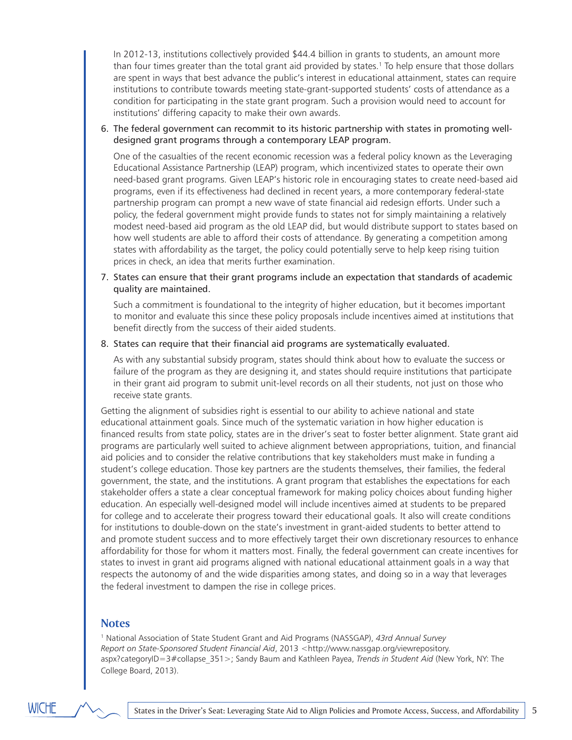In 2012-13, institutions collectively provided $44.4 billion in grants to students, an amount more than four times greater than the total grant aid provided by states.[1] To help ensure that those dollars are spent in ways that best advance the public's interest in educational attainment, states can require institutions to contribute towards meeting state-grant-supported students' costs of attendance as a condition for participating in the state grant program. Such a provision would need to account for institutions' differing capacity to make their own awards.

6. The federal government can recommit to its historic partnership with states in promoting well-designed grant programs through a contemporary LEAP program.

   One of the casualties of the recent economic recession was a federal policy known as the Leveraging Educational Assistance Partnership (LEAP) program, which incentivized states to operate their own need-based grant programs. Given LEAP's historic role in encouraging states to create need-based aid programs, even if its effectiveness had declined in recent years, a more contemporary federal-state partnership program can prompt a new wave of state financial aid redesign efforts. Under such a policy, the federal government might provide funds to states not for simply maintaining a relatively modest need-based aid program as the old LEAP did, but would distribute support to states based on how well students are able to afford their costs of attendance. By generating a competition among states with affordability as the target, the policy could potentially serve to help keep rising tuition prices in check, an idea that merits further examination.

7. States can ensure that their grant programs include an expectation that standards of academic quality are maintained.

   Such a commitment is foundational to the integrity of higher education, but it becomes important to monitor and evaluate this since these policy proposals include incentives aimed at institutions that benefit directly from the success of their aided students.

8. States can require that their financial aid programs are systematically evaluated.

   As with any substantial subsidy program, states should think about how to evaluate the success or failure of the program as they are designing it, and states should require institutions that participate in their grant aid program to submit unit-level records on all their students, not just on those who receive state grants.

Getting the alignment of subsidies right is essential to our ability to achieve national and state educational attainment goals. Since much of the systematic variation in how higher education is financed results from state policy, states are in the driver's seat to foster better alignment. State grant aid programs are particularly well suited to achieve alignment between appropriations, tuition, and financial aid policies and to consider the relative contributions that key stakeholders must make in funding a student's college education. Those key partners are the students themselves, their families, the federal government, the state, and the institutions. A grant program that establishes the expectations for each stakeholder offers a state a clear conceptual framework for making policy choices about funding higher education. An especially well-designed model will include incentives aimed at students to be prepared for college and to accelerate their progress toward their educational goals. It also will create conditions for institutions to double-down on the state's investment in grant-aided students to better attend to and promote student success and to more effectively target their own discretionary resources to enhance affordability for those for whom it matters most. Finally, the federal government can create incentives for states to invest in grant aid programs aligned with national educational attainment goals in a way that respects the autonomy of and the wide disparities among states, and doing so in a way that leverages the federal investment to dampen the rise in college prices.

## Notes

[1] National Association of State Student Grant and Aid Programs (NASSGAP), *43rd Annual Survey Report on State-Sponsored Student Financial Aid*, 2013 <http://www.nassgap.org/viewrepository.aspx?categoryID=3#collapse_351>; Sandy Baum and Kathleen Payea, *Trends in Student Aid* (New York, NY: The College Board, 2013).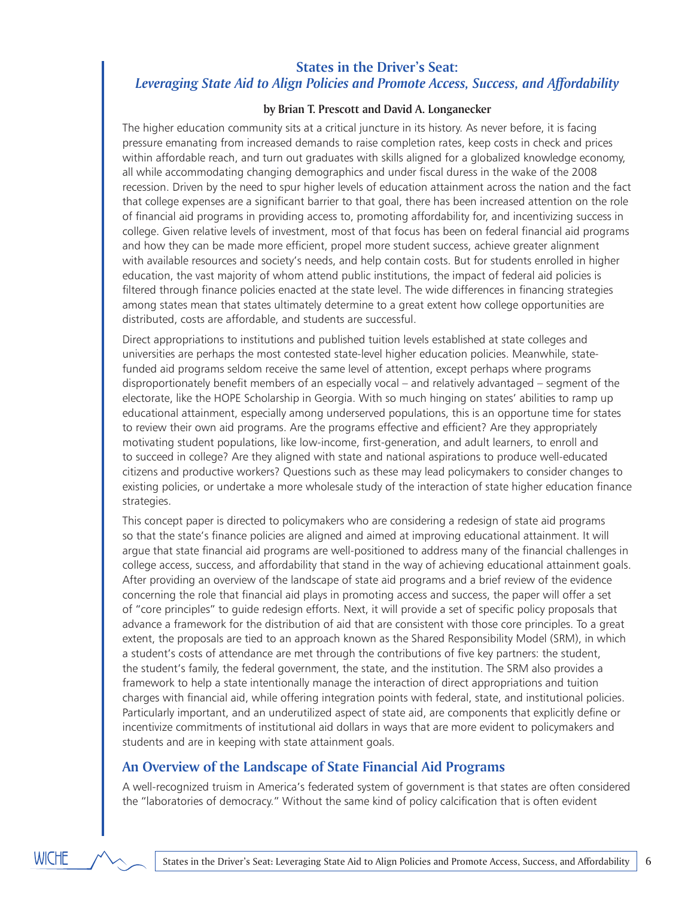## States in the Driver's Seat:
### *Leveraging State Aid to Align Policies and Promote Access, Success, and Affordability*

**by Brian T. Prescott and David A. Longanecker**

The higher education community sits at a critical juncture in its history. As never before, it is facing pressure emanating from increased demands to raise completion rates, keep costs in check and prices within affordable reach, and turn out graduates with skills aligned for a globalized knowledge economy, all while accommodating changing demographics and under fiscal duress in the wake of the 2008 recession. Driven by the need to spur higher levels of education attainment across the nation and the fact that college expenses are a significant barrier to that goal, there has been increased attention on the role of financial aid programs in providing access to, promoting affordability for, and incentivizing success in college. Given relative levels of investment, most of that focus has been on federal financial aid programs and how they can be made more efficient, propel more student success, achieve greater alignment with available resources and society's needs, and help contain costs. But for students enrolled in higher education, the vast majority of whom attend public institutions, the impact of federal aid policies is filtered through finance policies enacted at the state level. The wide differences in financing strategies among states mean that states ultimately determine to a great extent how college opportunities are distributed, costs are affordable, and students are successful.

Direct appropriations to institutions and published tuition levels established at state colleges and universities are perhaps the most contested state-level higher education policies. Meanwhile, state-funded aid programs seldom receive the same level of attention, except perhaps where programs disproportionately benefit members of an especially vocal – and relatively advantaged – segment of the electorate, like the HOPE Scholarship in Georgia. With so much hinging on states' abilities to ramp up educational attainment, especially among underserved populations, this is an opportune time for states to review their own aid programs. Are the programs effective and efficient? Are they appropriately motivating student populations, like low-income, first-generation, and adult learners, to enroll and to succeed in college? Are they aligned with state and national aspirations to produce well-educated citizens and productive workers? Questions such as these may lead policymakers to consider changes to existing policies, or undertake a more wholesale study of the interaction of state higher education finance strategies.

This concept paper is directed to policymakers who are considering a redesign of state aid programs so that the state's finance policies are aligned and aimed at improving educational attainment. It will argue that state financial aid programs are well-positioned to address many of the financial challenges in college access, success, and affordability that stand in the way of achieving educational attainment goals. After providing an overview of the landscape of state aid programs and a brief review of the evidence concerning the role that financial aid plays in promoting access and success, the paper will offer a set of "core principles" to guide redesign efforts. Next, it will provide a set of specific policy proposals that advance a framework for the distribution of aid that are consistent with those core principles. To a great extent, the proposals are tied to an approach known as the Shared Responsibility Model (SRM), in which a student's costs of attendance are met through the contributions of five key partners: the student, the student's family, the federal government, the state, and the institution. The SRM also provides a framework to help a state intentionally manage the interaction of direct appropriations and tuition charges with financial aid, while offering integration points with federal, state, and institutional policies. Particularly important, and an underutilized aspect of state aid, are components that explicitly define or incentivize commitments of institutional aid dollars in ways that are more evident to policymakers and students and are in keeping with state attainment goals.

## An Overview of the Landscape of State Financial Aid Programs

A well-recognized truism in America's federated system of government is that states are often considered the "laboratories of democracy." Without the same kind of policy calcification that is often evident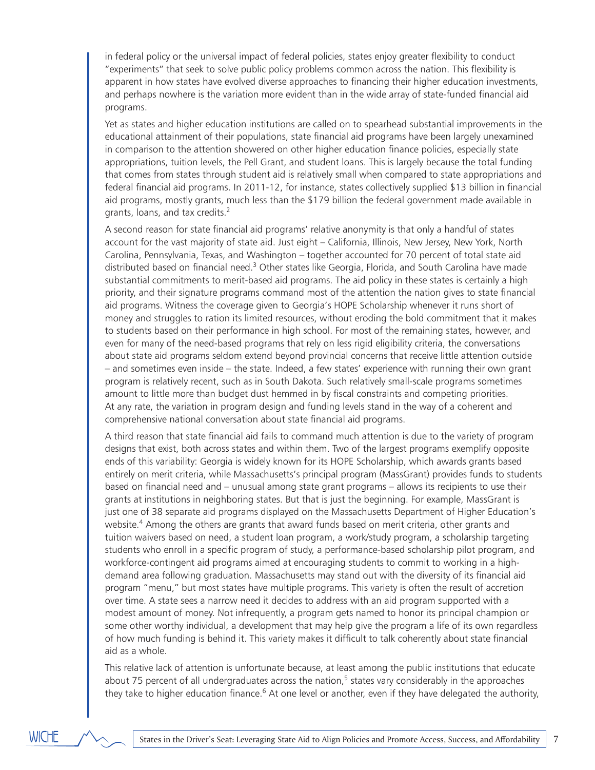in federal policy or the universal impact of federal policies, states enjoy greater flexibility to conduct "experiments" that seek to solve public policy problems common across the nation. This flexibility is apparent in how states have evolved diverse approaches to financing their higher education investments, and perhaps nowhere is the variation more evident than in the wide array of state-funded financial aid programs.

Yet as states and higher education institutions are called on to spearhead substantial improvements in the educational attainment of their populations, state financial aid programs have been largely unexamined in comparison to the attention showered on other higher education finance policies, especially state appropriations, tuition levels, the Pell Grant, and student loans. This is largely because the total funding that comes from states through student aid is relatively small when compared to state appropriations and federal financial aid programs. In 2011-12, for instance, states collectively supplied $13 billion in financial aid programs, mostly grants, much less than the $179 billion the federal government made available in grants, loans, and tax credits.[2]

A second reason for state financial aid programs' relative anonymity is that only a handful of states account for the vast majority of state aid. Just eight – California, Illinois, New Jersey, New York, North Carolina, Pennsylvania, Texas, and Washington – together accounted for 70 percent of total state aid distributed based on financial need.[3] Other states like Georgia, Florida, and South Carolina have made substantial commitments to merit-based aid programs. The aid policy in these states is certainly a high priority, and their signature programs command most of the attention the nation gives to state financial aid programs. Witness the coverage given to Georgia's HOPE Scholarship whenever it runs short of money and struggles to ration its limited resources, without eroding the bold commitment that it makes to students based on their performance in high school. For most of the remaining states, however, and even for many of the need-based programs that rely on less rigid eligibility criteria, the conversations about state aid programs seldom extend beyond provincial concerns that receive little attention outside – and sometimes even inside – the state. Indeed, a few states' experience with running their own grant program is relatively recent, such as in South Dakota. Such relatively small-scale programs sometimes amount to little more than budget dust hemmed in by fiscal constraints and competing priorities. At any rate, the variation in program design and funding levels stand in the way of a coherent and comprehensive national conversation about state financial aid programs.

A third reason that state financial aid fails to command much attention is due to the variety of program designs that exist, both across states and within them. Two of the largest programs exemplify opposite ends of this variability: Georgia is widely known for its HOPE Scholarship, which awards grants based entirely on merit criteria, while Massachusetts's principal program (MassGrant) provides funds to students based on financial need and – unusual among state grant programs – allows its recipients to use their grants at institutions in neighboring states. But that is just the beginning. For example, MassGrant is just one of 38 separate aid programs displayed on the Massachusetts Department of Higher Education's website.[4] Among the others are grants that award funds based on merit criteria, other grants and tuition waivers based on need, a student loan program, a work/study program, a scholarship targeting students who enroll in a specific program of study, a performance-based scholarship pilot program, and workforce-contingent aid programs aimed at encouraging students to commit to working in a high-demand area following graduation. Massachusetts may stand out with the diversity of its financial aid program "menu," but most states have multiple programs. This variety is often the result of accretion over time. A state sees a narrow need it decides to address with an aid program supported with a modest amount of money. Not infrequently, a program gets named to honor its principal champion or some other worthy individual, a development that may help give the program a life of its own regardless of how much funding is behind it. This variety makes it difficult to talk coherently about state financial aid as a whole.

This relative lack of attention is unfortunate because, at least among the public institutions that educate about 75 percent of all undergraduates across the nation,[5] states vary considerably in the approaches they take to higher education finance.[6] At one level or another, even if they have delegated the authority,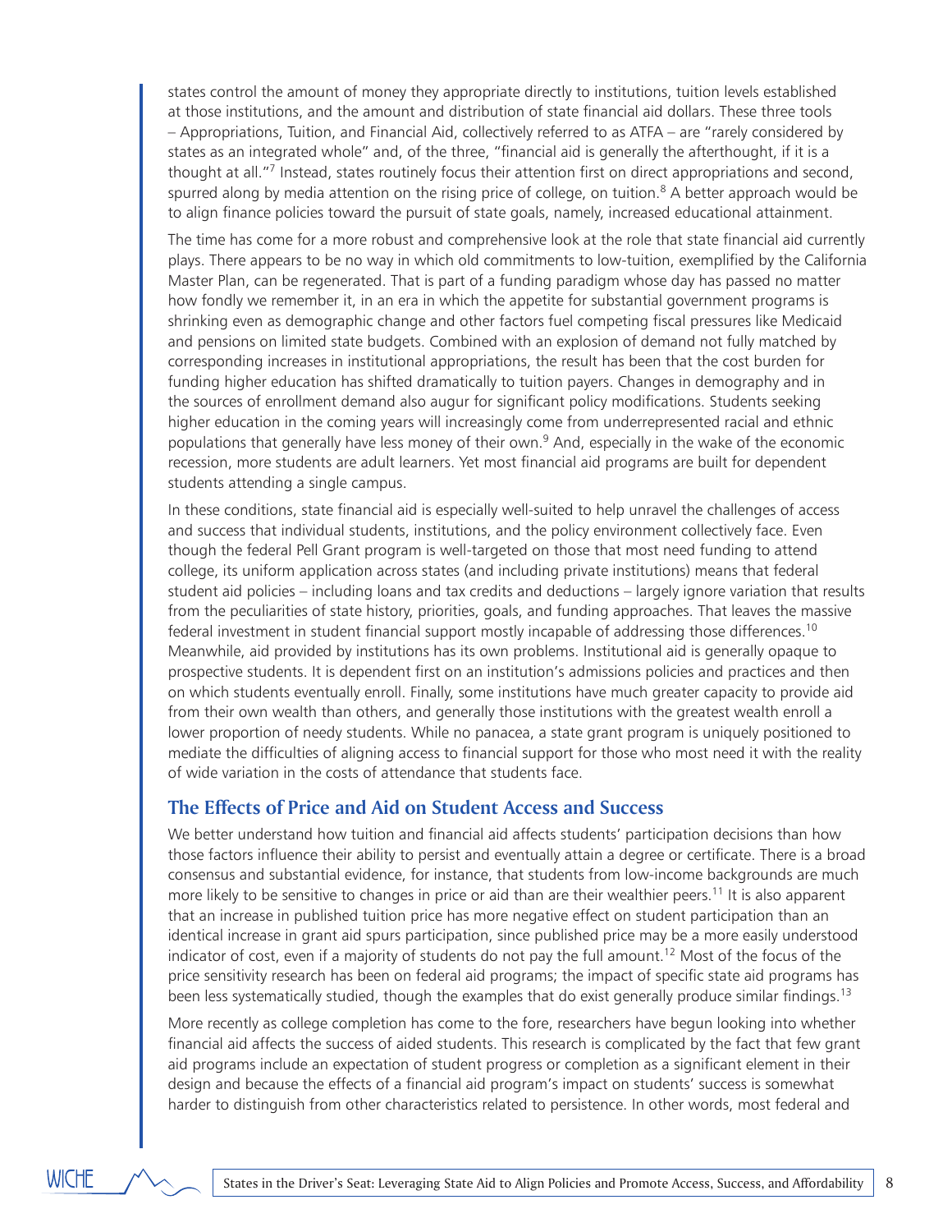states control the amount of money they appropriate directly to institutions, tuition levels established at those institutions, and the amount and distribution of state financial aid dollars. These three tools – Appropriations, Tuition, and Financial Aid, collectively referred to as ATFA – are "rarely considered by states as an integrated whole" and, of the three, "financial aid is generally the afterthought, if it is a thought at all."[7] Instead, states routinely focus their attention first on direct appropriations and second, spurred along by media attention on the rising price of college, on tuition.[8] A better approach would be to align finance policies toward the pursuit of state goals, namely, increased educational attainment.

The time has come for a more robust and comprehensive look at the role that state financial aid currently plays. There appears to be no way in which old commitments to low-tuition, exemplified by the California Master Plan, can be regenerated. That is part of a funding paradigm whose day has passed no matter how fondly we remember it, in an era in which the appetite for substantial government programs is shrinking even as demographic change and other factors fuel competing fiscal pressures like Medicaid and pensions on limited state budgets. Combined with an explosion of demand not fully matched by corresponding increases in institutional appropriations, the result has been that the cost burden for funding higher education has shifted dramatically to tuition payers. Changes in demography and in the sources of enrollment demand also augur for significant policy modifications. Students seeking higher education in the coming years will increasingly come from underrepresented racial and ethnic populations that generally have less money of their own.[9] And, especially in the wake of the economic recession, more students are adult learners. Yet most financial aid programs are built for dependent students attending a single campus.

In these conditions, state financial aid is especially well-suited to help unravel the challenges of access and success that individual students, institutions, and the policy environment collectively face. Even though the federal Pell Grant program is well-targeted on those that most need funding to attend college, its uniform application across states (and including private institutions) means that federal student aid policies – including loans and tax credits and deductions – largely ignore variation that results from the peculiarities of state history, priorities, goals, and funding approaches. That leaves the massive federal investment in student financial support mostly incapable of addressing those differences.[10] Meanwhile, aid provided by institutions has its own problems. Institutional aid is generally opaque to prospective students. It is dependent first on an institution's admissions policies and practices and then on which students eventually enroll. Finally, some institutions have much greater capacity to provide aid from their own wealth than others, and generally those institutions with the greatest wealth enroll a lower proportion of needy students. While no panacea, a state grant program is uniquely positioned to mediate the difficulties of aligning access to financial support for those who most need it with the reality of wide variation in the costs of attendance that students face.

## The Effects of Price and Aid on Student Access and Success

We better understand how tuition and financial aid affects students' participation decisions than how those factors influence their ability to persist and eventually attain a degree or certificate. There is a broad consensus and substantial evidence, for instance, that students from low-income backgrounds are much more likely to be sensitive to changes in price or aid than are their wealthier peers.[11] It is also apparent that an increase in published tuition price has more negative effect on student participation than an identical increase in grant aid spurs participation, since published price may be a more easily understood indicator of cost, even if a majority of students do not pay the full amount.[12] Most of the focus of the price sensitivity research has been on federal aid programs; the impact of specific state aid programs has been less systematically studied, though the examples that do exist generally produce similar findings.[13]

More recently as college completion has come to the fore, researchers have begun looking into whether financial aid affects the success of aided students. This research is complicated by the fact that few grant aid programs include an expectation of student progress or completion as a significant element in their design and because the effects of a financial aid program's impact on students' success is somewhat harder to distinguish from other characteristics related to persistence. In other words, most federal and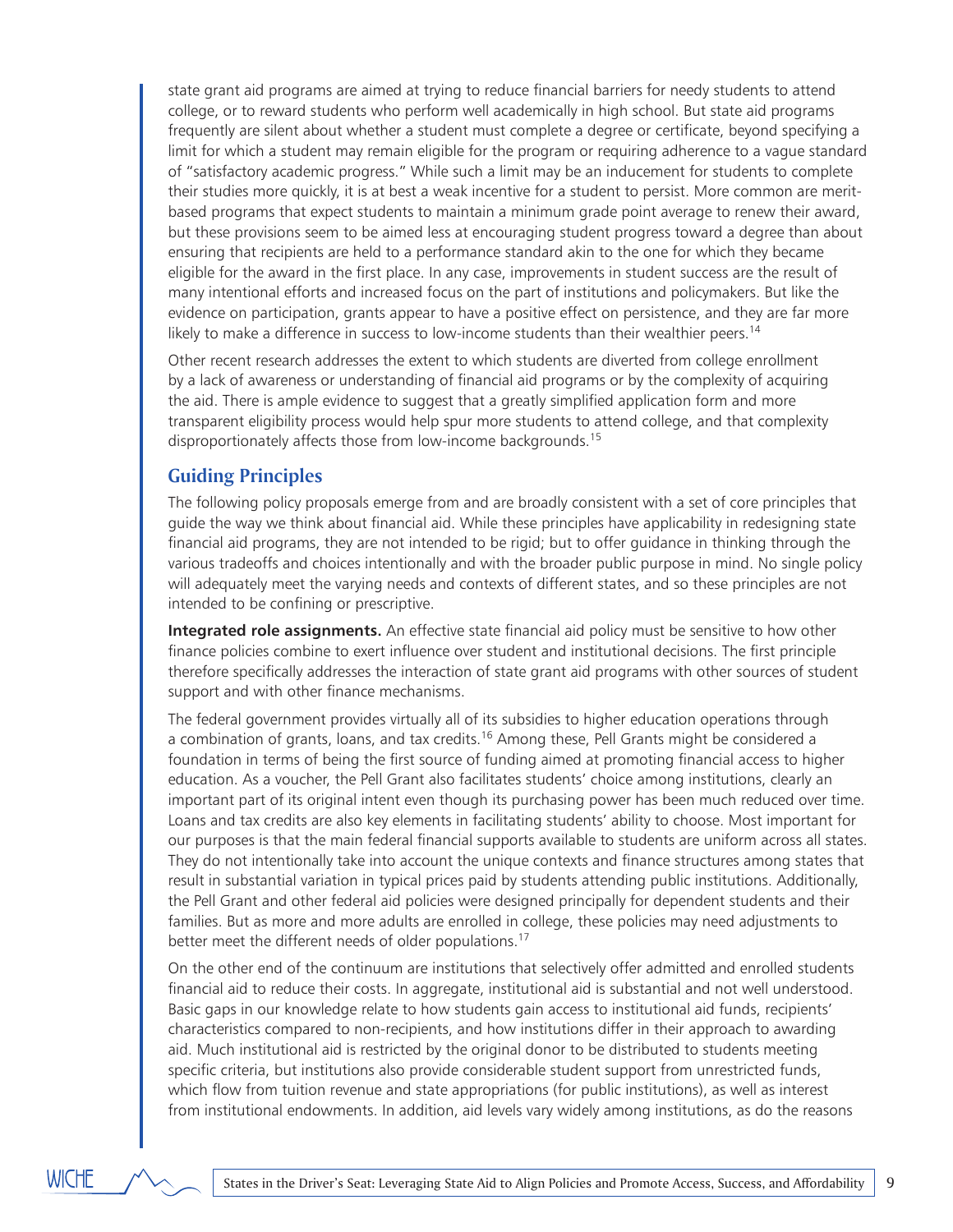state grant aid programs are aimed at trying to reduce financial barriers for needy students to attend college, or to reward students who perform well academically in high school. But state aid programs frequently are silent about whether a student must complete a degree or certificate, beyond specifying a limit for which a student may remain eligible for the program or requiring adherence to a vague standard of "satisfactory academic progress." While such a limit may be an inducement for students to complete their studies more quickly, it is at best a weak incentive for a student to persist. More common are merit-based programs that expect students to maintain a minimum grade point average to renew their award, but these provisions seem to be aimed less at encouraging student progress toward a degree than about ensuring that recipients are held to a performance standard akin to the one for which they became eligible for the award in the first place. In any case, improvements in student success are the result of many intentional efforts and increased focus on the part of institutions and policymakers. But like the evidence on participation, grants appear to have a positive effect on persistence, and they are far more likely to make a difference in success to low-income students than their wealthier peers.[14]

Other recent research addresses the extent to which students are diverted from college enrollment by a lack of awareness or understanding of financial aid programs or by the complexity of acquiring the aid. There is ample evidence to suggest that a greatly simplified application form and more transparent eligibility process would help spur more students to attend college, and that complexity disproportionately affects those from low-income backgrounds.[15]

## Guiding Principles

The following policy proposals emerge from and are broadly consistent with a set of core principles that guide the way we think about financial aid. While these principles have applicability in redesigning state financial aid programs, they are not intended to be rigid; but to offer guidance in thinking through the various tradeoffs and choices intentionally and with the broader public purpose in mind. No single policy will adequately meet the varying needs and contexts of different states, and so these principles are not intended to be confining or prescriptive.

**Integrated role assignments.** An effective state financial aid policy must be sensitive to how other finance policies combine to exert influence over student and institutional decisions. The first principle therefore specifically addresses the interaction of state grant aid programs with other sources of student support and with other finance mechanisms.

The federal government provides virtually all of its subsidies to higher education operations through a combination of grants, loans, and tax credits.[16] Among these, Pell Grants might be considered a foundation in terms of being the first source of funding aimed at promoting financial access to higher education. As a voucher, the Pell Grant also facilitates students' choice among institutions, clearly an important part of its original intent even though its purchasing power has been much reduced over time. Loans and tax credits are also key elements in facilitating students' ability to choose. Most important for our purposes is that the main federal financial supports available to students are uniform across all states. They do not intentionally take into account the unique contexts and finance structures among states that result in substantial variation in typical prices paid by students attending public institutions. Additionally, the Pell Grant and other federal aid policies were designed principally for dependent students and their families. But as more and more adults are enrolled in college, these policies may need adjustments to better meet the different needs of older populations.[17]

On the other end of the continuum are institutions that selectively offer admitted and enrolled students financial aid to reduce their costs. In aggregate, institutional aid is substantial and not well understood. Basic gaps in our knowledge relate to how students gain access to institutional aid funds, recipients' characteristics compared to non-recipients, and how institutions differ in their approach to awarding aid. Much institutional aid is restricted by the original donor to be distributed to students meeting specific criteria, but institutions also provide considerable student support from unrestricted funds, which flow from tuition revenue and state appropriations (for public institutions), as well as interest from institutional endowments. In addition, aid levels vary widely among institutions, as do the reasons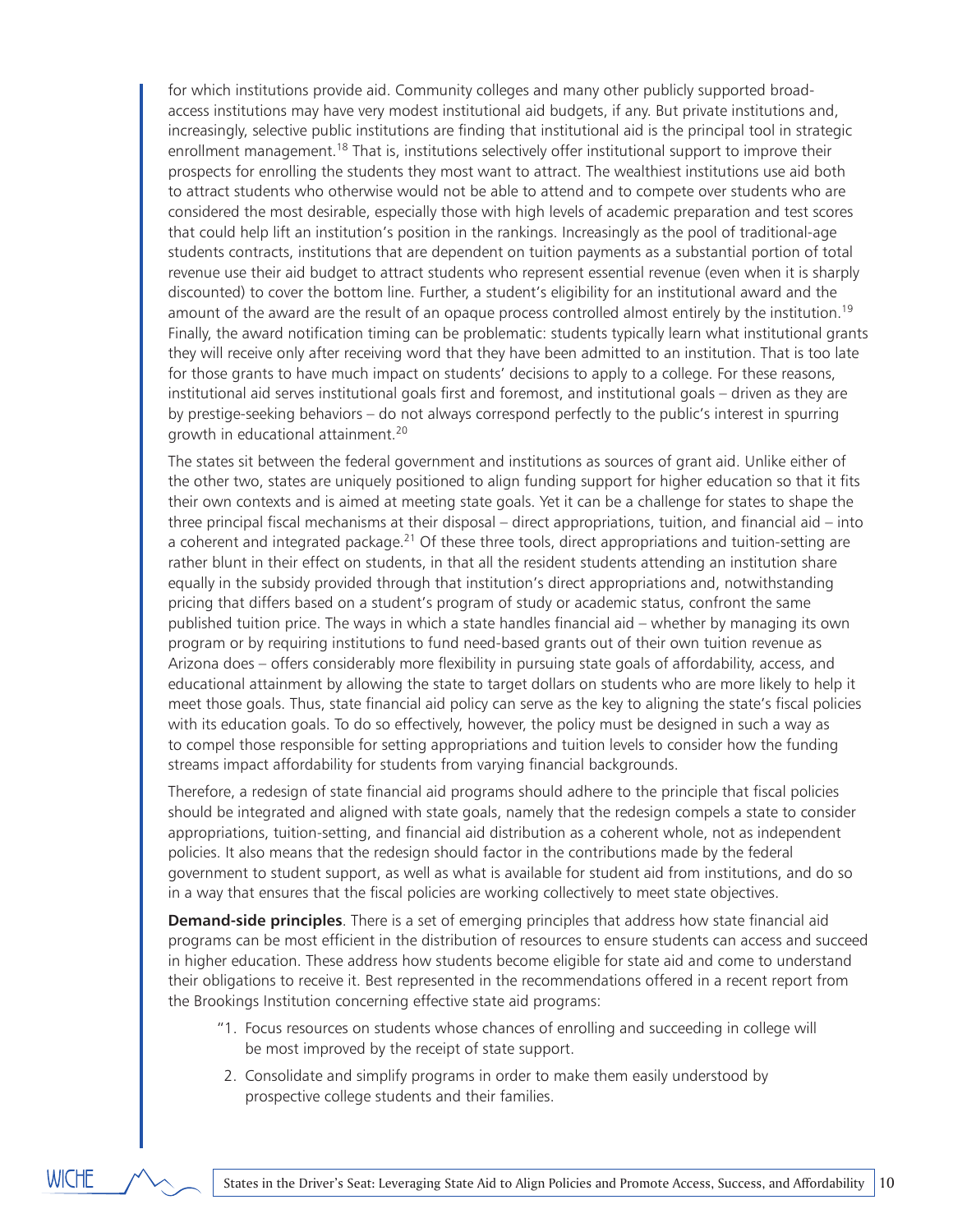for which institutions provide aid. Community colleges and many other publicly supported broad-access institutions may have very modest institutional aid budgets, if any. But private institutions and, increasingly, selective public institutions are finding that institutional aid is the principal tool in strategic enrollment management.[18] That is, institutions selectively offer institutional support to improve their prospects for enrolling the students they most want to attract. The wealthiest institutions use aid both to attract students who otherwise would not be able to attend and to compete over students who are considered the most desirable, especially those with high levels of academic preparation and test scores that could help lift an institution's position in the rankings. Increasingly as the pool of traditional-age students contracts, institutions that are dependent on tuition payments as a substantial portion of total revenue use their aid budget to attract students who represent essential revenue (even when it is sharply discounted) to cover the bottom line. Further, a student's eligibility for an institutional award and the amount of the award are the result of an opaque process controlled almost entirely by the institution.[19] Finally, the award notification timing can be problematic: students typically learn what institutional grants they will receive only after receiving word that they have been admitted to an institution. That is too late for those grants to have much impact on students' decisions to apply to a college. For these reasons, institutional aid serves institutional goals first and foremost, and institutional goals – driven as they are by prestige-seeking behaviors – do not always correspond perfectly to the public's interest in spurring growth in educational attainment.[20]

The states sit between the federal government and institutions as sources of grant aid. Unlike either of the other two, states are uniquely positioned to align funding support for higher education so that it fits their own contexts and is aimed at meeting state goals. Yet it can be a challenge for states to shape the three principal fiscal mechanisms at their disposal – direct appropriations, tuition, and financial aid – into a coherent and integrated package.[21] Of these three tools, direct appropriations and tuition-setting are rather blunt in their effect on students, in that all the resident students attending an institution share equally in the subsidy provided through that institution's direct appropriations and, notwithstanding pricing that differs based on a student's program of study or academic status, confront the same published tuition price. The ways in which a state handles financial aid – whether by managing its own program or by requiring institutions to fund need-based grants out of their own tuition revenue as Arizona does – offers considerably more flexibility in pursuing state goals of affordability, access, and educational attainment by allowing the state to target dollars on students who are more likely to help it meet those goals. Thus, state financial aid policy can serve as the key to aligning the state's fiscal policies with its education goals. To do so effectively, however, the policy must be designed in such a way as to compel those responsible for setting appropriations and tuition levels to consider how the funding streams impact affordability for students from varying financial backgrounds.

Therefore, a redesign of state financial aid programs should adhere to the principle that fiscal policies should be integrated and aligned with state goals, namely that the redesign compels a state to consider appropriations, tuition-setting, and financial aid distribution as a coherent whole, not as independent policies. It also means that the redesign should factor in the contributions made by the federal government to student support, as well as what is available for student aid from institutions, and do so in a way that ensures that the fiscal policies are working collectively to meet state objectives.

**Demand-side principles**. There is a set of emerging principles that address how state financial aid programs can be most efficient in the distribution of resources to ensure students can access and succeed in higher education. These address how students become eligible for state aid and come to understand their obligations to receive it. Best represented in the recommendations offered in a recent report from the Brookings Institution concerning effective state aid programs:

"1. Focus resources on students whose chances of enrolling and succeeding in college will be most improved by the receipt of state support.

2. Consolidate and simplify programs in order to make them easily understood by prospective college students and their families.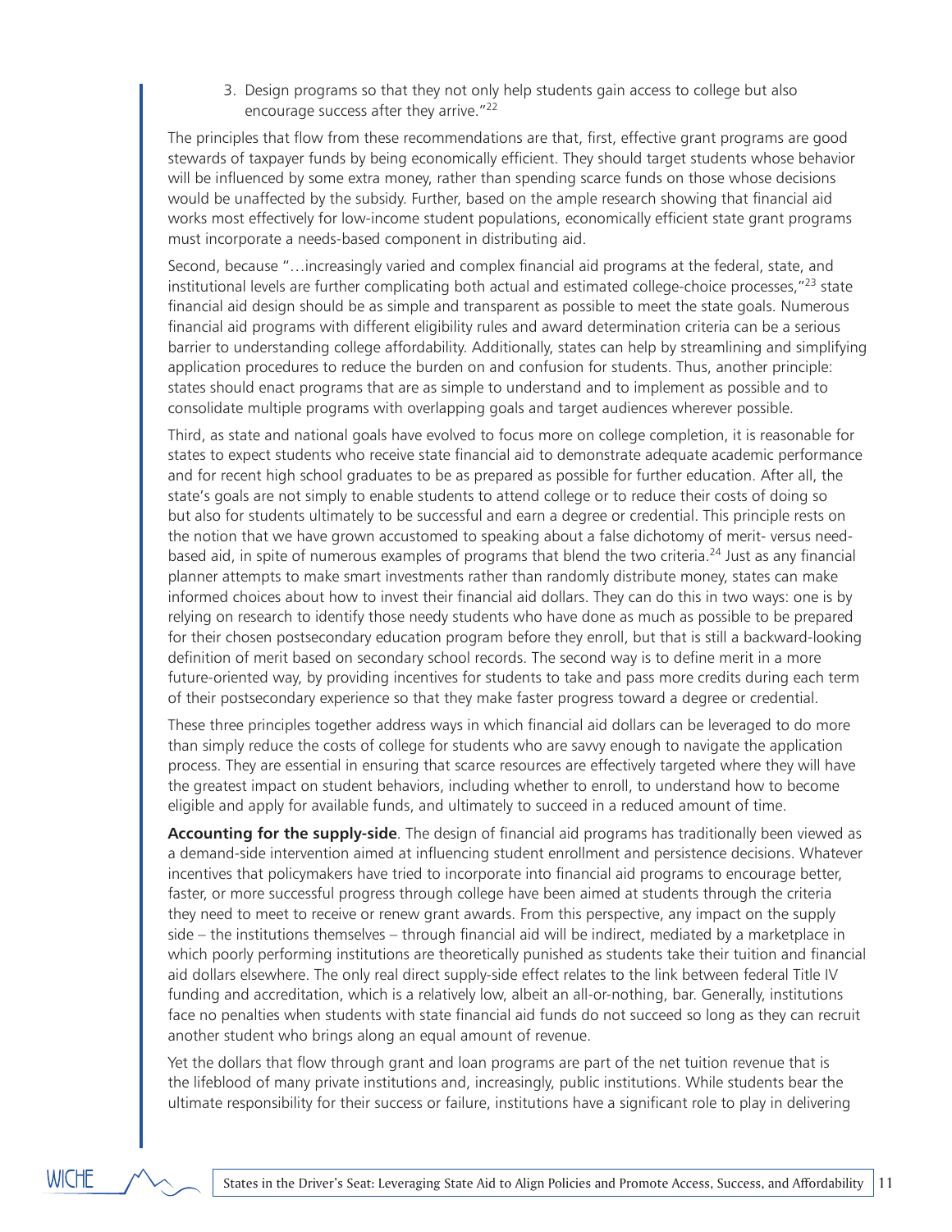3. Design programs so that they not only help students gain access to college but also encourage success after they arrive."[22]

The principles that flow from these recommendations are that, first, effective grant programs are good stewards of taxpayer funds by being economically efficient. They should target students whose behavior will be influenced by some extra money, rather than spending scarce funds on those whose decisions would be unaffected by the subsidy. Further, based on the ample research showing that financial aid works most effectively for low-income student populations, economically efficient state grant programs must incorporate a needs-based component in distributing aid.

Second, because "…increasingly varied and complex financial aid programs at the federal, state, and institutional levels are further complicating both actual and estimated college-choice processes,"[23] state financial aid design should be as simple and transparent as possible to meet the state goals. Numerous financial aid programs with different eligibility rules and award determination criteria can be a serious barrier to understanding college affordability. Additionally, states can help by streamlining and simplifying application procedures to reduce the burden on and confusion for students. Thus, another principle: states should enact programs that are as simple to understand and to implement as possible and to consolidate multiple programs with overlapping goals and target audiences wherever possible.

Third, as state and national goals have evolved to focus more on college completion, it is reasonable for states to expect students who receive state financial aid to demonstrate adequate academic performance and for recent high school graduates to be as prepared as possible for further education. After all, the state's goals are not simply to enable students to attend college or to reduce their costs of doing so but also for students ultimately to be successful and earn a degree or credential. This principle rests on the notion that we have grown accustomed to speaking about a false dichotomy of merit- versus need-based aid, in spite of numerous examples of programs that blend the two criteria.[24] Just as any financial planner attempts to make smart investments rather than randomly distribute money, states can make informed choices about how to invest their financial aid dollars. They can do this in two ways: one is by relying on research to identify those needy students who have done as much as possible to be prepared for their chosen postsecondary education program before they enroll, but that is still a backward-looking definition of merit based on secondary school records. The second way is to define merit in a more future-oriented way, by providing incentives for students to take and pass more credits during each term of their postsecondary experience so that they make faster progress toward a degree or credential.

These three principles together address ways in which financial aid dollars can be leveraged to do more than simply reduce the costs of college for students who are savvy enough to navigate the application process. They are essential in ensuring that scarce resources are effectively targeted where they will have the greatest impact on student behaviors, including whether to enroll, to understand how to become eligible and apply for available funds, and ultimately to succeed in a reduced amount of time.

**Accounting for the supply-side**. The design of financial aid programs has traditionally been viewed as a demand-side intervention aimed at influencing student enrollment and persistence decisions. Whatever incentives that policymakers have tried to incorporate into financial aid programs to encourage better, faster, or more successful progress through college have been aimed at students through the criteria they need to meet to receive or renew grant awards. From this perspective, any impact on the supply side – the institutions themselves – through financial aid will be indirect, mediated by a marketplace in which poorly performing institutions are theoretically punished as students take their tuition and financial aid dollars elsewhere. The only real direct supply-side effect relates to the link between federal Title IV funding and accreditation, which is a relatively low, albeit an all-or-nothing, bar. Generally, institutions face no penalties when students with state financial aid funds do not succeed so long as they can recruit another student who brings along an equal amount of revenue.

Yet the dollars that flow through grant and loan programs are part of the net tuition revenue that is the lifeblood of many private institutions and, increasingly, public institutions. While students bear the ultimate responsibility for their success or failure, institutions have a significant role to play in delivering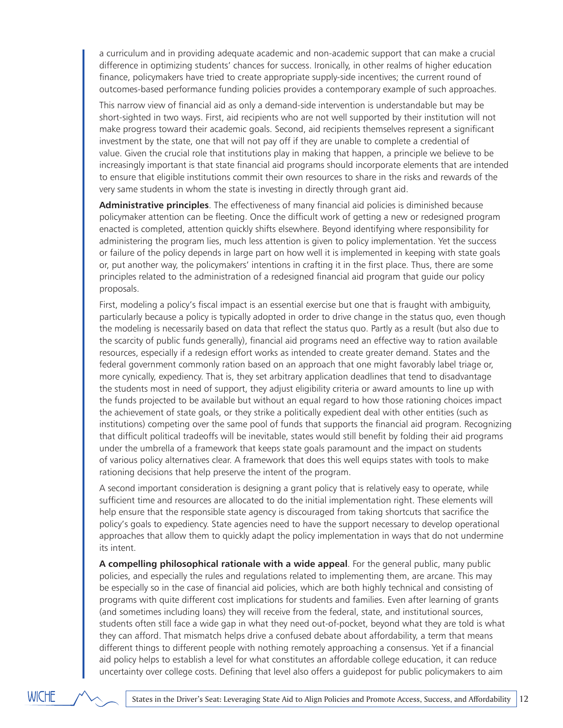a curriculum and in providing adequate academic and non-academic support that can make a crucial difference in optimizing students' chances for success. Ironically, in other realms of higher education finance, policymakers have tried to create appropriate supply-side incentives; the current round of outcomes-based performance funding policies provides a contemporary example of such approaches.

This narrow view of financial aid as only a demand-side intervention is understandable but may be short-sighted in two ways. First, aid recipients who are not well supported by their institution will not make progress toward their academic goals. Second, aid recipients themselves represent a significant investment by the state, one that will not pay off if they are unable to complete a credential of value. Given the crucial role that institutions play in making that happen, a principle we believe to be increasingly important is that state financial aid programs should incorporate elements that are intended to ensure that eligible institutions commit their own resources to share in the risks and rewards of the very same students in whom the state is investing in directly through grant aid.

**Administrative principles**. The effectiveness of many financial aid policies is diminished because policymaker attention can be fleeting. Once the difficult work of getting a new or redesigned program enacted is completed, attention quickly shifts elsewhere. Beyond identifying where responsibility for administering the program lies, much less attention is given to policy implementation. Yet the success or failure of the policy depends in large part on how well it is implemented in keeping with state goals or, put another way, the policymakers' intentions in crafting it in the first place. Thus, there are some principles related to the administration of a redesigned financial aid program that guide our policy proposals.

First, modeling a policy's fiscal impact is an essential exercise but one that is fraught with ambiguity, particularly because a policy is typically adopted in order to drive change in the status quo, even though the modeling is necessarily based on data that reflect the status quo. Partly as a result (but also due to the scarcity of public funds generally), financial aid programs need an effective way to ration available resources, especially if a redesign effort works as intended to create greater demand. States and the federal government commonly ration based on an approach that one might favorably label triage or, more cynically, expediency. That is, they set arbitrary application deadlines that tend to disadvantage the students most in need of support, they adjust eligibility criteria or award amounts to line up with the funds projected to be available but without an equal regard to how those rationing choices impact the achievement of state goals, or they strike a politically expedient deal with other entities (such as institutions) competing over the same pool of funds that supports the financial aid program. Recognizing that difficult political tradeoffs will be inevitable, states would still benefit by folding their aid programs under the umbrella of a framework that keeps state goals paramount and the impact on students of various policy alternatives clear. A framework that does this well equips states with tools to make rationing decisions that help preserve the intent of the program.

A second important consideration is designing a grant policy that is relatively easy to operate, while sufficient time and resources are allocated to do the initial implementation right. These elements will help ensure that the responsible state agency is discouraged from taking shortcuts that sacrifice the policy's goals to expediency. State agencies need to have the support necessary to develop operational approaches that allow them to quickly adapt the policy implementation in ways that do not undermine its intent.

**A compelling philosophical rationale with a wide appeal**. For the general public, many public policies, and especially the rules and regulations related to implementing them, are arcane. This may be especially so in the case of financial aid policies, which are both highly technical and consisting of programs with quite different cost implications for students and families. Even after learning of grants (and sometimes including loans) they will receive from the federal, state, and institutional sources, students often still face a wide gap in what they need out-of-pocket, beyond what they are told is what they can afford. That mismatch helps drive a confused debate about affordability, a term that means different things to different people with nothing remotely approaching a consensus. Yet if a financial aid policy helps to establish a level for what constitutes an affordable college education, it can reduce uncertainty over college costs. Defining that level also offers a guidepost for public policymakers to aim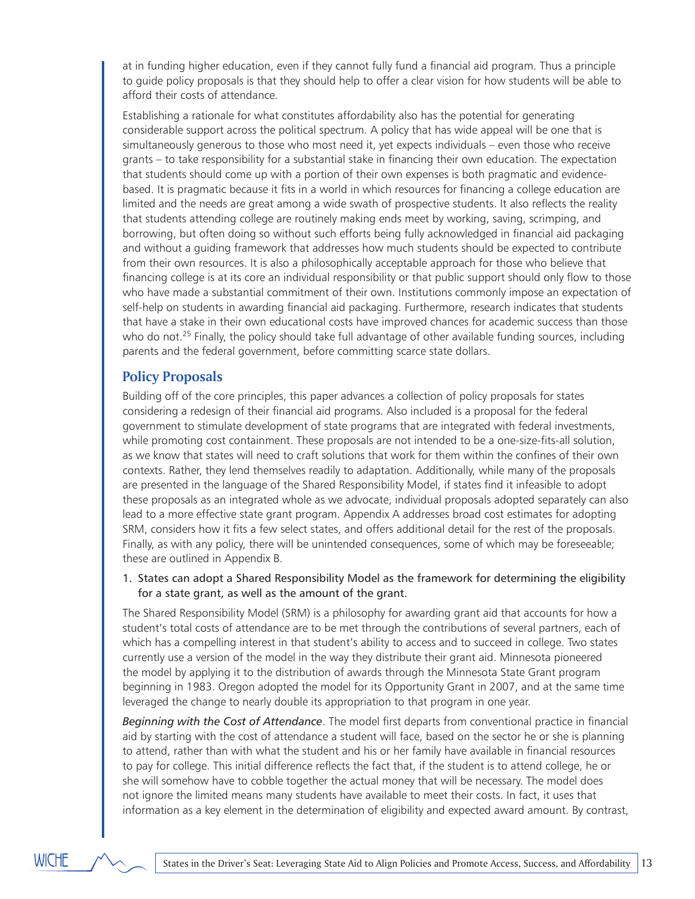at in funding higher education, even if they cannot fully fund a financial aid program. Thus a principle to guide policy proposals is that they should help to offer a clear vision for how students will be able to afford their costs of attendance.

Establishing a rationale for what constitutes affordability also has the potential for generating considerable support across the political spectrum. A policy that has wide appeal will be one that is simultaneously generous to those who most need it, yet expects individuals – even those who receive grants – to take responsibility for a substantial stake in financing their own education. The expectation that students should come up with a portion of their own expenses is both pragmatic and evidence-based. It is pragmatic because it fits in a world in which resources for financing a college education are limited and the needs are great among a wide swath of prospective students. It also reflects the reality that students attending college are routinely making ends meet by working, saving, scrimping, and borrowing, but often doing so without such efforts being fully acknowledged in financial aid packaging and without a guiding framework that addresses how much students should be expected to contribute from their own resources. It is also a philosophically acceptable approach for those who believe that financing college is at its core an individual responsibility or that public support should only flow to those who have made a substantial commitment of their own. Institutions commonly impose an expectation of self-help on students in awarding financial aid packaging. Furthermore, research indicates that students that have a stake in their own educational costs have improved chances for academic success than those who do not.[25] Finally, the policy should take full advantage of other available funding sources, including parents and the federal government, before committing scarce state dollars.

## Policy Proposals

Building off of the core principles, this paper advances a collection of policy proposals for states considering a redesign of their financial aid programs. Also included is a proposal for the federal government to stimulate development of state programs that are integrated with federal investments, while promoting cost containment. These proposals are not intended to be a one-size-fits-all solution, as we know that states will need to craft solutions that work for them within the confines of their own contexts. Rather, they lend themselves readily to adaptation. Additionally, while many of the proposals are presented in the language of the Shared Responsibility Model, if states find it infeasible to adopt these proposals as an integrated whole as we advocate, individual proposals adopted separately can also lead to a more effective state grant program. Appendix A addresses broad cost estimates for adopting SRM, considers how it fits a few select states, and offers additional detail for the rest of the proposals. Finally, as with any policy, there will be unintended consequences, some of which may be foreseeable; these are outlined in Appendix B.

1. States can adopt a Shared Responsibility Model as the framework for determining the eligibility for a state grant, as well as the amount of the grant.

The Shared Responsibility Model (SRM) is a philosophy for awarding grant aid that accounts for how a student's total costs of attendance are to be met through the contributions of several partners, each of which has a compelling interest in that student's ability to access and to succeed in college. Two states currently use a version of the model in the way they distribute their grant aid. Minnesota pioneered the model by applying it to the distribution of awards through the Minnesota State Grant program beginning in 1983. Oregon adopted the model for its Opportunity Grant in 2007, and at the same time leveraged the change to nearly double its appropriation to that program in one year.

*Beginning with the Cost of Attendance*. The model first departs from conventional practice in financial aid by starting with the cost of attendance a student will face, based on the sector he or she is planning to attend, rather than with what the student and his or her family have available in financial resources to pay for college. This initial difference reflects the fact that, if the student is to attend college, he or she will somehow have to cobble together the actual money that will be necessary. The model does not ignore the limited means many students have available to meet their costs. In fact, it uses that information as a key element in the determination of eligibility and expected award amount. By contrast,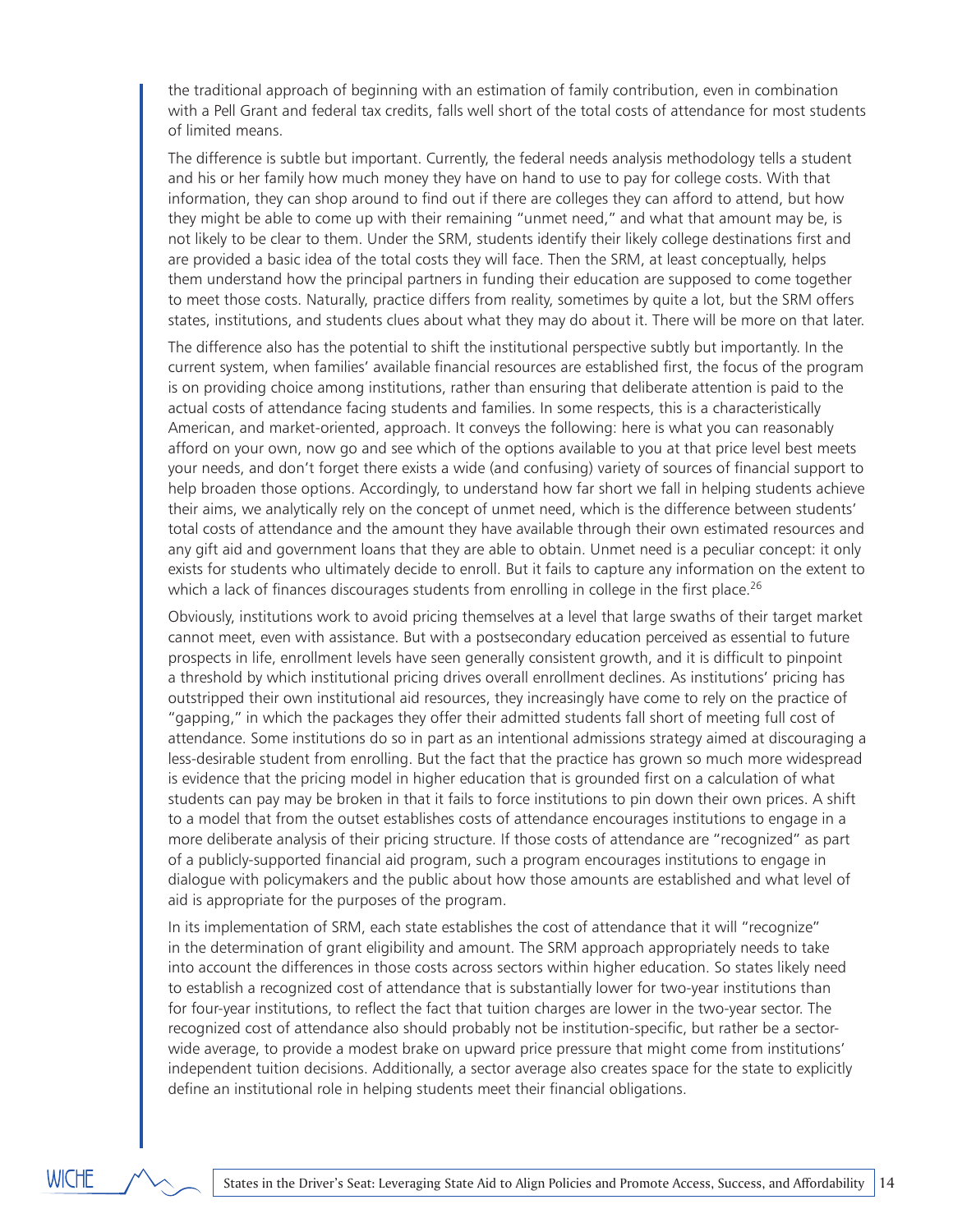the traditional approach of beginning with an estimation of family contribution, even in combination with a Pell Grant and federal tax credits, falls well short of the total costs of attendance for most students of limited means.

The difference is subtle but important. Currently, the federal needs analysis methodology tells a student and his or her family how much money they have on hand to use to pay for college costs. With that information, they can shop around to find out if there are colleges they can afford to attend, but how they might be able to come up with their remaining "unmet need," and what that amount may be, is not likely to be clear to them. Under the SRM, students identify their likely college destinations first and are provided a basic idea of the total costs they will face. Then the SRM, at least conceptually, helps them understand how the principal partners in funding their education are supposed to come together to meet those costs. Naturally, practice differs from reality, sometimes by quite a lot, but the SRM offers states, institutions, and students clues about what they may do about it. There will be more on that later.

The difference also has the potential to shift the institutional perspective subtly but importantly. In the current system, when families' available financial resources are established first, the focus of the program is on providing choice among institutions, rather than ensuring that deliberate attention is paid to the actual costs of attendance facing students and families. In some respects, this is a characteristically American, and market-oriented, approach. It conveys the following: here is what you can reasonably afford on your own, now go and see which of the options available to you at that price level best meets your needs, and don't forget there exists a wide (and confusing) variety of sources of financial support to help broaden those options. Accordingly, to understand how far short we fall in helping students achieve their aims, we analytically rely on the concept of unmet need, which is the difference between students' total costs of attendance and the amount they have available through their own estimated resources and any gift aid and government loans that they are able to obtain. Unmet need is a peculiar concept: it only exists for students who ultimately decide to enroll. But it fails to capture any information on the extent to which a lack of finances discourages students from enrolling in college in the first place.[26]

Obviously, institutions work to avoid pricing themselves at a level that large swaths of their target market cannot meet, even with assistance. But with a postsecondary education perceived as essential to future prospects in life, enrollment levels have seen generally consistent growth, and it is difficult to pinpoint a threshold by which institutional pricing drives overall enrollment declines. As institutions' pricing has outstripped their own institutional aid resources, they increasingly have come to rely on the practice of "gapping," in which the packages they offer their admitted students fall short of meeting full cost of attendance. Some institutions do so in part as an intentional admissions strategy aimed at discouraging a less-desirable student from enrolling. But the fact that the practice has grown so much more widespread is evidence that the pricing model in higher education that is grounded first on a calculation of what students can pay may be broken in that it fails to force institutions to pin down their own prices. A shift to a model that from the outset establishes costs of attendance encourages institutions to engage in a more deliberate analysis of their pricing structure. If those costs of attendance are "recognized" as part of a publicly-supported financial aid program, such a program encourages institutions to engage in dialogue with policymakers and the public about how those amounts are established and what level of aid is appropriate for the purposes of the program.

In its implementation of SRM, each state establishes the cost of attendance that it will "recognize" in the determination of grant eligibility and amount. The SRM approach appropriately needs to take into account the differences in those costs across sectors within higher education. So states likely need to establish a recognized cost of attendance that is substantially lower for two-year institutions than for four-year institutions, to reflect the fact that tuition charges are lower in the two-year sector. The recognized cost of attendance also should probably not be institution-specific, but rather be a sector-wide average, to provide a modest brake on upward price pressure that might come from institutions' independent tuition decisions. Additionally, a sector average also creates space for the state to explicitly define an institutional role in helping students meet their financial obligations.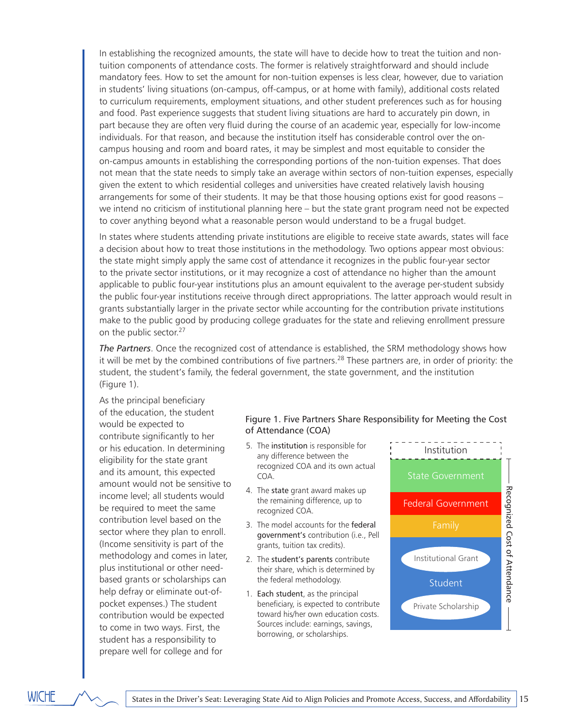In establishing the recognized amounts, the state will have to decide how to treat the tuition and non-tuition components of attendance costs. The former is relatively straightforward and should include mandatory fees. How to set the amount for non-tuition expenses is less clear, however, due to variation in students' living situations (on-campus, off-campus, or at home with family), additional costs related to curriculum requirements, employment situations, and other student preferences such as for housing and food. Past experience suggests that student living situations are hard to accurately pin down, in part because they are often very fluid during the course of an academic year, especially for low-income individuals. For that reason, and because the institution itself has considerable control over the on-campus housing and room and board rates, it may be simplest and most equitable to consider the on-campus amounts in establishing the corresponding portions of the non-tuition expenses. That does not mean that the state needs to simply take an average within sectors of non-tuition expenses, especially given the extent to which residential colleges and universities have created relatively lavish housing arrangements for some of their students. It may be that those housing options exist for good reasons – we intend no criticism of institutional planning here – but the state grant program need not be expected to cover anything beyond what a reasonable person would understand to be a frugal budget.

In states where students attending private institutions are eligible to receive state awards, states will face a decision about how to treat those institutions in the methodology. Two options appear most obvious: the state might simply apply the same cost of attendance it recognizes in the public four-year sector to the private sector institutions, or it may recognize a cost of attendance no higher than the amount applicable to public four-year institutions plus an amount equivalent to the average per-student subsidy the public four-year institutions receive through direct appropriations. The latter approach would result in grants substantially larger in the private sector while accounting for the contribution private institutions make to the public good by producing college graduates for the state and relieving enrollment pressure on the public sector.[27]

***The Partners***. Once the recognized cost of attendance is established, the SRM methodology shows how it will be met by the combined contributions of five partners.[28] These partners are, in order of priority: the student, the student's family, the federal government, the state government, and the institution (Figure 1).

As the principal beneficiary of the education, the student would be expected to contribute significantly to her or his education. In determining eligibility for the state grant and its amount, this expected amount would not be sensitive to income level; all students would be required to meet the same contribution level based on the sector where they plan to enroll. (Income sensitivity is part of the methodology and comes in later, plus institutional or other need-based grants or scholarships can help defray or eliminate out-of-pocket expenses.) The student contribution would be expected to come in two ways. First, the student has a responsibility to prepare well for college and for

Figure 1. Five Partners Share Responsibility for Meeting the Cost of Attendance (COA)

5. The **institution** is responsible for any difference between the recognized COA and its own actual COA.
4. The **state** grant award makes up the remaining difference, up to recognized COA.
3. The model accounts for the **federal government's** contribution (i.e., Pell grants, tuition tax credits).
2. The **student's parents** contribute their share, which is determined by the federal methodology.
1. **Each student**, as the principal beneficiary, is expected to contribute toward his/her own education costs. Sources include: earnings, savings, borrowing, or scholarships.

Institution | State Government | Federal Government | Family | Student (Institutional Grant, Private Scholarship) — Recognized Cost of Attendance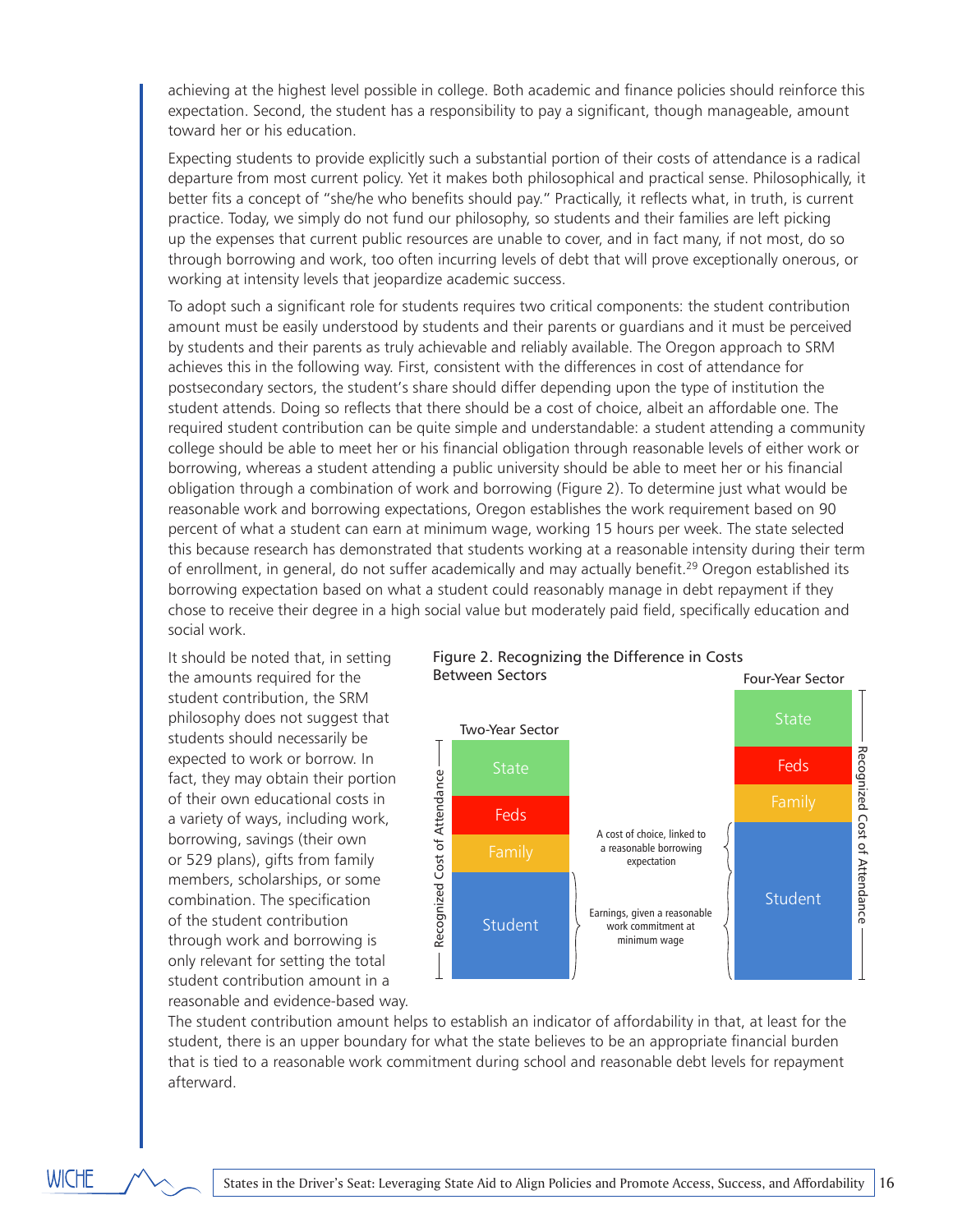achieving at the highest level possible in college. Both academic and finance policies should reinforce this expectation. Second, the student has a responsibility to pay a significant, though manageable, amount toward her or his education.

Expecting students to provide explicitly such a substantial portion of their costs of attendance is a radical departure from most current policy. Yet it makes both philosophical and practical sense. Philosophically, it better fits a concept of "she/he who benefits should pay." Practically, it reflects what, in truth, is current practice. Today, we simply do not fund our philosophy, so students and their families are left picking up the expenses that current public resources are unable to cover, and in fact many, if not most, do so through borrowing and work, too often incurring levels of debt that will prove exceptionally onerous, or working at intensity levels that jeopardize academic success.

To adopt such a significant role for students requires two critical components: the student contribution amount must be easily understood by students and their parents or guardians and it must be perceived by students and their parents as truly achievable and reliably available. The Oregon approach to SRM achieves this in the following way. First, consistent with the differences in cost of attendance for postsecondary sectors, the student's share should differ depending upon the type of institution the student attends. Doing so reflects that there should be a cost of choice, albeit an affordable one. The required student contribution can be quite simple and understandable: a student attending a community college should be able to meet her or his financial obligation through reasonable levels of either work or borrowing, whereas a student attending a public university should be able to meet her or his financial obligation through a combination of work and borrowing (Figure 2). To determine just what would be reasonable work and borrowing expectations, Oregon establishes the work requirement based on 90 percent of what a student can earn at minimum wage, working 15 hours per week. The state selected this because research has demonstrated that students working at a reasonable intensity during their term of enrollment, in general, do not suffer academically and may actually benefit.[29] Oregon established its borrowing expectation based on what a student could reasonably manage in debt repayment if they chose to receive their degree in a high social value but moderately paid field, specifically education and social work.

It should be noted that, in setting the amounts required for the student contribution, the SRM philosophy does not suggest that students should necessarily be expected to work or borrow. In fact, they may obtain their portion of their own educational costs in a variety of ways, including work, borrowing, savings (their own or 529 plans), gifts from family members, scholarships, or some combination. The specification of the student contribution through work and borrowing is only relevant for setting the total student contribution amount in a reasonable and evidence-based way.

Figure 2. Recognizing the Difference in Costs Between Sectors

The student contribution amount helps to establish an indicator of affordability in that, at least for the student, there is an upper boundary for what the state believes to be an appropriate financial burden that is tied to a reasonable work commitment during school and reasonable debt levels for repayment afterward.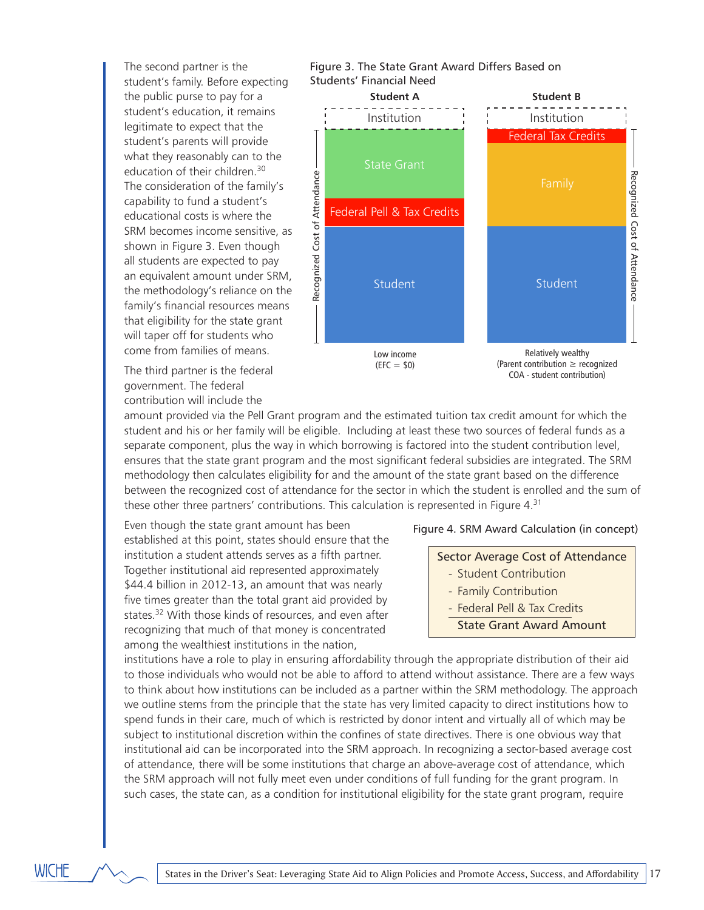The second partner is the student's family. Before expecting the public purse to pay for a student's education, it remains legitimate to expect that the student's parents will provide what they reasonably can to the education of their children.[30] The consideration of the family's capability to fund a student's educational costs is where the SRM becomes income sensitive, as shown in Figure 3. Even though all students are expected to pay an equivalent amount under SRM, the methodology's reliance on the family's financial resources means that eligibility for the state grant will taper off for students who come from families of means.

Figure 3. The State Grant Award Differs Based on Students' Financial Need

| | Student A | Student B |
|---|---|---|
| | Institution | Institution |
| | State Grant | Federal Tax Credits |
| | Federal Pell & Tax Credits | Family |
| | Student | Student |
| | Low income (EFC = $0) | Relatively wealthy (Parent contribution ≥ recognized COA - student contribution) |

Recognized Cost of Attendance

The third partner is the federal government. The federal contribution will include the amount provided via the Pell Grant program and the estimated tuition tax credit amount for which the student and his or her family will be eligible. Including at least these two sources of federal funds as a separate component, plus the way in which borrowing is factored into the student contribution level, ensures that the state grant program and the most significant federal subsidies are integrated. The SRM methodology then calculates eligibility for and the amount of the state grant based on the difference between the recognized cost of attendance for the sector in which the student is enrolled and the sum of these other three partners' contributions. This calculation is represented in Figure 4.[31]

Figure 4. SRM Award Calculation (in concept)

Sector Average Cost of Attendance
- Student Contribution
- Family Contribution
- Federal Pell & Tax Credits

**State Grant Award Amount**

Even though the state grant amount has been established at this point, states should ensure that the institution a student attends serves as a fifth partner. Together institutional aid represented approximately $44.4 billion in 2012-13, an amount that was nearly five times greater than the total grant aid provided by states.[32] With those kinds of resources, and even after recognizing that much of that money is concentrated among the wealthiest institutions in the nation, institutions have a role to play in ensuring affordability through the appropriate distribution of their aid to those individuals who would not be able to afford to attend without assistance. There are a few ways to think about how institutions can be included as a partner within the SRM methodology. The approach we outline stems from the principle that the state has very limited capacity to direct institutions how to spend funds in their care, much of which is restricted by donor intent and virtually all of which may be subject to institutional discretion within the confines of state directives. There is one obvious way that institutional aid can be incorporated into the SRM approach. In recognizing a sector-based average cost of attendance, there will be some institutions that charge an above-average cost of attendance, which the SRM approach will not fully meet even under conditions of full funding for the grant program. In such cases, the state can, as a condition for institutional eligibility for the state grant program, require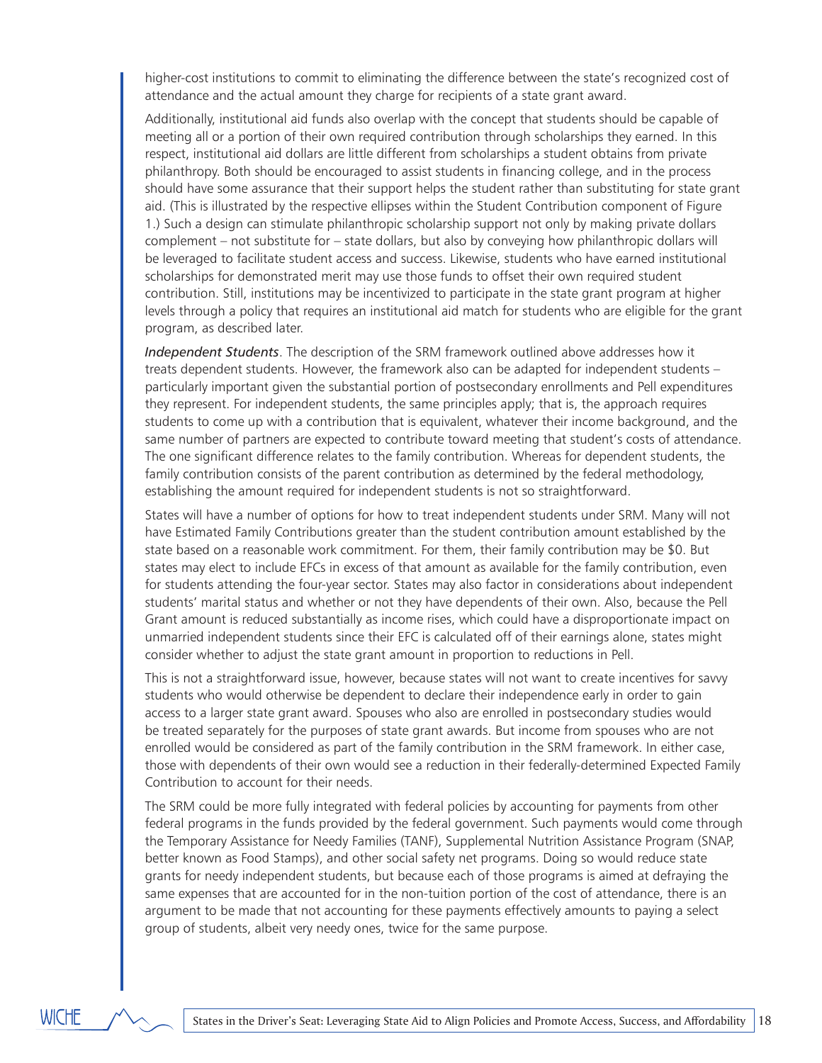higher-cost institutions to commit to eliminating the difference between the state's recognized cost of attendance and the actual amount they charge for recipients of a state grant award.

Additionally, institutional aid funds also overlap with the concept that students should be capable of meeting all or a portion of their own required contribution through scholarships they earned. In this respect, institutional aid dollars are little different from scholarships a student obtains from private philanthropy. Both should be encouraged to assist students in financing college, and in the process should have some assurance that their support helps the student rather than substituting for state grant aid. (This is illustrated by the respective ellipses within the Student Contribution component of Figure 1.) Such a design can stimulate philanthropic scholarship support not only by making private dollars complement – not substitute for – state dollars, but also by conveying how philanthropic dollars will be leveraged to facilitate student access and success. Likewise, students who have earned institutional scholarships for demonstrated merit may use those funds to offset their own required student contribution. Still, institutions may be incentivized to participate in the state grant program at higher levels through a policy that requires an institutional aid match for students who are eligible for the grant program, as described later.

*Independent Students*. The description of the SRM framework outlined above addresses how it treats dependent students. However, the framework also can be adapted for independent students – particularly important given the substantial portion of postsecondary enrollments and Pell expenditures they represent. For independent students, the same principles apply; that is, the approach requires students to come up with a contribution that is equivalent, whatever their income background, and the same number of partners are expected to contribute toward meeting that student's costs of attendance. The one significant difference relates to the family contribution. Whereas for dependent students, the family contribution consists of the parent contribution as determined by the federal methodology, establishing the amount required for independent students is not so straightforward.

States will have a number of options for how to treat independent students under SRM. Many will not have Estimated Family Contributions greater than the student contribution amount established by the state based on a reasonable work commitment. For them, their family contribution may be $0. But states may elect to include EFCs in excess of that amount as available for the family contribution, even for students attending the four-year sector. States may also factor in considerations about independent students' marital status and whether or not they have dependents of their own. Also, because the Pell Grant amount is reduced substantially as income rises, which could have a disproportionate impact on unmarried independent students since their EFC is calculated off of their earnings alone, states might consider whether to adjust the state grant amount in proportion to reductions in Pell.

This is not a straightforward issue, however, because states will not want to create incentives for savvy students who would otherwise be dependent to declare their independence early in order to gain access to a larger state grant award. Spouses who also are enrolled in postsecondary studies would be treated separately for the purposes of state grant awards. But income from spouses who are not enrolled would be considered as part of the family contribution in the SRM framework. In either case, those with dependents of their own would see a reduction in their federally-determined Expected Family Contribution to account for their needs.

The SRM could be more fully integrated with federal policies by accounting for payments from other federal programs in the funds provided by the federal government. Such payments would come through the Temporary Assistance for Needy Families (TANF), Supplemental Nutrition Assistance Program (SNAP, better known as Food Stamps), and other social safety net programs. Doing so would reduce state grants for needy independent students, but because each of those programs is aimed at defraying the same expenses that are accounted for in the non-tuition portion of the cost of attendance, there is an argument to be made that not accounting for these payments effectively amounts to paying a select group of students, albeit very needy ones, twice for the same purpose.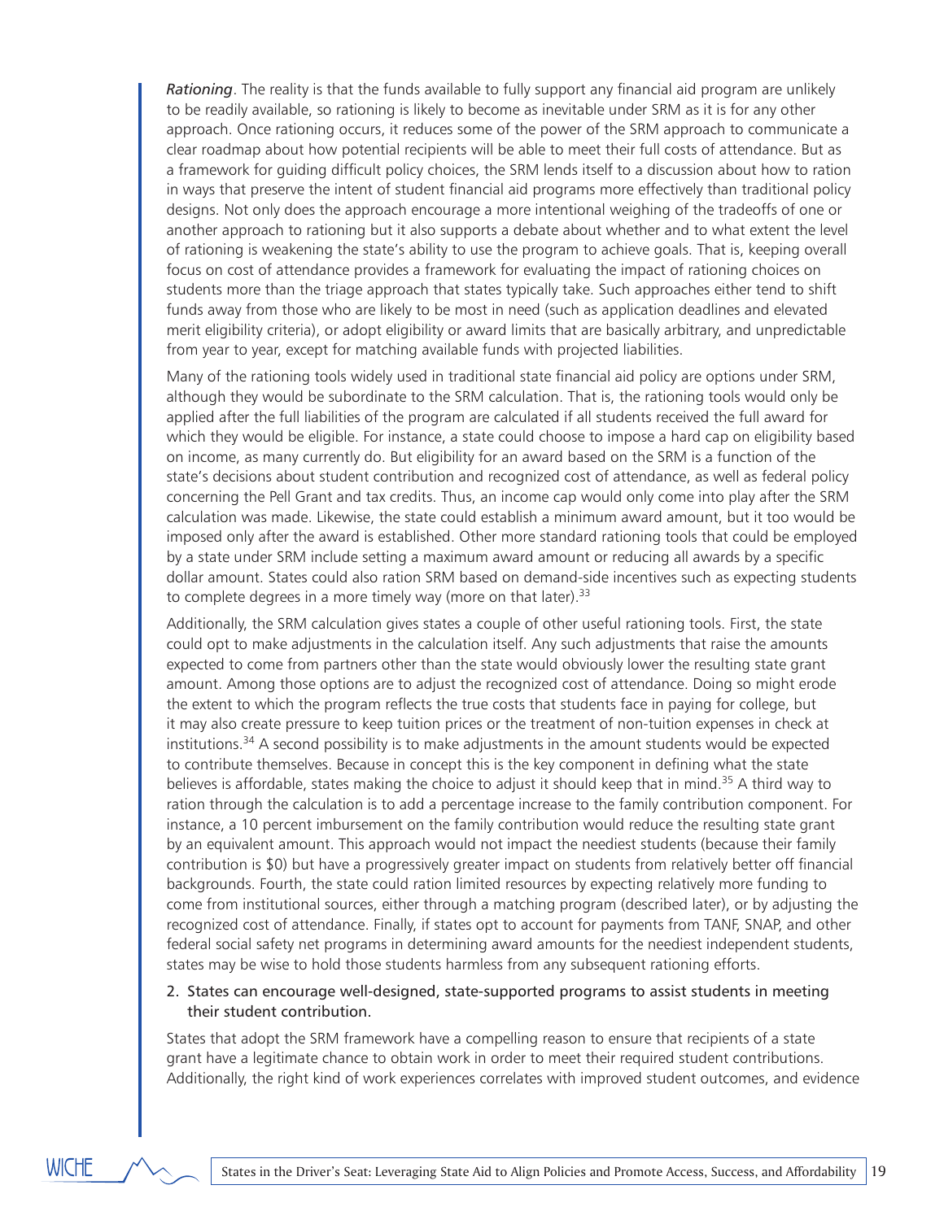*Rationing*. The reality is that the funds available to fully support any financial aid program are unlikely to be readily available, so rationing is likely to become as inevitable under SRM as it is for any other approach. Once rationing occurs, it reduces some of the power of the SRM approach to communicate a clear roadmap about how potential recipients will be able to meet their full costs of attendance. But as a framework for guiding difficult policy choices, the SRM lends itself to a discussion about how to ration in ways that preserve the intent of student financial aid programs more effectively than traditional policy designs. Not only does the approach encourage a more intentional weighing of the tradeoffs of one or another approach to rationing but it also supports a debate about whether and to what extent the level of rationing is weakening the state's ability to use the program to achieve goals. That is, keeping overall focus on cost of attendance provides a framework for evaluating the impact of rationing choices on students more than the triage approach that states typically take. Such approaches either tend to shift funds away from those who are likely to be most in need (such as application deadlines and elevated merit eligibility criteria), or adopt eligibility or award limits that are basically arbitrary, and unpredictable from year to year, except for matching available funds with projected liabilities.

Many of the rationing tools widely used in traditional state financial aid policy are options under SRM, although they would be subordinate to the SRM calculation. That is, the rationing tools would only be applied after the full liabilities of the program are calculated if all students received the full award for which they would be eligible. For instance, a state could choose to impose a hard cap on eligibility based on income, as many currently do. But eligibility for an award based on the SRM is a function of the state's decisions about student contribution and recognized cost of attendance, as well as federal policy concerning the Pell Grant and tax credits. Thus, an income cap would only come into play after the SRM calculation was made. Likewise, the state could establish a minimum award amount, but it too would be imposed only after the award is established. Other more standard rationing tools that could be employed by a state under SRM include setting a maximum award amount or reducing all awards by a specific dollar amount. States could also ration SRM based on demand-side incentives such as expecting students to complete degrees in a more timely way (more on that later).[33]

Additionally, the SRM calculation gives states a couple of other useful rationing tools. First, the state could opt to make adjustments in the calculation itself. Any such adjustments that raise the amounts expected to come from partners other than the state would obviously lower the resulting state grant amount. Among those options are to adjust the recognized cost of attendance. Doing so might erode the extent to which the program reflects the true costs that students face in paying for college, but it may also create pressure to keep tuition prices or the treatment of non-tuition expenses in check at institutions.[34] A second possibility is to make adjustments in the amount students would be expected to contribute themselves. Because in concept this is the key component in defining what the state believes is affordable, states making the choice to adjust it should keep that in mind.[35] A third way to ration through the calculation is to add a percentage increase to the family contribution component. For instance, a 10 percent imbursement on the family contribution would reduce the resulting state grant by an equivalent amount. This approach would not impact the neediest students (because their family contribution is $0) but have a progressively greater impact on students from relatively better off financial backgrounds. Fourth, the state could ration limited resources by expecting relatively more funding to come from institutional sources, either through a matching program (described later), or by adjusting the recognized cost of attendance. Finally, if states opt to account for payments from TANF, SNAP, and other federal social safety net programs in determining award amounts for the neediest independent students, states may be wise to hold those students harmless from any subsequent rationing efforts.

2. States can encourage well-designed, state-supported programs to assist students in meeting their student contribution.

States that adopt the SRM framework have a compelling reason to ensure that recipients of a state grant have a legitimate chance to obtain work in order to meet their required student contributions. Additionally, the right kind of work experiences correlates with improved student outcomes, and evidence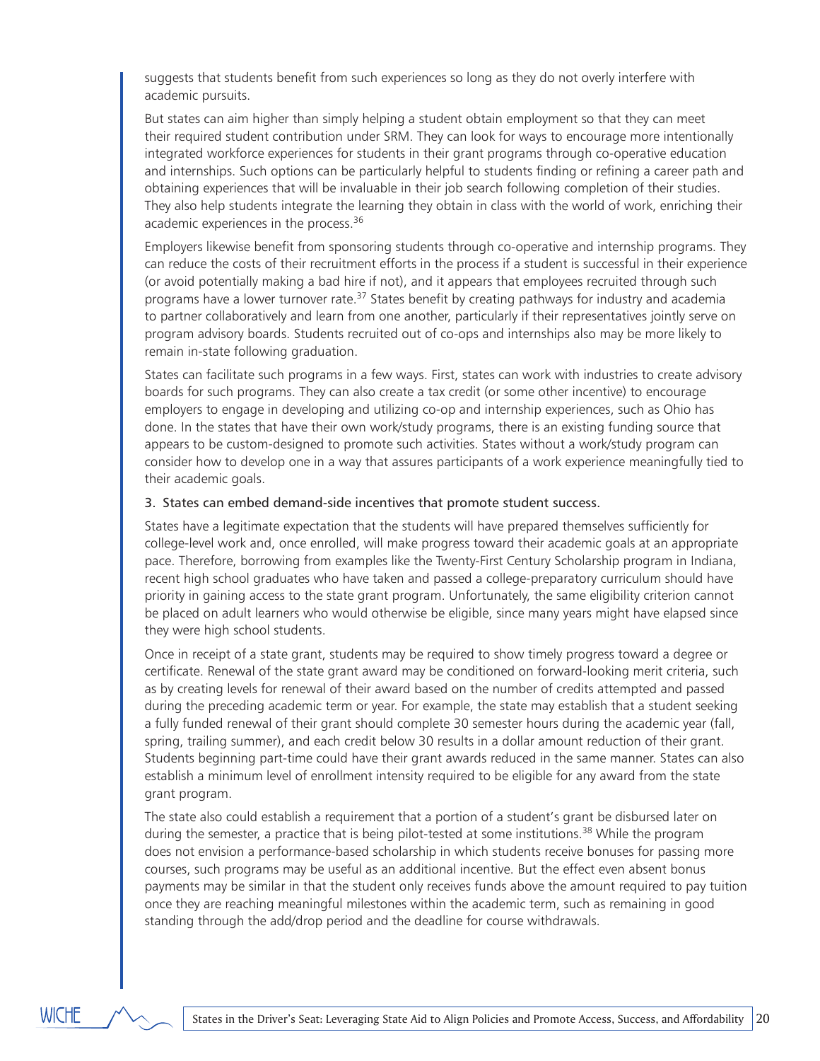suggests that students benefit from such experiences so long as they do not overly interfere with academic pursuits.

But states can aim higher than simply helping a student obtain employment so that they can meet their required student contribution under SRM. They can look for ways to encourage more intentionally integrated workforce experiences for students in their grant programs through co-operative education and internships. Such options can be particularly helpful to students finding or refining a career path and obtaining experiences that will be invaluable in their job search following completion of their studies. They also help students integrate the learning they obtain in class with the world of work, enriching their academic experiences in the process.[36]

Employers likewise benefit from sponsoring students through co-operative and internship programs. They can reduce the costs of their recruitment efforts in the process if a student is successful in their experience (or avoid potentially making a bad hire if not), and it appears that employees recruited through such programs have a lower turnover rate.[37] States benefit by creating pathways for industry and academia to partner collaboratively and learn from one another, particularly if their representatives jointly serve on program advisory boards. Students recruited out of co-ops and internships also may be more likely to remain in-state following graduation.

States can facilitate such programs in a few ways. First, states can work with industries to create advisory boards for such programs. They can also create a tax credit (or some other incentive) to encourage employers to engage in developing and utilizing co-op and internship experiences, such as Ohio has done. In the states that have their own work/study programs, there is an existing funding source that appears to be custom-designed to promote such activities. States without a work/study program can consider how to develop one in a way that assures participants of a work experience meaningfully tied to their academic goals.

3. States can embed demand-side incentives that promote student success.

States have a legitimate expectation that the students will have prepared themselves sufficiently for college-level work and, once enrolled, will make progress toward their academic goals at an appropriate pace. Therefore, borrowing from examples like the Twenty-First Century Scholarship program in Indiana, recent high school graduates who have taken and passed a college-preparatory curriculum should have priority in gaining access to the state grant program. Unfortunately, the same eligibility criterion cannot be placed on adult learners who would otherwise be eligible, since many years might have elapsed since they were high school students.

Once in receipt of a state grant, students may be required to show timely progress toward a degree or certificate. Renewal of the state grant award may be conditioned on forward-looking merit criteria, such as by creating levels for renewal of their award based on the number of credits attempted and passed during the preceding academic term or year. For example, the state may establish that a student seeking a fully funded renewal of their grant should complete 30 semester hours during the academic year (fall, spring, trailing summer), and each credit below 30 results in a dollar amount reduction of their grant. Students beginning part-time could have their grant awards reduced in the same manner. States can also establish a minimum level of enrollment intensity required to be eligible for any award from the state grant program.

The state also could establish a requirement that a portion of a student's grant be disbursed later on during the semester, a practice that is being pilot-tested at some institutions.[38] While the program does not envision a performance-based scholarship in which students receive bonuses for passing more courses, such programs may be useful as an additional incentive. But the effect even absent bonus payments may be similar in that the student only receives funds above the amount required to pay tuition once they are reaching meaningful milestones within the academic term, such as remaining in good standing through the add/drop period and the deadline for course withdrawals.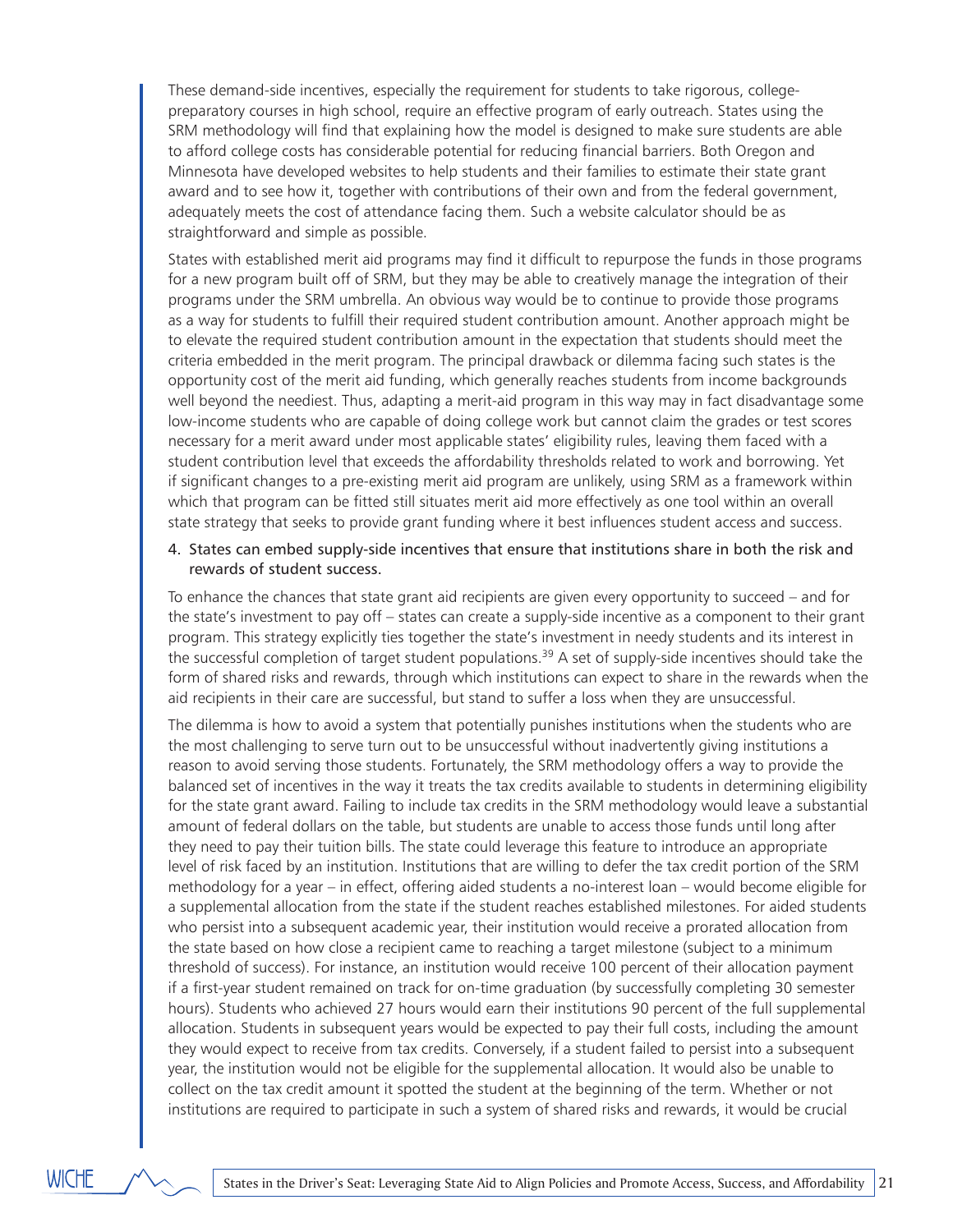These demand-side incentives, especially the requirement for students to take rigorous, college-preparatory courses in high school, require an effective program of early outreach. States using the SRM methodology will find that explaining how the model is designed to make sure students are able to afford college costs has considerable potential for reducing financial barriers. Both Oregon and Minnesota have developed websites to help students and their families to estimate their state grant award and to see how it, together with contributions of their own and from the federal government, adequately meets the cost of attendance facing them. Such a website calculator should be as straightforward and simple as possible.

States with established merit aid programs may find it difficult to repurpose the funds in those programs for a new program built off of SRM, but they may be able to creatively manage the integration of their programs under the SRM umbrella. An obvious way would be to continue to provide those programs as a way for students to fulfill their required student contribution amount. Another approach might be to elevate the required student contribution amount in the expectation that students should meet the criteria embedded in the merit program. The principal drawback or dilemma facing such states is the opportunity cost of the merit aid funding, which generally reaches students from income backgrounds well beyond the neediest. Thus, adapting a merit-aid program in this way may in fact disadvantage some low-income students who are capable of doing college work but cannot claim the grades or test scores necessary for a merit award under most applicable states' eligibility rules, leaving them faced with a student contribution level that exceeds the affordability thresholds related to work and borrowing. Yet if significant changes to a pre-existing merit aid program are unlikely, using SRM as a framework within which that program can be fitted still situates merit aid more effectively as one tool within an overall state strategy that seeks to provide grant funding where it best influences student access and success.

4. States can embed supply-side incentives that ensure that institutions share in both the risk and rewards of student success.

To enhance the chances that state grant aid recipients are given every opportunity to succeed – and for the state's investment to pay off – states can create a supply-side incentive as a component to their grant program. This strategy explicitly ties together the state's investment in needy students and its interest in the successful completion of target student populations.[39] A set of supply-side incentives should take the form of shared risks and rewards, through which institutions can expect to share in the rewards when the aid recipients in their care are successful, but stand to suffer a loss when they are unsuccessful.

The dilemma is how to avoid a system that potentially punishes institutions when the students who are the most challenging to serve turn out to be unsuccessful without inadvertently giving institutions a reason to avoid serving those students. Fortunately, the SRM methodology offers a way to provide the balanced set of incentives in the way it treats the tax credits available to students in determining eligibility for the state grant award. Failing to include tax credits in the SRM methodology would leave a substantial amount of federal dollars on the table, but students are unable to access those funds until long after they need to pay their tuition bills. The state could leverage this feature to introduce an appropriate level of risk faced by an institution. Institutions that are willing to defer the tax credit portion of the SRM methodology for a year – in effect, offering aided students a no-interest loan – would become eligible for a supplemental allocation from the state if the student reaches established milestones. For aided students who persist into a subsequent academic year, their institution would receive a prorated allocation from the state based on how close a recipient came to reaching a target milestone (subject to a minimum threshold of success). For instance, an institution would receive 100 percent of their allocation payment if a first-year student remained on track for on-time graduation (by successfully completing 30 semester hours). Students who achieved 27 hours would earn their institutions 90 percent of the full supplemental allocation. Students in subsequent years would be expected to pay their full costs, including the amount they would expect to receive from tax credits. Conversely, if a student failed to persist into a subsequent year, the institution would not be eligible for the supplemental allocation. It would also be unable to collect on the tax credit amount it spotted the student at the beginning of the term. Whether or not institutions are required to participate in such a system of shared risks and rewards, it would be crucial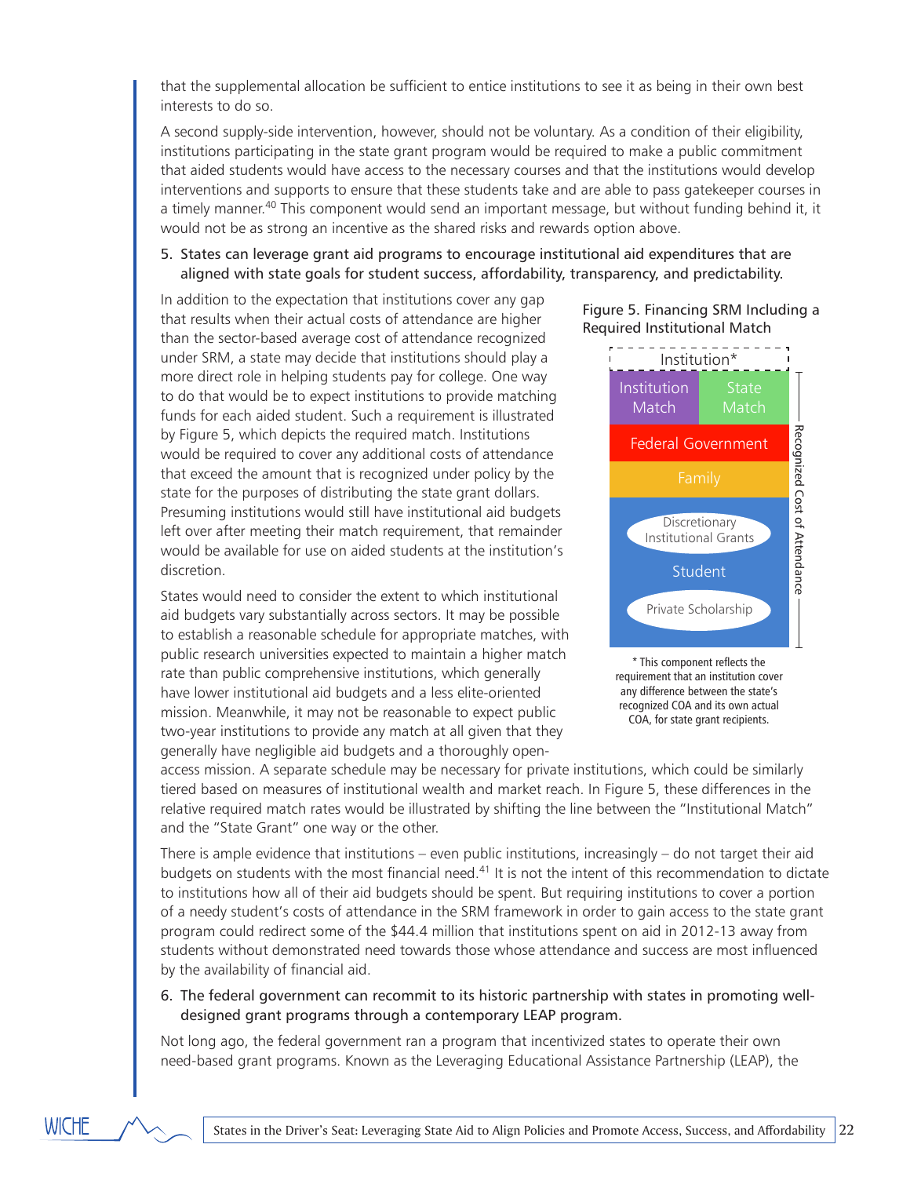that the supplemental allocation be sufficient to entice institutions to see it as being in their own best interests to do so.

A second supply-side intervention, however, should not be voluntary. As a condition of their eligibility, institutions participating in the state grant program would be required to make a public commitment that aided students would have access to the necessary courses and that the institutions would develop interventions and supports to ensure that these students take and are able to pass gatekeeper courses in a timely manner.[40] This component would send an important message, but without funding behind it, it would not be as strong an incentive as the shared risks and rewards option above.

5. States can leverage grant aid programs to encourage institutional aid expenditures that are aligned with state goals for student success, affordability, transparency, and predictability.

In addition to the expectation that institutions cover any gap that results when their actual costs of attendance are higher than the sector-based average cost of attendance recognized under SRM, a state may decide that institutions should play a more direct role in helping students pay for college. One way to do that would be to expect institutions to provide matching funds for each aided student. Such a requirement is illustrated by Figure 5, which depicts the required match. Institutions would be required to cover any additional costs of attendance that exceed the amount that is recognized under policy by the state for the purposes of distributing the state grant dollars. Presuming institutions would still have institutional aid budgets left over after meeting their match requirement, that remainder would be available for use on aided students at the institution's discretion.

Figure 5. Financing SRM Including a Required Institutional Match

Institution*

Institution Match | State Match

Federal Government

Family

Discretionary Institutional Grants

Student

Private Scholarship

Recognized Cost of Attendance

\* This component reflects the requirement that an institution cover any difference between the state's recognized COA and its own actual COA, for state grant recipients.

States would need to consider the extent to which institutional aid budgets vary substantially across sectors. It may be possible to establish a reasonable schedule for appropriate matches, with public research universities expected to maintain a higher match rate than public comprehensive institutions, which generally have lower institutional aid budgets and a less elite-oriented mission. Meanwhile, it may not be reasonable to expect public two-year institutions to provide any match at all given that they generally have negligible aid budgets and a thoroughly open-access mission. A separate schedule may be necessary for private institutions, which could be similarly tiered based on measures of institutional wealth and market reach. In Figure 5, these differences in the relative required match rates would be illustrated by shifting the line between the "Institutional Match" and the "State Grant" one way or the other.

There is ample evidence that institutions – even public institutions, increasingly – do not target their aid budgets on students with the most financial need.[41] It is not the intent of this recommendation to dictate to institutions how all of their aid budgets should be spent. But requiring institutions to cover a portion of a needy student's costs of attendance in the SRM framework in order to gain access to the state grant program could redirect some of the $44.4 million that institutions spent on aid in 2012-13 away from students without demonstrated need towards those whose attendance and success are most influenced by the availability of financial aid.

6. The federal government can recommit to its historic partnership with states in promoting well-designed grant programs through a contemporary LEAP program.

Not long ago, the federal government ran a program that incentivized states to operate their own need-based grant programs. Known as the Leveraging Educational Assistance Partnership (LEAP), the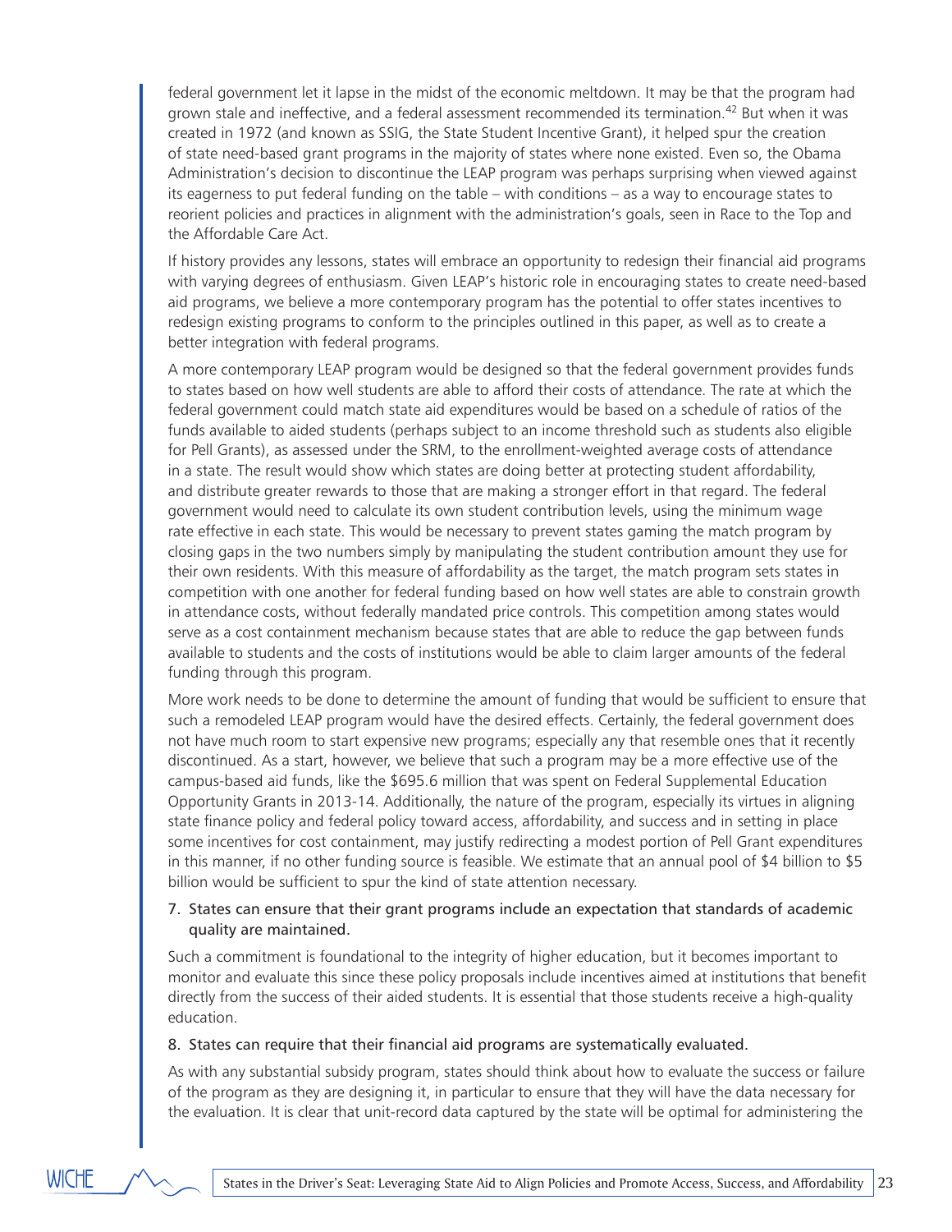federal government let it lapse in the midst of the economic meltdown. It may be that the program had grown stale and ineffective, and a federal assessment recommended its termination.[42] But when it was created in 1972 (and known as SSIG, the State Student Incentive Grant), it helped spur the creation of state need-based grant programs in the majority of states where none existed. Even so, the Obama Administration's decision to discontinue the LEAP program was perhaps surprising when viewed against its eagerness to put federal funding on the table – with conditions – as a way to encourage states to reorient policies and practices in alignment with the administration's goals, seen in Race to the Top and the Affordable Care Act.

If history provides any lessons, states will embrace an opportunity to redesign their financial aid programs with varying degrees of enthusiasm. Given LEAP's historic role in encouraging states to create need-based aid programs, we believe a more contemporary program has the potential to offer states incentives to redesign existing programs to conform to the principles outlined in this paper, as well as to create a better integration with federal programs.

A more contemporary LEAP program would be designed so that the federal government provides funds to states based on how well students are able to afford their costs of attendance. The rate at which the federal government could match state aid expenditures would be based on a schedule of ratios of the funds available to aided students (perhaps subject to an income threshold such as students also eligible for Pell Grants), as assessed under the SRM, to the enrollment-weighted average costs of attendance in a state. The result would show which states are doing better at protecting student affordability, and distribute greater rewards to those that are making a stronger effort in that regard. The federal government would need to calculate its own student contribution levels, using the minimum wage rate effective in each state. This would be necessary to prevent states gaming the match program by closing gaps in the two numbers simply by manipulating the student contribution amount they use for their own residents. With this measure of affordability as the target, the match program sets states in competition with one another for federal funding based on how well states are able to constrain growth in attendance costs, without federally mandated price controls. This competition among states would serve as a cost containment mechanism because states that are able to reduce the gap between funds available to students and the costs of institutions would be able to claim larger amounts of the federal funding through this program.

More work needs to be done to determine the amount of funding that would be sufficient to ensure that such a remodeled LEAP program would have the desired effects. Certainly, the federal government does not have much room to start expensive new programs; especially any that resemble ones that it recently discontinued. As a start, however, we believe that such a program may be a more effective use of the campus-based aid funds, like the $695.6 million that was spent on Federal Supplemental Education Opportunity Grants in 2013-14. Additionally, the nature of the program, especially its virtues in aligning state finance policy and federal policy toward access, affordability, and success and in setting in place some incentives for cost containment, may justify redirecting a modest portion of Pell Grant expenditures in this manner, if no other funding source is feasible. We estimate that an annual pool of $4 billion to $5 billion would be sufficient to spur the kind of state attention necessary.

7. States can ensure that their grant programs include an expectation that standards of academic quality are maintained.

Such a commitment is foundational to the integrity of higher education, but it becomes important to monitor and evaluate this since these policy proposals include incentives aimed at institutions that benefit directly from the success of their aided students. It is essential that those students receive a high-quality education.

8. States can require that their financial aid programs are systematically evaluated.

As with any substantial subsidy program, states should think about how to evaluate the success or failure of the program as they are designing it, in particular to ensure that they will have the data necessary for the evaluation. It is clear that unit-record data captured by the state will be optimal for administering the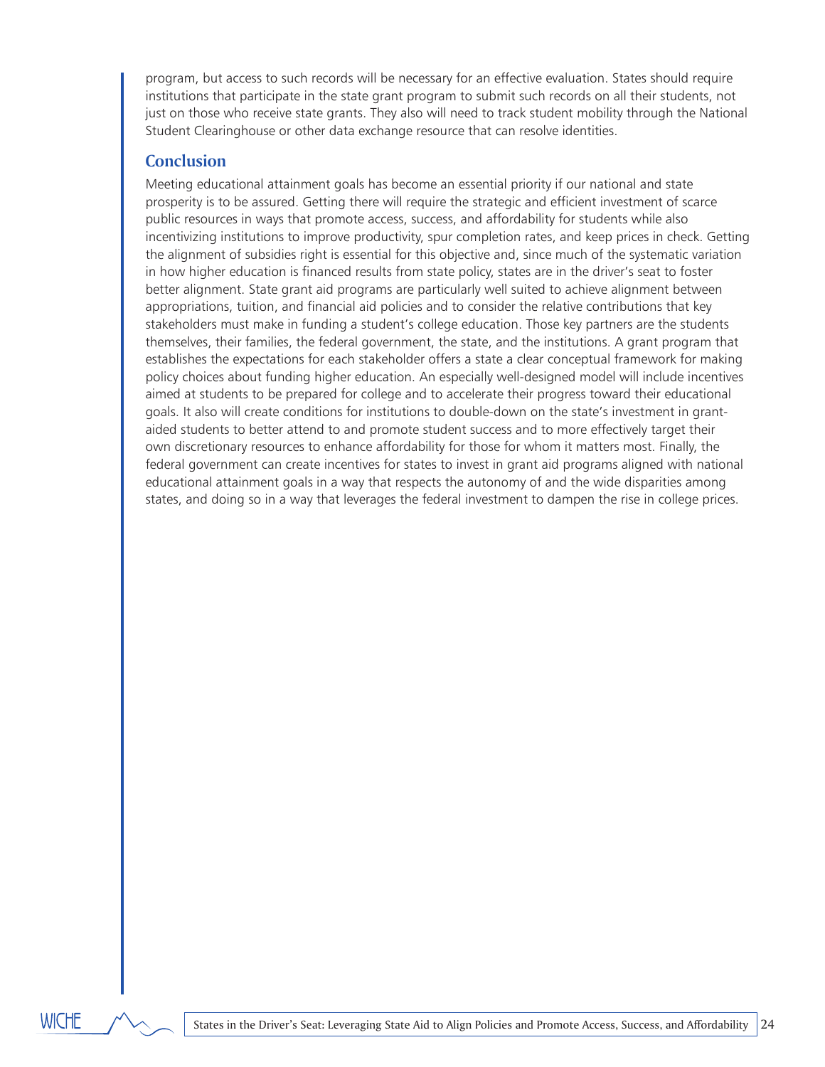program, but access to such records will be necessary for an effective evaluation. States should require institutions that participate in the state grant program to submit such records on all their students, not just on those who receive state grants. They also will need to track student mobility through the National Student Clearinghouse or other data exchange resource that can resolve identities.

## Conclusion

Meeting educational attainment goals has become an essential priority if our national and state prosperity is to be assured. Getting there will require the strategic and efficient investment of scarce public resources in ways that promote access, success, and affordability for students while also incentivizing institutions to improve productivity, spur completion rates, and keep prices in check. Getting the alignment of subsidies right is essential for this objective and, since much of the systematic variation in how higher education is financed results from state policy, states are in the driver's seat to foster better alignment. State grant aid programs are particularly well suited to achieve alignment between appropriations, tuition, and financial aid policies and to consider the relative contributions that key stakeholders must make in funding a student's college education. Those key partners are the students themselves, their families, the federal government, the state, and the institutions. A grant program that establishes the expectations for each stakeholder offers a state a clear conceptual framework for making policy choices about funding higher education. An especially well-designed model will include incentives aimed at students to be prepared for college and to accelerate their progress toward their educational goals. It also will create conditions for institutions to double-down on the state's investment in grant-aided students to better attend to and promote student success and to more effectively target their own discretionary resources to enhance affordability for those for whom it matters most. Finally, the federal government can create incentives for states to invest in grant aid programs aligned with national educational attainment goals in a way that respects the autonomy of and the wide disparities among states, and doing so in a way that leverages the federal investment to dampen the rise in college prices.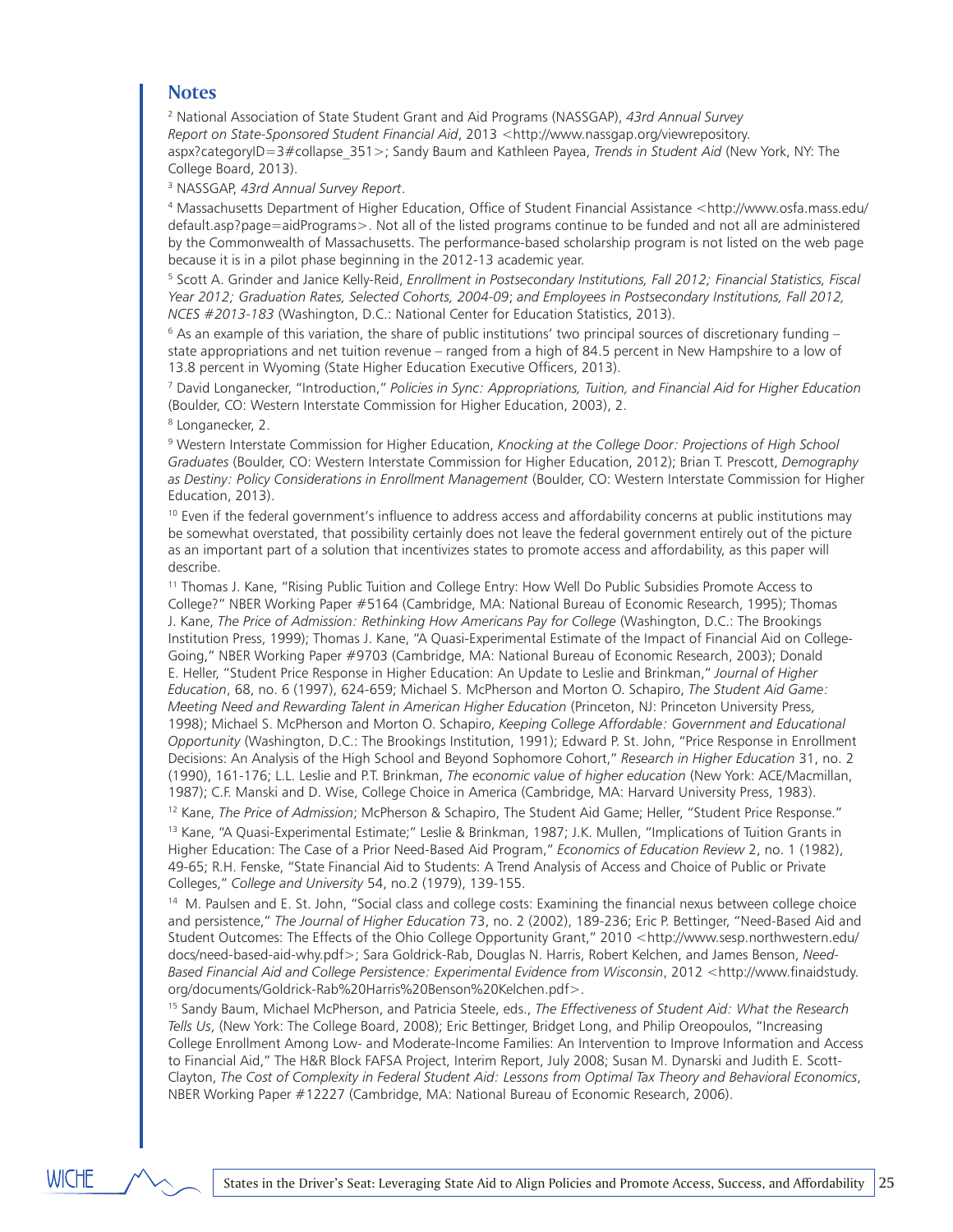## Notes

[2] National Association of State Student Grant and Aid Programs (NASSGAP), *43rd Annual Survey Report on State-Sponsored Student Financial Aid*, 2013 <http://www.nassgap.org/viewrepository.aspx?categoryID=3#collapse_351>; Sandy Baum and Kathleen Payea, *Trends in Student Aid* (New York, NY: The College Board, 2013).

[3] NASSGAP, *43rd Annual Survey Report*.

[4] Massachusetts Department of Higher Education, Office of Student Financial Assistance <http://www.osfa.mass.edu/default.asp?page=aidPrograms>. Not all of the listed programs continue to be funded and not all are administered by the Commonwealth of Massachusetts. The performance-based scholarship program is not listed on the web page because it is in a pilot phase beginning in the 2012-13 academic year.

[5] Scott A. Grinder and Janice Kelly-Reid, *Enrollment in Postsecondary Institutions, Fall 2012; Financial Statistics, Fiscal Year 2012; Graduation Rates, Selected Cohorts, 2004-09*; *and Employees in Postsecondary Institutions, Fall 2012, NCES #2013-183* (Washington, D.C.: National Center for Education Statistics, 2013).

[6] As an example of this variation, the share of public institutions' two principal sources of discretionary funding – state appropriations and net tuition revenue – ranged from a high of 84.5 percent in New Hampshire to a low of 13.8 percent in Wyoming (State Higher Education Executive Officers, 2013).

[7] David Longanecker, "Introduction," *Policies in Sync: Appropriations, Tuition, and Financial Aid for Higher Education* (Boulder, CO: Western Interstate Commission for Higher Education, 2003), 2.

[8] Longanecker, 2.

[9] Western Interstate Commission for Higher Education, *Knocking at the College Door: Projections of High School Graduates* (Boulder, CO: Western Interstate Commission for Higher Education, 2012); Brian T. Prescott, *Demography as Destiny: Policy Considerations in Enrollment Management* (Boulder, CO: Western Interstate Commission for Higher Education, 2013).

[10] Even if the federal government's influence to address access and affordability concerns at public institutions may be somewhat overstated, that possibility certainly does not leave the federal government entirely out of the picture as an important part of a solution that incentivizes states to promote access and affordability, as this paper will describe.

[11] Thomas J. Kane, "Rising Public Tuition and College Entry: How Well Do Public Subsidies Promote Access to College?" NBER Working Paper #5164 (Cambridge, MA: National Bureau of Economic Research, 1995); Thomas J. Kane, *The Price of Admission: Rethinking How Americans Pay for College* (Washington, D.C.: The Brookings Institution Press, 1999); Thomas J. Kane, "A Quasi-Experimental Estimate of the Impact of Financial Aid on College-Going," NBER Working Paper #9703 (Cambridge, MA: National Bureau of Economic Research, 2003); Donald E. Heller, "Student Price Response in Higher Education: An Update to Leslie and Brinkman," *Journal of Higher Education*, 68, no. 6 (1997), 624-659; Michael S. McPherson and Morton O. Schapiro, *The Student Aid Game: Meeting Need and Rewarding Talent in American Higher Education* (Princeton, NJ: Princeton University Press, 1998); Michael S. McPherson and Morton O. Schapiro, *Keeping College Affordable: Government and Educational Opportunity* (Washington, D.C.: The Brookings Institution, 1991); Edward P. St. John, "Price Response in Enrollment Decisions: An Analysis of the High School and Beyond Sophomore Cohort," *Research in Higher Education* 31, no. 2 (1990), 161-176; L.L. Leslie and P.T. Brinkman, *The economic value of higher education* (New York: ACE/Macmillan, 1987); C.F. Manski and D. Wise, College Choice in America (Cambridge, MA: Harvard University Press, 1983).

[12] Kane, *The Price of Admission*; McPherson & Schapiro, The Student Aid Game; Heller, "Student Price Response."

[13] Kane, "A Quasi-Experimental Estimate;" Leslie & Brinkman, 1987; J.K. Mullen, "Implications of Tuition Grants in Higher Education: The Case of a Prior Need-Based Aid Program," *Economics of Education Review* 2, no. 1 (1982), 49-65; R.H. Fenske, "State Financial Aid to Students: A Trend Analysis of Access and Choice of Public or Private Colleges," *College and University* 54, no.2 (1979), 139-155.

[14] M. Paulsen and E. St. John, "Social class and college costs: Examining the financial nexus between college choice and persistence," *The Journal of Higher Education* 73, no. 2 (2002), 189-236; Eric P. Bettinger, "Need-Based Aid and Student Outcomes: The Effects of the Ohio College Opportunity Grant," 2010 <http://www.sesp.northwestern.edu/docs/need-based-aid-why.pdf>; Sara Goldrick-Rab, Douglas N. Harris, Robert Kelchen, and James Benson, *Need-Based Financial Aid and College Persistence: Experimental Evidence from Wisconsin*, 2012 <http://www.finaidstudy.org/documents/Goldrick-Rab%20Harris%20Benson%20Kelchen.pdf>.

[15] Sandy Baum, Michael McPherson, and Patricia Steele, eds., *The Effectiveness of Student Aid: What the Research Tells Us*, (New York: The College Board, 2008); Eric Bettinger, Bridget Long, and Philip Oreopoulos, "Increasing College Enrollment Among Low- and Moderate-Income Families: An Intervention to Improve Information and Access to Financial Aid," The H&R Block FAFSA Project, Interim Report, July 2008; Susan M. Dynarski and Judith E. Scott-Clayton, *The Cost of Complexity in Federal Student Aid: Lessons from Optimal Tax Theory and Behavioral Economics*, NBER Working Paper #12227 (Cambridge, MA: National Bureau of Economic Research, 2006).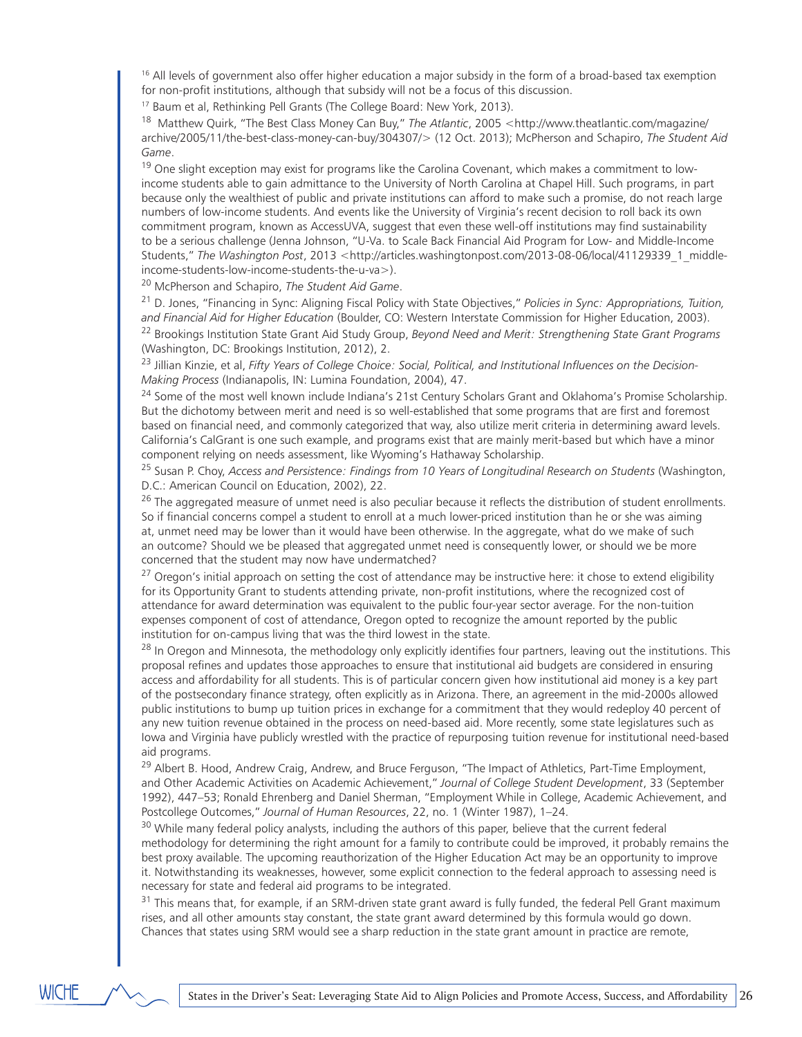[16] All levels of government also offer higher education a major subsidy in the form of a broad-based tax exemption for non-profit institutions, although that subsidy will not be a focus of this discussion.

[17] Baum et al, Rethinking Pell Grants (The College Board: New York, 2013).

[18] Matthew Quirk, "The Best Class Money Can Buy," *The Atlantic*, 2005 <http://www.theatlantic.com/magazine/archive/2005/11/the-best-class-money-can-buy/304307/> (12 Oct. 2013); McPherson and Schapiro, *The Student Aid Game*.

[19] One slight exception may exist for programs like the Carolina Covenant, which makes a commitment to low-income students able to gain admittance to the University of North Carolina at Chapel Hill. Such programs, in part because only the wealthiest of public and private institutions can afford to make such a promise, do not reach large numbers of low-income students. And events like the University of Virginia's recent decision to roll back its own commitment program, known as AccessUVA, suggest that even these well-off institutions may find sustainability to be a serious challenge (Jenna Johnson, "U-Va. to Scale Back Financial Aid Program for Low- and Middle-Income Students," *The Washington Post*, 2013 <http://articles.washingtonpost.com/2013-08-06/local/41129339_1_middle-income-students-low-income-students-the-u-va>).

[20] McPherson and Schapiro, *The Student Aid Game*.

[21] D. Jones, "Financing in Sync: Aligning Fiscal Policy with State Objectives," *Policies in Sync: Appropriations, Tuition, and Financial Aid for Higher Education* (Boulder, CO: Western Interstate Commission for Higher Education, 2003).

[22] Brookings Institution State Grant Aid Study Group, *Beyond Need and Merit: Strengthening State Grant Programs* (Washington, DC: Brookings Institution, 2012), 2.

[23] Jillian Kinzie, et al, *Fifty Years of College Choice: Social, Political, and Institutional Influences on the Decision-Making Process* (Indianapolis, IN: Lumina Foundation, 2004), 47.

[24] Some of the most well known include Indiana's 21st Century Scholars Grant and Oklahoma's Promise Scholarship. But the dichotomy between merit and need is so well-established that some programs that are first and foremost based on financial need, and commonly categorized that way, also utilize merit criteria in determining award levels. California's CalGrant is one such example, and programs exist that are mainly merit-based but which have a minor component relying on needs assessment, like Wyoming's Hathaway Scholarship.

[25] Susan P. Choy, *Access and Persistence: Findings from 10 Years of Longitudinal Research on Students* (Washington, D.C.: American Council on Education, 2002), 22.

[26] The aggregated measure of unmet need is also peculiar because it reflects the distribution of student enrollments. So if financial concerns compel a student to enroll at a much lower-priced institution than he or she was aiming at, unmet need may be lower than it would have been otherwise. In the aggregate, what do we make of such an outcome? Should we be pleased that aggregated unmet need is consequently lower, or should we be more concerned that the student may now have undermatched?

[27] Oregon's initial approach on setting the cost of attendance may be instructive here: it chose to extend eligibility for its Opportunity Grant to students attending private, non-profit institutions, where the recognized cost of attendance for award determination was equivalent to the public four-year sector average. For the non-tuition expenses component of cost of attendance, Oregon opted to recognize the amount reported by the public institution for on-campus living that was the third lowest in the state.

[28] In Oregon and Minnesota, the methodology only explicitly identifies four partners, leaving out the institutions. This proposal refines and updates those approaches to ensure that institutional aid budgets are considered in ensuring access and affordability for all students. This is of particular concern given how institutional aid money is a key part of the postsecondary finance strategy, often explicitly as in Arizona. There, an agreement in the mid-2000s allowed public institutions to bump up tuition prices in exchange for a commitment that they would redeploy 40 percent of any new tuition revenue obtained in the process on need-based aid. More recently, some state legislatures such as Iowa and Virginia have publicly wrestled with the practice of repurposing tuition revenue for institutional need-based aid programs.

[29] Albert B. Hood, Andrew Craig, Andrew, and Bruce Ferguson, "The Impact of Athletics, Part-Time Employment, and Other Academic Activities on Academic Achievement," *Journal of College Student Development*, 33 (September 1992), 447–53; Ronald Ehrenberg and Daniel Sherman, "Employment While in College, Academic Achievement, and Postcollege Outcomes," *Journal of Human Resources*, 22, no. 1 (Winter 1987), 1–24.

[30] While many federal policy analysts, including the authors of this paper, believe that the current federal methodology for determining the right amount for a family to contribute could be improved, it probably remains the best proxy available. The upcoming reauthorization of the Higher Education Act may be an opportunity to improve it. Notwithstanding its weaknesses, however, some explicit connection to the federal approach to assessing need is necessary for state and federal aid programs to be integrated.

[31] This means that, for example, if an SRM-driven state grant award is fully funded, the federal Pell Grant maximum rises, and all other amounts stay constant, the state grant award determined by this formula would go down. Chances that states using SRM would see a sharp reduction in the state grant amount in practice are remote,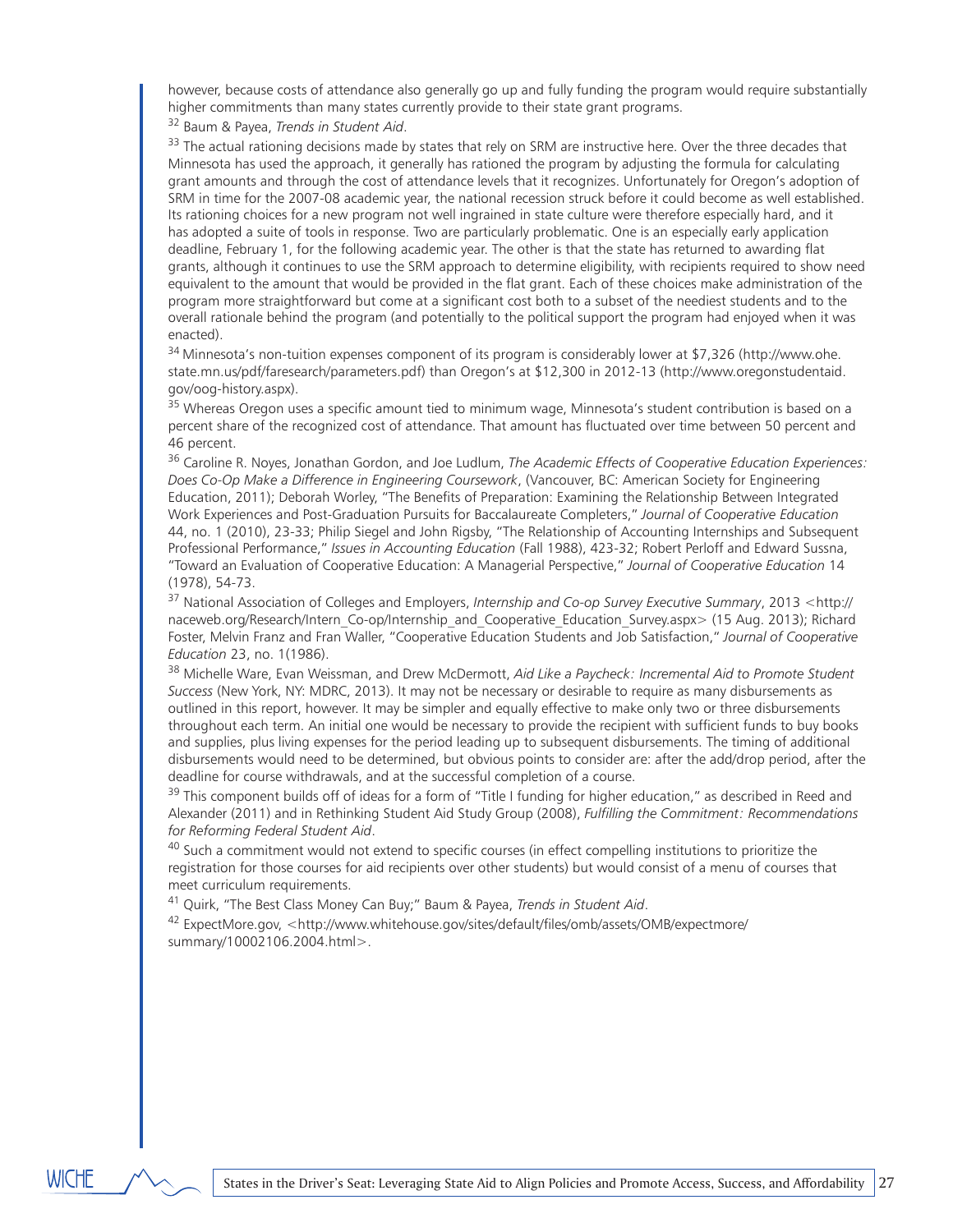however, because costs of attendance also generally go up and fully funding the program would require substantially higher commitments than many states currently provide to their state grant programs.

[32] Baum & Payea, *Trends in Student Aid*.

[33] The actual rationing decisions made by states that rely on SRM are instructive here. Over the three decades that Minnesota has used the approach, it generally has rationed the program by adjusting the formula for calculating grant amounts and through the cost of attendance levels that it recognizes. Unfortunately for Oregon's adoption of SRM in time for the 2007-08 academic year, the national recession struck before it could become as well established. Its rationing choices for a new program not well ingrained in state culture were therefore especially hard, and it has adopted a suite of tools in response. Two are particularly problematic. One is an especially early application deadline, February 1, for the following academic year. The other is that the state has returned to awarding flat grants, although it continues to use the SRM approach to determine eligibility, with recipients required to show need equivalent to the amount that would be provided in the flat grant. Each of these choices make administration of the program more straightforward but come at a significant cost both to a subset of the neediest students and to the overall rationale behind the program (and potentially to the political support the program had enjoyed when it was enacted).

[34] Minnesota's non-tuition expenses component of its program is considerably lower at $7,326 (http://www.ohe.state.mn.us/pdf/faresearch/parameters.pdf) than Oregon's at $12,300 in 2012-13 (http://www.oregonstudentaid.gov/oog-history.aspx).

[35] Whereas Oregon uses a specific amount tied to minimum wage, Minnesota's student contribution is based on a percent share of the recognized cost of attendance. That amount has fluctuated over time between 50 percent and 46 percent.

[36] Caroline R. Noyes, Jonathan Gordon, and Joe Ludlum, *The Academic Effects of Cooperative Education Experiences: Does Co-Op Make a Difference in Engineering Coursework*, (Vancouver, BC: American Society for Engineering Education, 2011); Deborah Worley, "The Benefits of Preparation: Examining the Relationship Between Integrated Work Experiences and Post-Graduation Pursuits for Baccalaureate Completers," *Journal of Cooperative Education* 44, no. 1 (2010), 23-33; Philip Siegel and John Rigsby, "The Relationship of Accounting Internships and Subsequent Professional Performance," *Issues in Accounting Education* (Fall 1988), 423-32; Robert Perloff and Edward Sussna, "Toward an Evaluation of Cooperative Education: A Managerial Perspective," *Journal of Cooperative Education* 14 (1978), 54-73.

[37] National Association of Colleges and Employers, *Internship and Co-op Survey Executive Summary*, 2013 <http://naceweb.org/Research/Intern_Co-op/Internship_and_Cooperative_Education_Survey.aspx> (15 Aug. 2013); Richard Foster, Melvin Franz and Fran Waller, "Cooperative Education Students and Job Satisfaction," *Journal of Cooperative Education* 23, no. 1(1986).

[38] Michelle Ware, Evan Weissman, and Drew McDermott, *Aid Like a Paycheck: Incremental Aid to Promote Student Success* (New York, NY: MDRC, 2013). It may not be necessary or desirable to require as many disbursements as outlined in this report, however. It may be simpler and equally effective to make only two or three disbursements throughout each term. An initial one would be necessary to provide the recipient with sufficient funds to buy books and supplies, plus living expenses for the period leading up to subsequent disbursements. The timing of additional disbursements would need to be determined, but obvious points to consider are: after the add/drop period, after the deadline for course withdrawals, and at the successful completion of a course.

[39] This component builds off of ideas for a form of "Title I funding for higher education," as described in Reed and Alexander (2011) and in Rethinking Student Aid Study Group (2008), *Fulfilling the Commitment: Recommendations for Reforming Federal Student Aid*.

[40] Such a commitment would not extend to specific courses (in effect compelling institutions to prioritize the registration for those courses for aid recipients over other students) but would consist of a menu of courses that meet curriculum requirements.

[41] Quirk, "The Best Class Money Can Buy;" Baum & Payea, *Trends in Student Aid*.

[42] ExpectMore.gov, <http://www.whitehouse.gov/sites/default/files/omb/assets/OMB/expectmore/summary/10002106.2004.html>.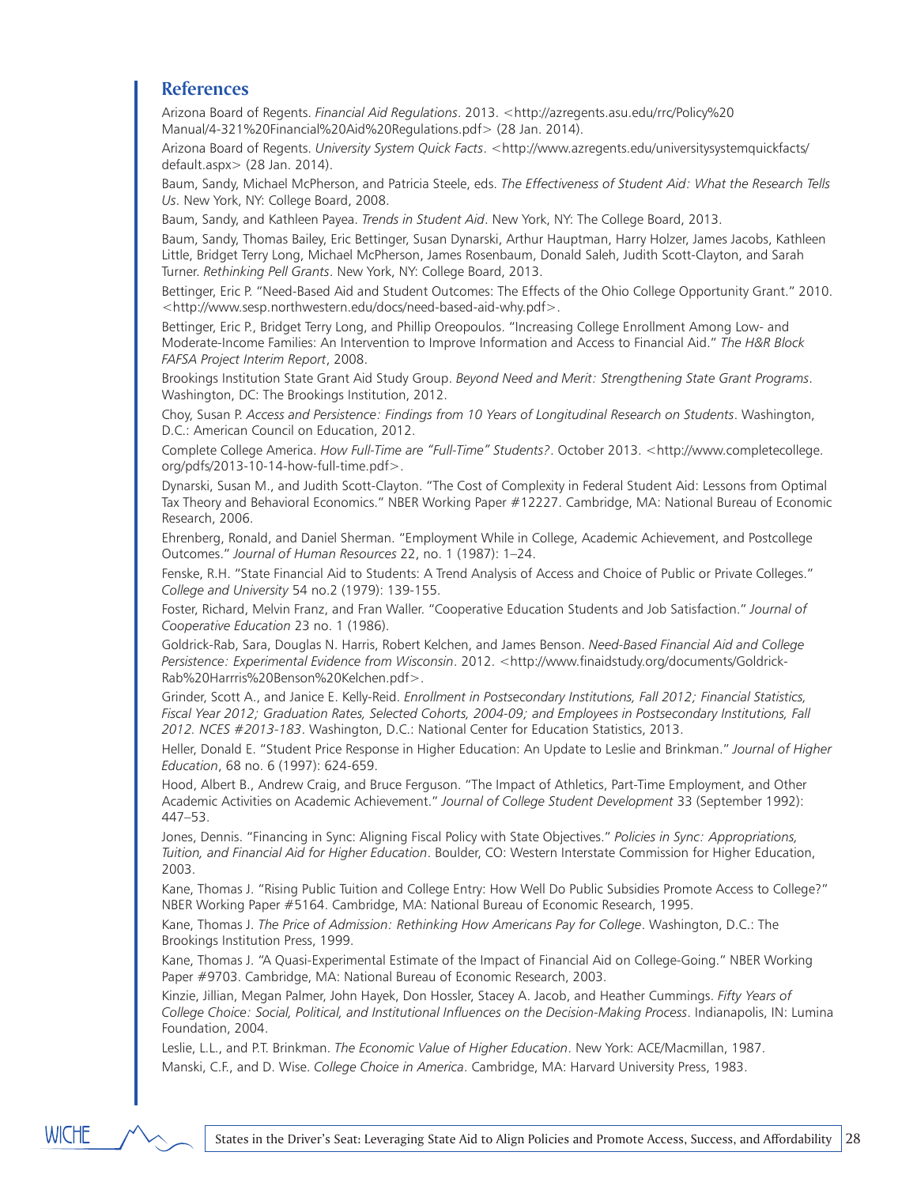## References

Arizona Board of Regents. *Financial Aid Regulations*. 2013. <http://azregents.asu.edu/rrc/Policy%20 Manual/4-321%20Financial%20Aid%20Regulations.pdf> (28 Jan. 2014).

Arizona Board of Regents. *University System Quick Facts*. <http://www.azregents.edu/universitysystemquickfacts/ default.aspx> (28 Jan. 2014).

Baum, Sandy, Michael McPherson, and Patricia Steele, eds. *The Effectiveness of Student Aid: What the Research Tells Us*. New York, NY: College Board, 2008.

Baum, Sandy, and Kathleen Payea. *Trends in Student Aid*. New York, NY: The College Board, 2013.

Baum, Sandy, Thomas Bailey, Eric Bettinger, Susan Dynarski, Arthur Hauptman, Harry Holzer, James Jacobs, Kathleen Little, Bridget Terry Long, Michael McPherson, James Rosenbaum, Donald Saleh, Judith Scott-Clayton, and Sarah Turner. *Rethinking Pell Grants*. New York, NY: College Board, 2013.

Bettinger, Eric P. "Need-Based Aid and Student Outcomes: The Effects of the Ohio College Opportunity Grant." 2010. <http://www.sesp.northwestern.edu/docs/need-based-aid-why.pdf>.

Bettinger, Eric P., Bridget Terry Long, and Phillip Oreopoulos. "Increasing College Enrollment Among Low- and Moderate-Income Families: An Intervention to Improve Information and Access to Financial Aid." *The H&R Block FAFSA Project Interim Report*, 2008.

Brookings Institution State Grant Aid Study Group. *Beyond Need and Merit: Strengthening State Grant Programs*. Washington, DC: The Brookings Institution, 2012.

Choy, Susan P. *Access and Persistence: Findings from 10 Years of Longitudinal Research on Students*. Washington, D.C.: American Council on Education, 2012.

Complete College America. *How Full-Time are "Full-Time" Students?*. October 2013. <http://www.completecollege. org/pdfs/2013-10-14-how-full-time.pdf>.

Dynarski, Susan M., and Judith Scott-Clayton. "The Cost of Complexity in Federal Student Aid: Lessons from Optimal Tax Theory and Behavioral Economics." NBER Working Paper #12227. Cambridge, MA: National Bureau of Economic Research, 2006.

Ehrenberg, Ronald, and Daniel Sherman. "Employment While in College, Academic Achievement, and Postcollege Outcomes." *Journal of Human Resources* 22, no. 1 (1987): 1–24.

Fenske, R.H. "State Financial Aid to Students: A Trend Analysis of Access and Choice of Public or Private Colleges." *College and University* 54 no.2 (1979): 139-155.

Foster, Richard, Melvin Franz, and Fran Waller. "Cooperative Education Students and Job Satisfaction." *Journal of Cooperative Education* 23 no. 1 (1986).

Goldrick-Rab, Sara, Douglas N. Harris, Robert Kelchen, and James Benson. *Need-Based Financial Aid and College Persistence: Experimental Evidence from Wisconsin*. 2012. <http://www.finaidstudy.org/documents/Goldrick-Rab%20Harrris%20Benson%20Kelchen.pdf>.

Grinder, Scott A., and Janice E. Kelly-Reid. *Enrollment in Postsecondary Institutions, Fall 2012; Financial Statistics, Fiscal Year 2012; Graduation Rates, Selected Cohorts, 2004-09; and Employees in Postsecondary Institutions, Fall 2012. NCES #2013-183*. Washington, D.C.: National Center for Education Statistics, 2013.

Heller, Donald E. "Student Price Response in Higher Education: An Update to Leslie and Brinkman." *Journal of Higher Education*, 68 no. 6 (1997): 624-659.

Hood, Albert B., Andrew Craig, and Bruce Ferguson. "The Impact of Athletics, Part-Time Employment, and Other Academic Activities on Academic Achievement." *Journal of College Student Development* 33 (September 1992): 447–53.

Jones, Dennis. "Financing in Sync: Aligning Fiscal Policy with State Objectives." *Policies in Sync: Appropriations, Tuition, and Financial Aid for Higher Education*. Boulder, CO: Western Interstate Commission for Higher Education, 2003.

Kane, Thomas J. "Rising Public Tuition and College Entry: How Well Do Public Subsidies Promote Access to College?" NBER Working Paper #5164. Cambridge, MA: National Bureau of Economic Research, 1995.

Kane, Thomas J. *The Price of Admission: Rethinking How Americans Pay for College*. Washington, D.C.: The Brookings Institution Press, 1999.

Kane, Thomas J. "A Quasi-Experimental Estimate of the Impact of Financial Aid on College-Going." NBER Working Paper #9703. Cambridge, MA: National Bureau of Economic Research, 2003.

Kinzie, Jillian, Megan Palmer, John Hayek, Don Hossler, Stacey A. Jacob, and Heather Cummings. *Fifty Years of College Choice: Social, Political, and Institutional Influences on the Decision-Making Process*. Indianapolis, IN: Lumina Foundation, 2004.

Leslie, L.L., and P.T. Brinkman. *The Economic Value of Higher Education*. New York: ACE/Macmillan, 1987.

Manski, C.F., and D. Wise. *College Choice in America*. Cambridge, MA: Harvard University Press, 1983.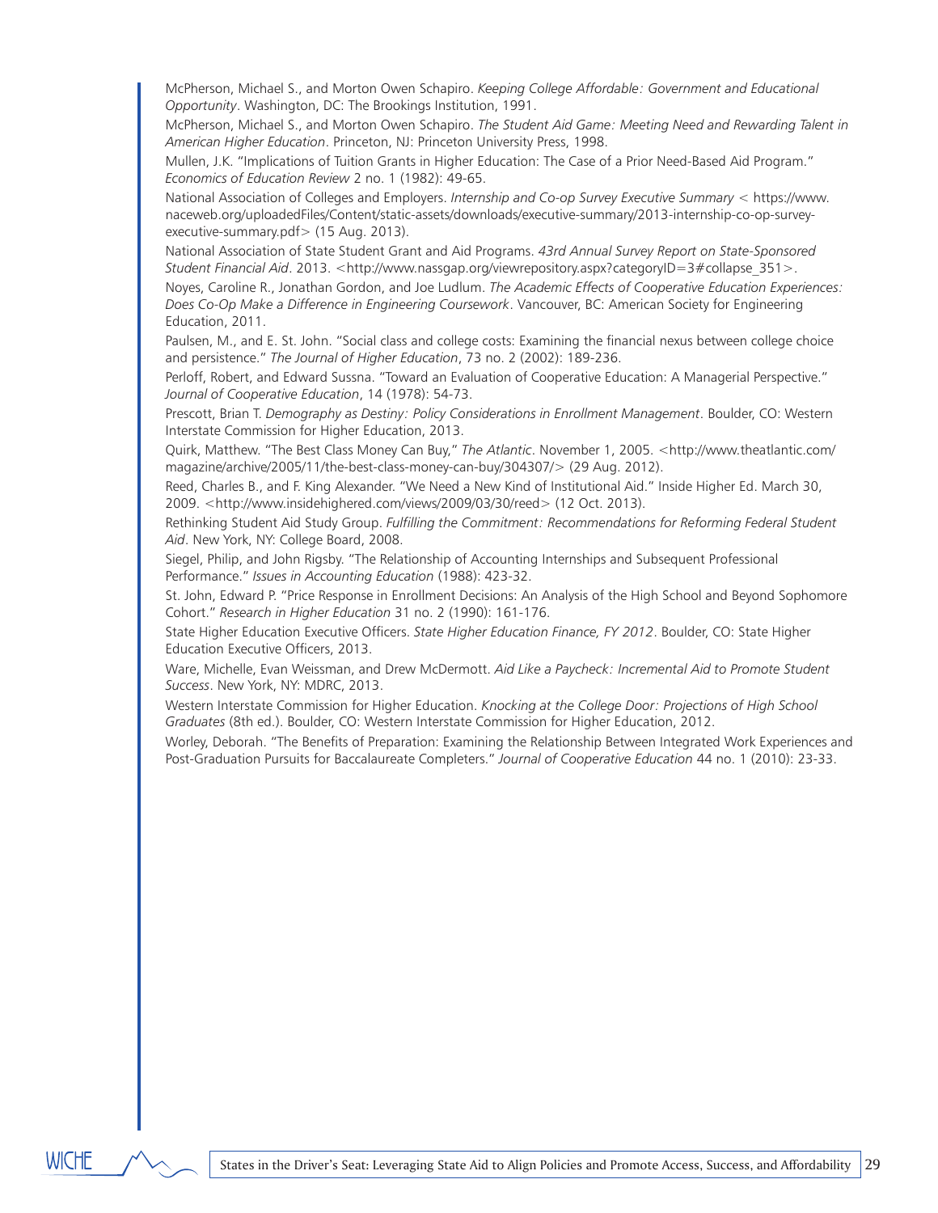McPherson, Michael S., and Morton Owen Schapiro. *Keeping College Affordable: Government and Educational Opportunity*. Washington, DC: The Brookings Institution, 1991.

McPherson, Michael S., and Morton Owen Schapiro. *The Student Aid Game: Meeting Need and Rewarding Talent in American Higher Education*. Princeton, NJ: Princeton University Press, 1998.

Mullen, J.K. "Implications of Tuition Grants in Higher Education: The Case of a Prior Need-Based Aid Program." *Economics of Education Review* 2 no. 1 (1982): 49-65.

National Association of Colleges and Employers. *Internship and Co-op Survey Executive Summary* < https://www.naceweb.org/uploadedFiles/Content/static-assets/downloads/executive-summary/2013-internship-co-op-survey-executive-summary.pdf> (15 Aug. 2013).

National Association of State Student Grant and Aid Programs. *43rd Annual Survey Report on State-Sponsored Student Financial Aid*. 2013. <http://www.nassgap.org/viewrepository.aspx?categoryID=3#collapse_351>.

Noyes, Caroline R., Jonathan Gordon, and Joe Ludlum. *The Academic Effects of Cooperative Education Experiences: Does Co-Op Make a Difference in Engineering Coursework*. Vancouver, BC: American Society for Engineering Education, 2011.

Paulsen, M., and E. St. John. "Social class and college costs: Examining the financial nexus between college choice and persistence." *The Journal of Higher Education*, 73 no. 2 (2002): 189-236.

Perloff, Robert, and Edward Sussna. "Toward an Evaluation of Cooperative Education: A Managerial Perspective." *Journal of Cooperative Education*, 14 (1978): 54-73.

Prescott, Brian T. *Demography as Destiny: Policy Considerations in Enrollment Management*. Boulder, CO: Western Interstate Commission for Higher Education, 2013.

Quirk, Matthew. "The Best Class Money Can Buy," *The Atlantic*. November 1, 2005. <http://www.theatlantic.com/magazine/archive/2005/11/the-best-class-money-can-buy/304307/> (29 Aug. 2012).

Reed, Charles B., and F. King Alexander. "We Need a New Kind of Institutional Aid." Inside Higher Ed. March 30, 2009. <http://www.insidehighered.com/views/2009/03/30/reed> (12 Oct. 2013).

Rethinking Student Aid Study Group. *Fulfilling the Commitment: Recommendations for Reforming Federal Student Aid*. New York, NY: College Board, 2008.

Siegel, Philip, and John Rigsby. "The Relationship of Accounting Internships and Subsequent Professional Performance." *Issues in Accounting Education* (1988): 423-32.

St. John, Edward P. "Price Response in Enrollment Decisions: An Analysis of the High School and Beyond Sophomore Cohort." *Research in Higher Education* 31 no. 2 (1990): 161-176.

State Higher Education Executive Officers. *State Higher Education Finance, FY 2012*. Boulder, CO: State Higher Education Executive Officers, 2013.

Ware, Michelle, Evan Weissman, and Drew McDermott. *Aid Like a Paycheck: Incremental Aid to Promote Student Success*. New York, NY: MDRC, 2013.

Western Interstate Commission for Higher Education. *Knocking at the College Door: Projections of High School Graduates* (8th ed.). Boulder, CO: Western Interstate Commission for Higher Education, 2012.

Worley, Deborah. "The Benefits of Preparation: Examining the Relationship Between Integrated Work Experiences and Post-Graduation Pursuits for Baccalaureate Completers." *Journal of Cooperative Education* 44 no. 1 (2010): 23-33.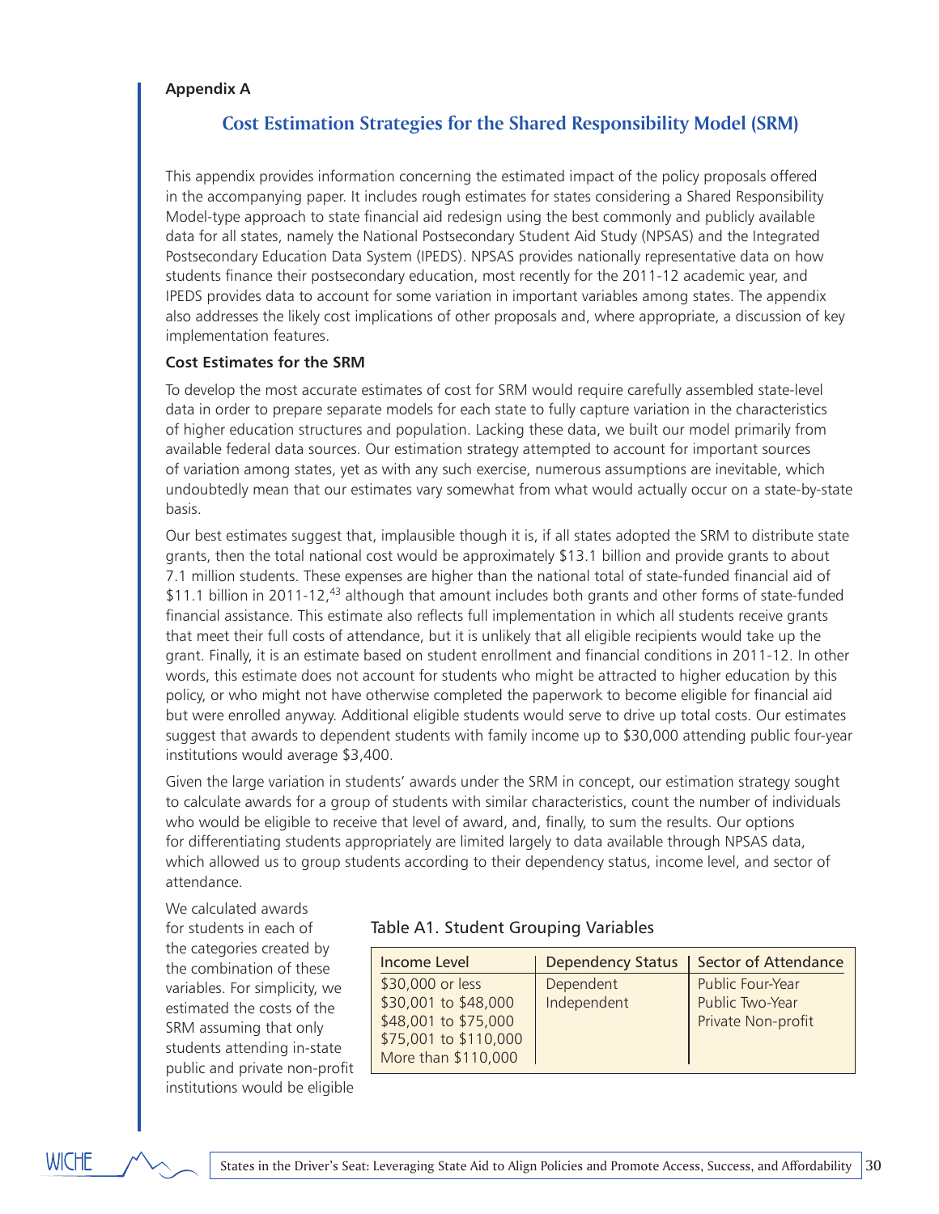**Appendix A**

## Cost Estimation Strategies for the Shared Responsibility Model (SRM)

This appendix provides information concerning the estimated impact of the policy proposals offered in the accompanying paper. It includes rough estimates for states considering a Shared Responsibility Model-type approach to state financial aid redesign using the best commonly and publicly available data for all states, namely the National Postsecondary Student Aid Study (NPSAS) and the Integrated Postsecondary Education Data System (IPEDS). NPSAS provides nationally representative data on how students finance their postsecondary education, most recently for the 2011-12 academic year, and IPEDS provides data to account for some variation in important variables among states. The appendix also addresses the likely cost implications of other proposals and, where appropriate, a discussion of key implementation features.

### Cost Estimates for the SRM

To develop the most accurate estimates of cost for SRM would require carefully assembled state-level data in order to prepare separate models for each state to fully capture variation in the characteristics of higher education structures and population. Lacking these data, we built our model primarily from available federal data sources. Our estimation strategy attempted to account for important sources of variation among states, yet as with any such exercise, numerous assumptions are inevitable, which undoubtedly mean that our estimates vary somewhat from what would actually occur on a state-by-state basis.

Our best estimates suggest that, implausible though it is, if all states adopted the SRM to distribute state grants, then the total national cost would be approximately $13.1 billion and provide grants to about 7.1 million students. These expenses are higher than the national total of state-funded financial aid of $11.1 billion in 2011-12,[43] although that amount includes both grants and other forms of state-funded financial assistance. This estimate also reflects full implementation in which all students receive grants that meet their full costs of attendance, but it is unlikely that all eligible recipients would take up the grant. Finally, it is an estimate based on student enrollment and financial conditions in 2011-12. In other words, this estimate does not account for students who might be attracted to higher education by this policy, or who might not have otherwise completed the paperwork to become eligible for financial aid but were enrolled anyway. Additional eligible students would serve to drive up total costs. Our estimates suggest that awards to dependent students with family income up to $30,000 attending public four-year institutions would average $3,400.

Given the large variation in students' awards under the SRM in concept, our estimation strategy sought to calculate awards for a group of students with similar characteristics, count the number of individuals who would be eligible to receive that level of award, and, finally, to sum the results. Our options for differentiating students appropriately are limited largely to data available through NPSAS data, which allowed us to group students according to their dependency status, income level, and sector of attendance.

We calculated awards for students in each of the categories created by the combination of these variables. For simplicity, we estimated the costs of the SRM assuming that only students attending in-state public and private non-profit institutions would be eligible

Table A1. Student Grouping Variables

| Income Level | Dependency Status | Sector of Attendance |
|---|---|---|
| $30,000 or less | Dependent | Public Four-Year |
| $30,001 to $48,000 | Independent | Public Two-Year |
| $48,001 to $75,000 | | Private Non-profit |
| $75,001 to $110,000 | | |
| More than $110,000 | | |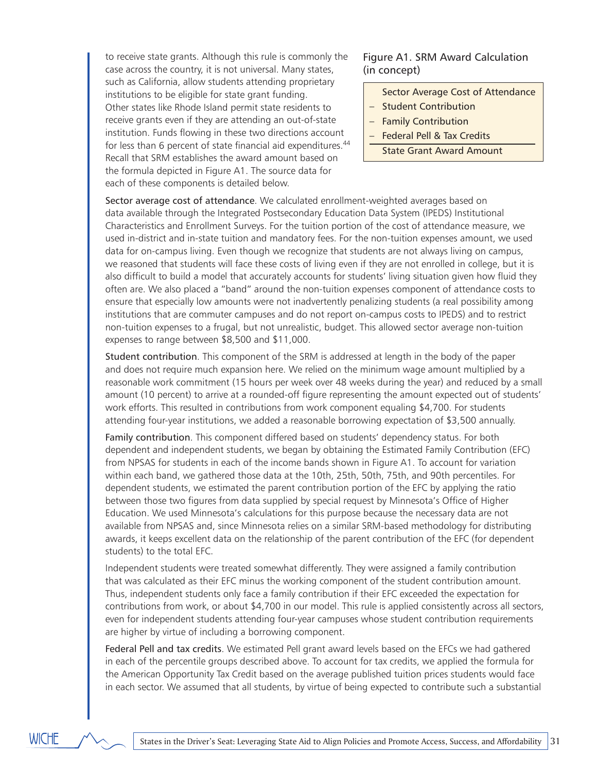to receive state grants. Although this rule is commonly the case across the country, it is not universal. Many states, such as California, allow students attending proprietary institutions to be eligible for state grant funding. Other states like Rhode Island permit state residents to receive grants even if they are attending an out-of-state institution. Funds flowing in these two directions account for less than 6 percent of state financial aid expenditures.[44] Recall that SRM establishes the award amount based on the formula depicted in Figure A1. The source data for each of these components is detailed below.

### Figure A1. SRM Award Calculation (in concept)

|   | Sector Average Cost of Attendance |
|---|---|
| – | Student Contribution |
| – | Family Contribution |
| – | Federal Pell & Tax Credits |
|   | State Grant Award Amount |

**Sector average cost of attendance**. We calculated enrollment-weighted averages based on data available through the Integrated Postsecondary Education Data System (IPEDS) Institutional Characteristics and Enrollment Surveys. For the tuition portion of the cost of attendance measure, we used in-district and in-state tuition and mandatory fees. For the non-tuition expenses amount, we used data for on-campus living. Even though we recognize that students are not always living on campus, we reasoned that students will face these costs of living even if they are not enrolled in college, but it is also difficult to build a model that accurately accounts for students' living situation given how fluid they often are. We also placed a "band" around the non-tuition expenses component of attendance costs to ensure that especially low amounts were not inadvertently penalizing students (a real possibility among institutions that are commuter campuses and do not report on-campus costs to IPEDS) and to restrict non-tuition expenses to a frugal, but not unrealistic, budget. This allowed sector average non-tuition expenses to range between $8,500 and $11,000.

**Student contribution**. This component of the SRM is addressed at length in the body of the paper and does not require much expansion here. We relied on the minimum wage amount multiplied by a reasonable work commitment (15 hours per week over 48 weeks during the year) and reduced by a small amount (10 percent) to arrive at a rounded-off figure representing the amount expected out of students' work efforts. This resulted in contributions from work component equaling $4,700. For students attending four-year institutions, we added a reasonable borrowing expectation of $3,500 annually.

**Family contribution**. This component differed based on students' dependency status. For both dependent and independent students, we began by obtaining the Estimated Family Contribution (EFC) from NPSAS for students in each of the income bands shown in Figure A1. To account for variation within each band, we gathered those data at the 10th, 25th, 50th, 75th, and 90th percentiles. For dependent students, we estimated the parent contribution portion of the EFC by applying the ratio between those two figures from data supplied by special request by Minnesota's Office of Higher Education. We used Minnesota's calculations for this purpose because the necessary data are not available from NPSAS and, since Minnesota relies on a similar SRM-based methodology for distributing awards, it keeps excellent data on the relationship of the parent contribution of the EFC (for dependent students) to the total EFC.

Independent students were treated somewhat differently. They were assigned a family contribution that was calculated as their EFC minus the working component of the student contribution amount. Thus, independent students only face a family contribution if their EFC exceeded the expectation for contributions from work, or about $4,700 in our model. This rule is applied consistently across all sectors, even for independent students attending four-year campuses whose student contribution requirements are higher by virtue of including a borrowing component.

**Federal Pell and tax credits**. We estimated Pell grant award levels based on the EFCs we had gathered in each of the percentile groups described above. To account for tax credits, we applied the formula for the American Opportunity Tax Credit based on the average published tuition prices students would face in each sector. We assumed that all students, by virtue of being expected to contribute such a substantial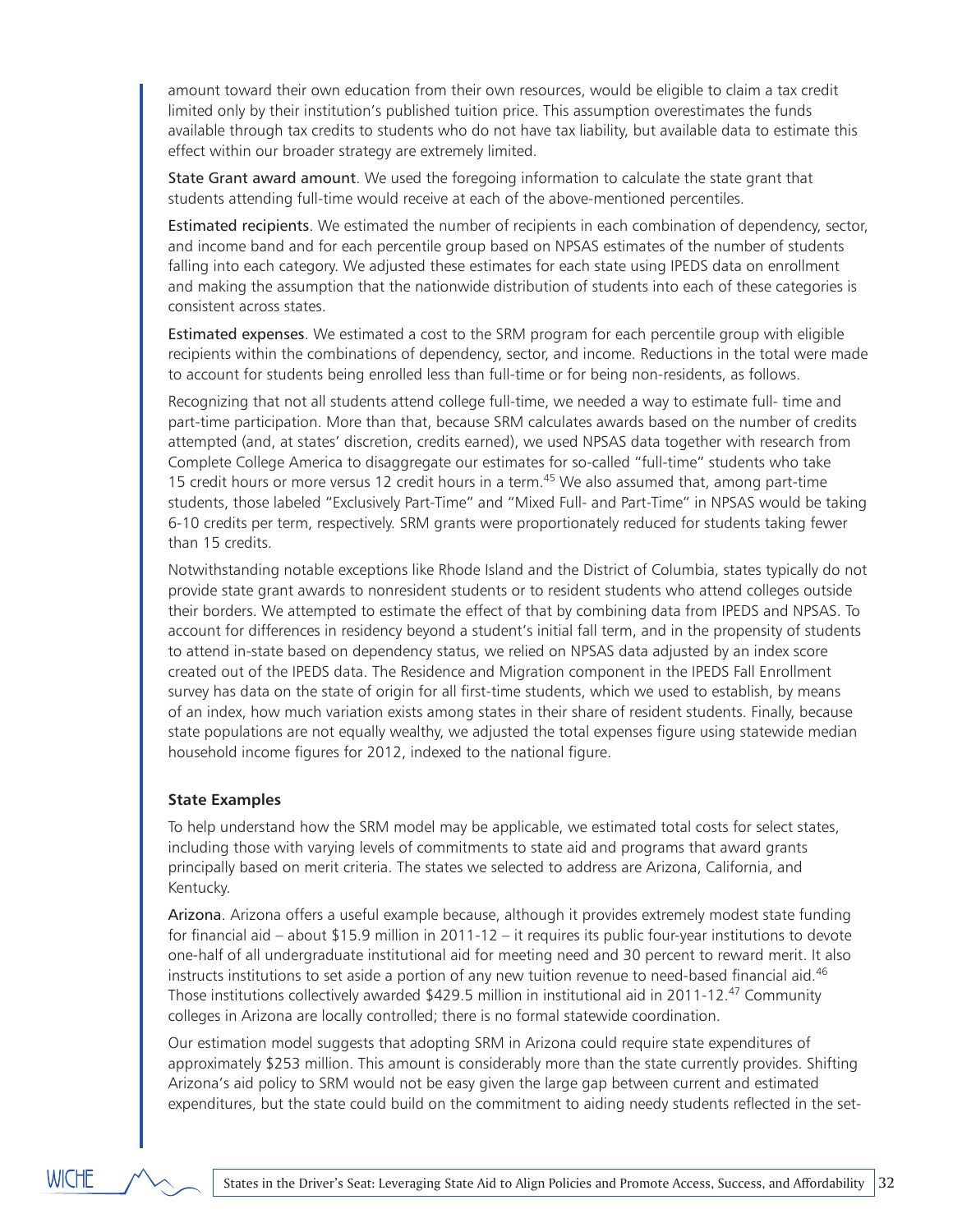amount toward their own education from their own resources, would be eligible to claim a tax credit limited only by their institution's published tuition price. This assumption overestimates the funds available through tax credits to students who do not have tax liability, but available data to estimate this effect within our broader strategy are extremely limited.

State Grant award amount. We used the foregoing information to calculate the state grant that students attending full-time would receive at each of the above-mentioned percentiles.

Estimated recipients. We estimated the number of recipients in each combination of dependency, sector, and income band and for each percentile group based on NPSAS estimates of the number of students falling into each category. We adjusted these estimates for each state using IPEDS data on enrollment and making the assumption that the nationwide distribution of students into each of these categories is consistent across states.

Estimated expenses. We estimated a cost to the SRM program for each percentile group with eligible recipients within the combinations of dependency, sector, and income. Reductions in the total were made to account for students being enrolled less than full-time or for being non-residents, as follows.

Recognizing that not all students attend college full-time, we needed a way to estimate full- time and part-time participation. More than that, because SRM calculates awards based on the number of credits attempted (and, at states' discretion, credits earned), we used NPSAS data together with research from Complete College America to disaggregate our estimates for so-called "full-time" students who take 15 credit hours or more versus 12 credit hours in a term.[45] We also assumed that, among part-time students, those labeled "Exclusively Part-Time" and "Mixed Full- and Part-Time" in NPSAS would be taking 6-10 credits per term, respectively. SRM grants were proportionately reduced for students taking fewer than 15 credits.

Notwithstanding notable exceptions like Rhode Island and the District of Columbia, states typically do not provide state grant awards to nonresident students or to resident students who attend colleges outside their borders. We attempted to estimate the effect of that by combining data from IPEDS and NPSAS. To account for differences in residency beyond a student's initial fall term, and in the propensity of students to attend in-state based on dependency status, we relied on NPSAS data adjusted by an index score created out of the IPEDS data. The Residence and Migration component in the IPEDS Fall Enrollment survey has data on the state of origin for all first-time students, which we used to establish, by means of an index, how much variation exists among states in their share of resident students. Finally, because state populations are not equally wealthy, we adjusted the total expenses figure using statewide median household income figures for 2012, indexed to the national figure.

**State Examples**

To help understand how the SRM model may be applicable, we estimated total costs for select states, including those with varying levels of commitments to state aid and programs that award grants principally based on merit criteria. The states we selected to address are Arizona, California, and Kentucky.

Arizona. Arizona offers a useful example because, although it provides extremely modest state funding for financial aid – about $15.9 million in 2011-12 – it requires its public four-year institutions to devote one-half of all undergraduate institutional aid for meeting need and 30 percent to reward merit. It also instructs institutions to set aside a portion of any new tuition revenue to need-based financial aid.[46] Those institutions collectively awarded $429.5 million in institutional aid in 2011-12.[47] Community colleges in Arizona are locally controlled; there is no formal statewide coordination.

Our estimation model suggests that adopting SRM in Arizona could require state expenditures of approximately $253 million. This amount is considerably more than the state currently provides. Shifting Arizona's aid policy to SRM would not be easy given the large gap between current and estimated expenditures, but the state could build on the commitment to aiding needy students reflected in the set-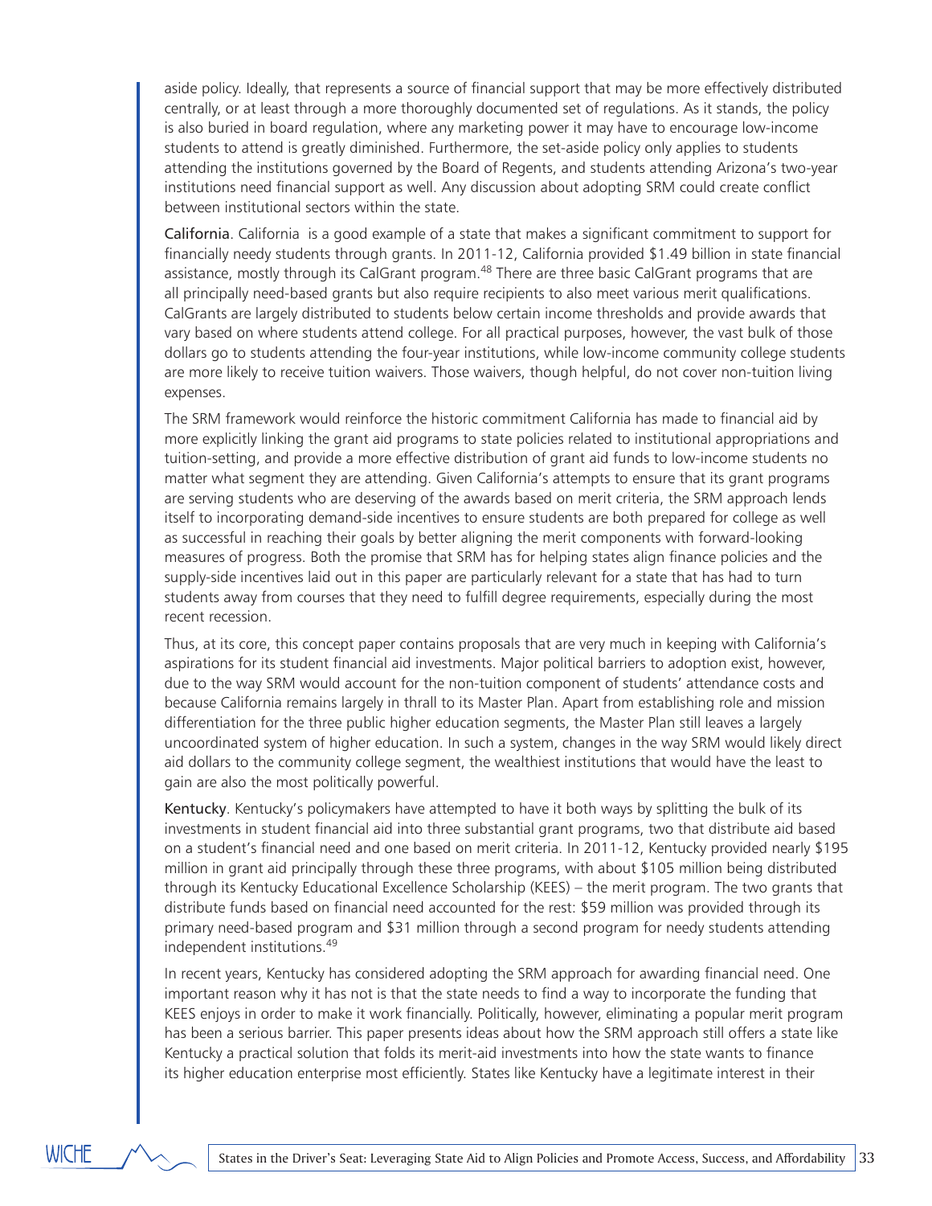aside policy. Ideally, that represents a source of financial support that may be more effectively distributed centrally, or at least through a more thoroughly documented set of regulations. As it stands, the policy is also buried in board regulation, where any marketing power it may have to encourage low-income students to attend is greatly diminished. Furthermore, the set-aside policy only applies to students attending the institutions governed by the Board of Regents, and students attending Arizona's two-year institutions need financial support as well. Any discussion about adopting SRM could create conflict between institutional sectors within the state.

**California**. California is a good example of a state that makes a significant commitment to support for financially needy students through grants. In 2011-12, California provided $1.49 billion in state financial assistance, mostly through its CalGrant program.[48] There are three basic CalGrant programs that are all principally need-based grants but also require recipients to also meet various merit qualifications. CalGrants are largely distributed to students below certain income thresholds and provide awards that vary based on where students attend college. For all practical purposes, however, the vast bulk of those dollars go to students attending the four-year institutions, while low-income community college students are more likely to receive tuition waivers. Those waivers, though helpful, do not cover non-tuition living expenses.

The SRM framework would reinforce the historic commitment California has made to financial aid by more explicitly linking the grant aid programs to state policies related to institutional appropriations and tuition-setting, and provide a more effective distribution of grant aid funds to low-income students no matter what segment they are attending. Given California's attempts to ensure that its grant programs are serving students who are deserving of the awards based on merit criteria, the SRM approach lends itself to incorporating demand-side incentives to ensure students are both prepared for college as well as successful in reaching their goals by better aligning the merit components with forward-looking measures of progress. Both the promise that SRM has for helping states align finance policies and the supply-side incentives laid out in this paper are particularly relevant for a state that has had to turn students away from courses that they need to fulfill degree requirements, especially during the most recent recession.

Thus, at its core, this concept paper contains proposals that are very much in keeping with California's aspirations for its student financial aid investments. Major political barriers to adoption exist, however, due to the way SRM would account for the non-tuition component of students' attendance costs and because California remains largely in thrall to its Master Plan. Apart from establishing role and mission differentiation for the three public higher education segments, the Master Plan still leaves a largely uncoordinated system of higher education. In such a system, changes in the way SRM would likely direct aid dollars to the community college segment, the wealthiest institutions that would have the least to gain are also the most politically powerful.

**Kentucky**. Kentucky's policymakers have attempted to have it both ways by splitting the bulk of its investments in student financial aid into three substantial grant programs, two that distribute aid based on a student's financial need and one based on merit criteria. In 2011-12, Kentucky provided nearly $195 million in grant aid principally through these three programs, with about $105 million being distributed through its Kentucky Educational Excellence Scholarship (KEES) – the merit program. The two grants that distribute funds based on financial need accounted for the rest: $59 million was provided through its primary need-based program and $31 million through a second program for needy students attending independent institutions.[49]

In recent years, Kentucky has considered adopting the SRM approach for awarding financial need. One important reason why it has not is that the state needs to find a way to incorporate the funding that KEES enjoys in order to make it work financially. Politically, however, eliminating a popular merit program has been a serious barrier. This paper presents ideas about how the SRM approach still offers a state like Kentucky a practical solution that folds its merit-aid investments into how the state wants to finance its higher education enterprise most efficiently. States like Kentucky have a legitimate interest in their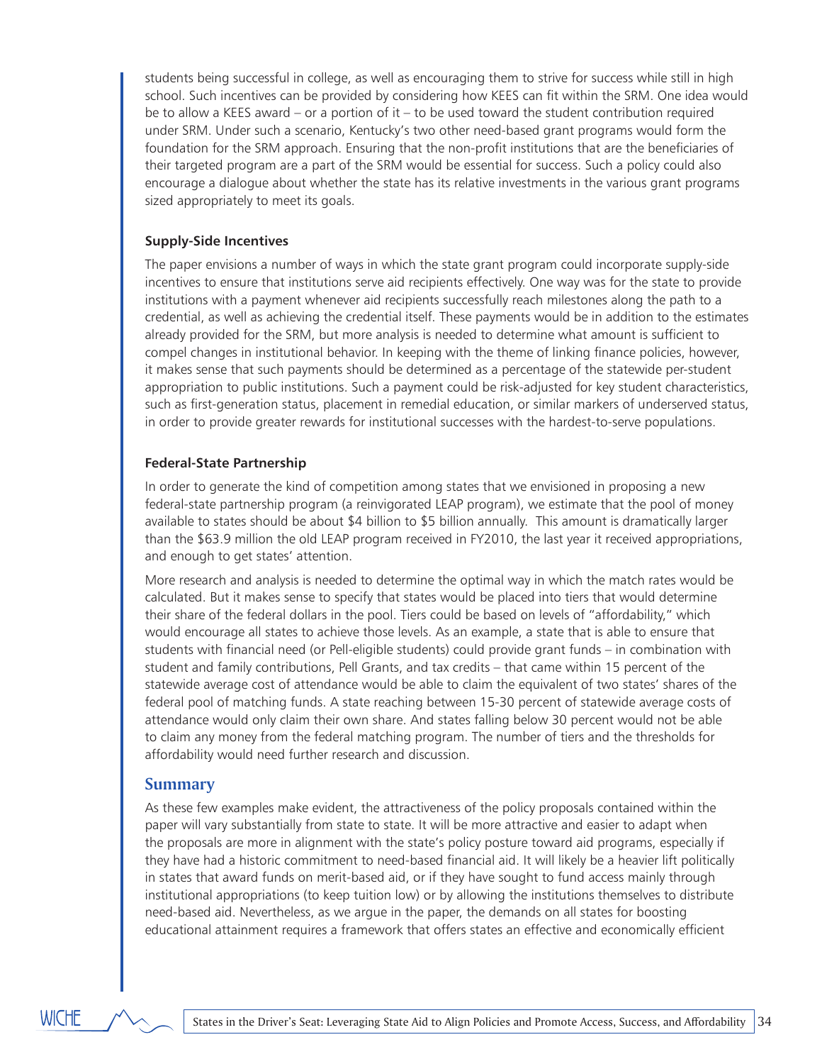students being successful in college, as well as encouraging them to strive for success while still in high school. Such incentives can be provided by considering how KEES can fit within the SRM. One idea would be to allow a KEES award – or a portion of it – to be used toward the student contribution required under SRM. Under such a scenario, Kentucky's two other need-based grant programs would form the foundation for the SRM approach. Ensuring that the non-profit institutions that are the beneficiaries of their targeted program are a part of the SRM would be essential for success. Such a policy could also encourage a dialogue about whether the state has its relative investments in the various grant programs sized appropriately to meet its goals.

**Supply-Side Incentives**

The paper envisions a number of ways in which the state grant program could incorporate supply-side incentives to ensure that institutions serve aid recipients effectively. One way was for the state to provide institutions with a payment whenever aid recipients successfully reach milestones along the path to a credential, as well as achieving the credential itself. These payments would be in addition to the estimates already provided for the SRM, but more analysis is needed to determine what amount is sufficient to compel changes in institutional behavior. In keeping with the theme of linking finance policies, however, it makes sense that such payments should be determined as a percentage of the statewide per-student appropriation to public institutions. Such a payment could be risk-adjusted for key student characteristics, such as first-generation status, placement in remedial education, or similar markers of underserved status, in order to provide greater rewards for institutional successes with the hardest-to-serve populations.

**Federal-State Partnership**

In order to generate the kind of competition among states that we envisioned in proposing a new federal-state partnership program (a reinvigorated LEAP program), we estimate that the pool of money available to states should be about $4 billion to $5 billion annually. This amount is dramatically larger than the $63.9 million the old LEAP program received in FY2010, the last year it received appropriations, and enough to get states' attention.

More research and analysis is needed to determine the optimal way in which the match rates would be calculated. But it makes sense to specify that states would be placed into tiers that would determine their share of the federal dollars in the pool. Tiers could be based on levels of "affordability," which would encourage all states to achieve those levels. As an example, a state that is able to ensure that students with financial need (or Pell-eligible students) could provide grant funds – in combination with student and family contributions, Pell Grants, and tax credits – that came within 15 percent of the statewide average cost of attendance would be able to claim the equivalent of two states' shares of the federal pool of matching funds. A state reaching between 15-30 percent of statewide average costs of attendance would only claim their own share. And states falling below 30 percent would not be able to claim any money from the federal matching program. The number of tiers and the thresholds for affordability would need further research and discussion.

## Summary

As these few examples make evident, the attractiveness of the policy proposals contained within the paper will vary substantially from state to state. It will be more attractive and easier to adapt when the proposals are more in alignment with the state's policy posture toward aid programs, especially if they have had a historic commitment to need-based financial aid. It will likely be a heavier lift politically in states that award funds on merit-based aid, or if they have sought to fund access mainly through institutional appropriations (to keep tuition low) or by allowing the institutions themselves to distribute need-based aid. Nevertheless, as we argue in the paper, the demands on all states for boosting educational attainment requires a framework that offers states an effective and economically efficient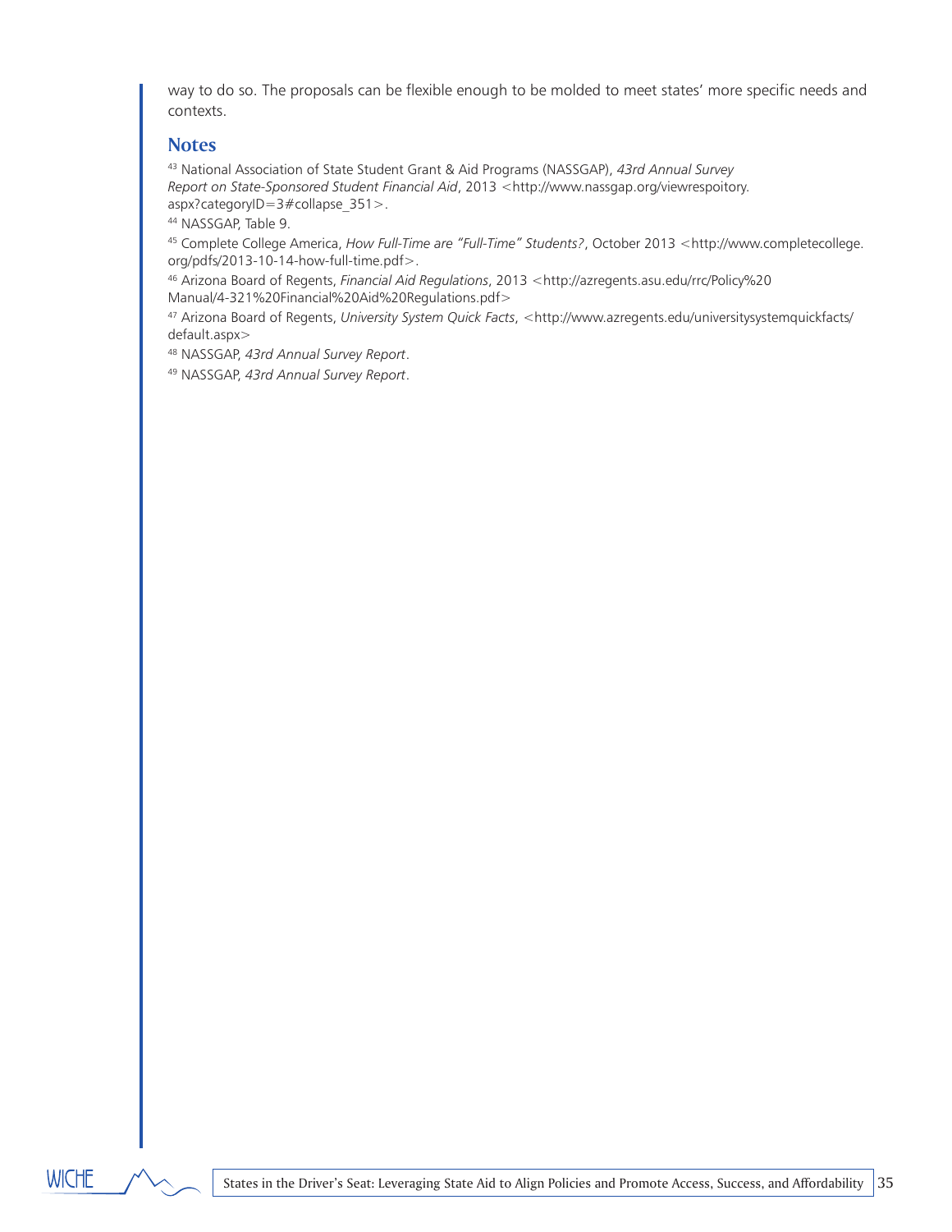way to do so. The proposals can be flexible enough to be molded to meet states' more specific needs and contexts.

## Notes

[43] National Association of State Student Grant & Aid Programs (NASSGAP), *43rd Annual Survey Report on State-Sponsored Student Financial Aid*, 2013 <http://www.nassgap.org/viewrespoitory.aspx?categoryID=3#collapse_351>.

[44] NASSGAP, Table 9.

[45] Complete College America, *How Full-Time are "Full-Time" Students?*, October 2013 <http://www.completecollege.org/pdfs/2013-10-14-how-full-time.pdf>.

[46] Arizona Board of Regents, *Financial Aid Regulations*, 2013 <http://azregents.asu.edu/rrc/Policy%20Manual/4-321%20Financial%20Aid%20Regulations.pdf>

[47] Arizona Board of Regents, *University System Quick Facts*, <http://www.azregents.edu/universitysystemquickfacts/default.aspx>

[48] NASSGAP, *43rd Annual Survey Report*.

[49] NASSGAP, *43rd Annual Survey Report*.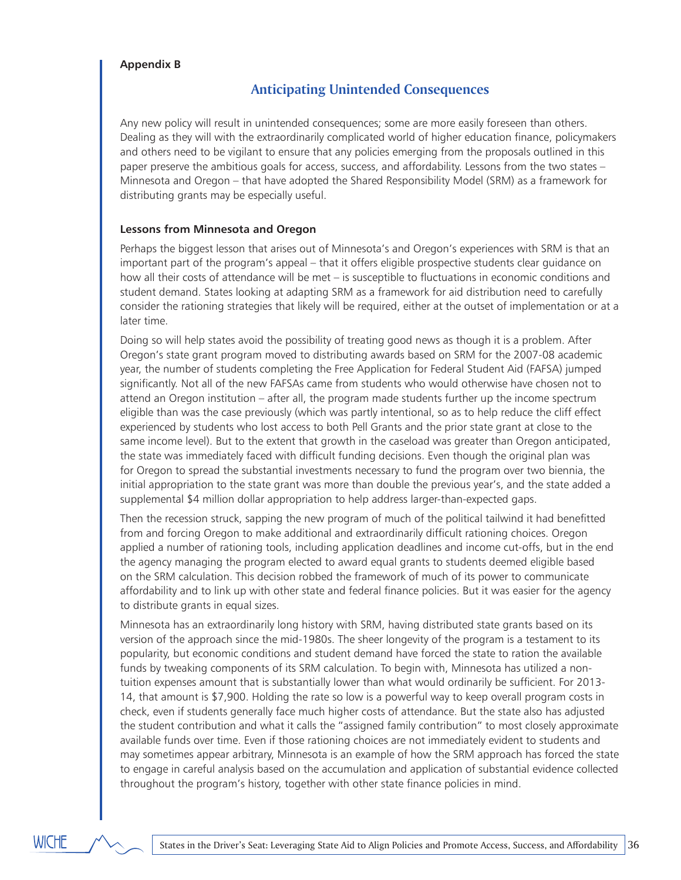**Appendix B**

## Anticipating Unintended Consequences

Any new policy will result in unintended consequences; some are more easily foreseen than others. Dealing as they will with the extraordinarily complicated world of higher education finance, policymakers and others need to be vigilant to ensure that any policies emerging from the proposals outlined in this paper preserve the ambitious goals for access, success, and affordability. Lessons from the two states – Minnesota and Oregon – that have adopted the Shared Responsibility Model (SRM) as a framework for distributing grants may be especially useful.

### Lessons from Minnesota and Oregon

Perhaps the biggest lesson that arises out of Minnesota's and Oregon's experiences with SRM is that an important part of the program's appeal – that it offers eligible prospective students clear guidance on how all their costs of attendance will be met – is susceptible to fluctuations in economic conditions and student demand. States looking at adapting SRM as a framework for aid distribution need to carefully consider the rationing strategies that likely will be required, either at the outset of implementation or at a later time.

Doing so will help states avoid the possibility of treating good news as though it is a problem. After Oregon's state grant program moved to distributing awards based on SRM for the 2007-08 academic year, the number of students completing the Free Application for Federal Student Aid (FAFSA) jumped significantly. Not all of the new FAFSAs came from students who would otherwise have chosen not to attend an Oregon institution – after all, the program made students further up the income spectrum eligible than was the case previously (which was partly intentional, so as to help reduce the cliff effect experienced by students who lost access to both Pell Grants and the prior state grant at close to the same income level). But to the extent that growth in the caseload was greater than Oregon anticipated, the state was immediately faced with difficult funding decisions. Even though the original plan was for Oregon to spread the substantial investments necessary to fund the program over two biennia, the initial appropriation to the state grant was more than double the previous year's, and the state added a supplemental $4 million dollar appropriation to help address larger-than-expected gaps.

Then the recession struck, sapping the new program of much of the political tailwind it had benefitted from and forcing Oregon to make additional and extraordinarily difficult rationing choices. Oregon applied a number of rationing tools, including application deadlines and income cut-offs, but in the end the agency managing the program elected to award equal grants to students deemed eligible based on the SRM calculation. This decision robbed the framework of much of its power to communicate affordability and to link up with other state and federal finance policies. But it was easier for the agency to distribute grants in equal sizes.

Minnesota has an extraordinarily long history with SRM, having distributed state grants based on its version of the approach since the mid-1980s. The sheer longevity of the program is a testament to its popularity, but economic conditions and student demand have forced the state to ration the available funds by tweaking components of its SRM calculation. To begin with, Minnesota has utilized a non-tuition expenses amount that is substantially lower than what would ordinarily be sufficient. For 2013-14, that amount is $7,900. Holding the rate so low is a powerful way to keep overall program costs in check, even if students generally face much higher costs of attendance. But the state also has adjusted the student contribution and what it calls the "assigned family contribution" to most closely approximate available funds over time. Even if those rationing choices are not immediately evident to students and may sometimes appear arbitrary, Minnesota is an example of how the SRM approach has forced the state to engage in careful analysis based on the accumulation and application of substantial evidence collected throughout the program's history, together with other state finance policies in mind.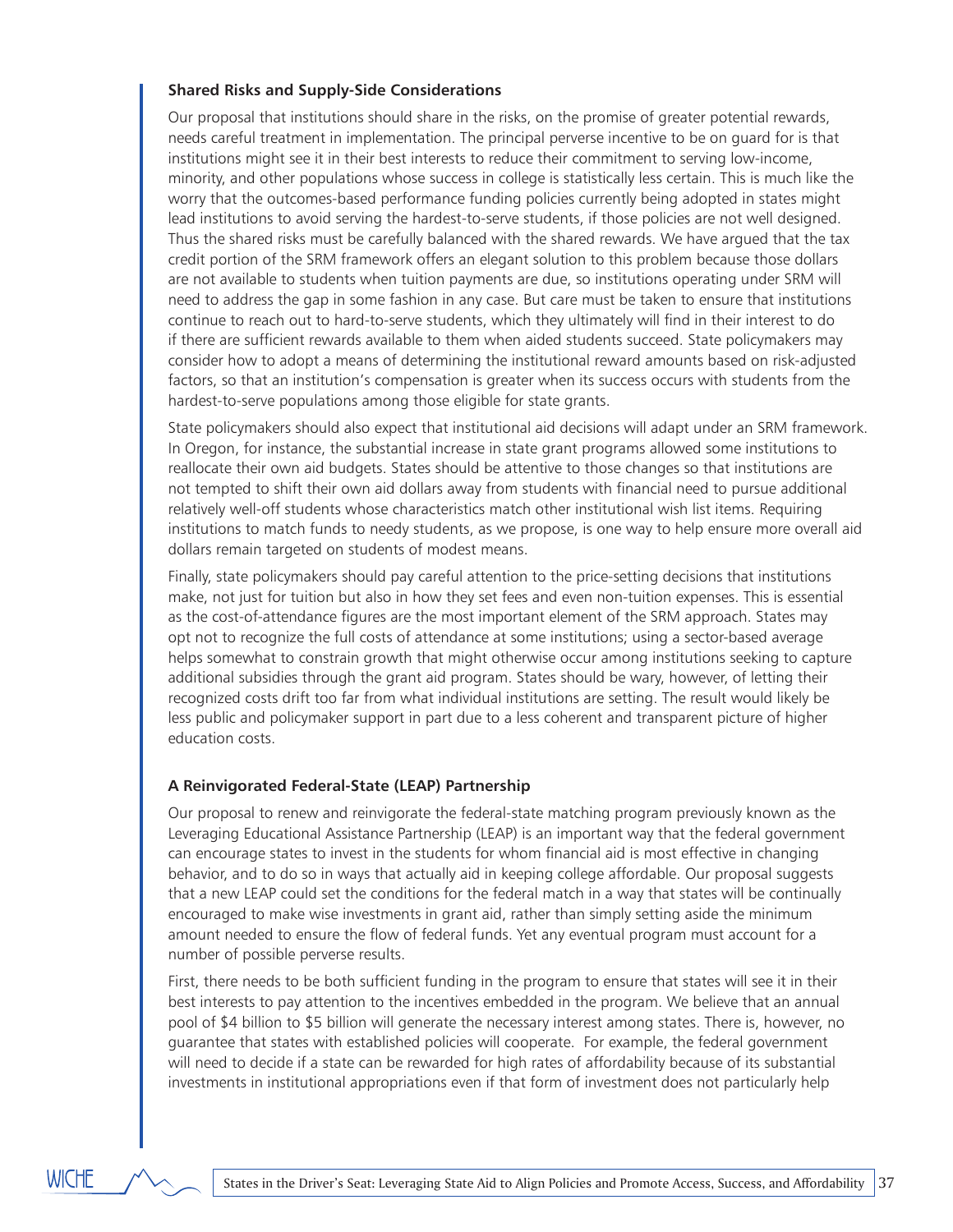### Shared Risks and Supply-Side Considerations

Our proposal that institutions should share in the risks, on the promise of greater potential rewards, needs careful treatment in implementation. The principal perverse incentive to be on guard for is that institutions might see it in their best interests to reduce their commitment to serving low-income, minority, and other populations whose success in college is statistically less certain. This is much like the worry that the outcomes-based performance funding policies currently being adopted in states might lead institutions to avoid serving the hardest-to-serve students, if those policies are not well designed. Thus the shared risks must be carefully balanced with the shared rewards. We have argued that the tax credit portion of the SRM framework offers an elegant solution to this problem because those dollars are not available to students when tuition payments are due, so institutions operating under SRM will need to address the gap in some fashion in any case. But care must be taken to ensure that institutions continue to reach out to hard-to-serve students, which they ultimately will find in their interest to do if there are sufficient rewards available to them when aided students succeed. State policymakers may consider how to adopt a means of determining the institutional reward amounts based on risk-adjusted factors, so that an institution's compensation is greater when its success occurs with students from the hardest-to-serve populations among those eligible for state grants.

State policymakers should also expect that institutional aid decisions will adapt under an SRM framework. In Oregon, for instance, the substantial increase in state grant programs allowed some institutions to reallocate their own aid budgets. States should be attentive to those changes so that institutions are not tempted to shift their own aid dollars away from students with financial need to pursue additional relatively well-off students whose characteristics match other institutional wish list items. Requiring institutions to match funds to needy students, as we propose, is one way to help ensure more overall aid dollars remain targeted on students of modest means.

Finally, state policymakers should pay careful attention to the price-setting decisions that institutions make, not just for tuition but also in how they set fees and even non-tuition expenses. This is essential as the cost-of-attendance figures are the most important element of the SRM approach. States may opt not to recognize the full costs of attendance at some institutions; using a sector-based average helps somewhat to constrain growth that might otherwise occur among institutions seeking to capture additional subsidies through the grant aid program. States should be wary, however, of letting their recognized costs drift too far from what individual institutions are setting. The result would likely be less public and policymaker support in part due to a less coherent and transparent picture of higher education costs.

### A Reinvigorated Federal-State (LEAP) Partnership

Our proposal to renew and reinvigorate the federal-state matching program previously known as the Leveraging Educational Assistance Partnership (LEAP) is an important way that the federal government can encourage states to invest in the students for whom financial aid is most effective in changing behavior, and to do so in ways that actually aid in keeping college affordable. Our proposal suggests that a new LEAP could set the conditions for the federal match in a way that states will be continually encouraged to make wise investments in grant aid, rather than simply setting aside the minimum amount needed to ensure the flow of federal funds. Yet any eventual program must account for a number of possible perverse results.

First, there needs to be both sufficient funding in the program to ensure that states will see it in their best interests to pay attention to the incentives embedded in the program. We believe that an annual pool of $4 billion to $5 billion will generate the necessary interest among states. There is, however, no guarantee that states with established policies will cooperate. For example, the federal government will need to decide if a state can be rewarded for high rates of affordability because of its substantial investments in institutional appropriations even if that form of investment does not particularly help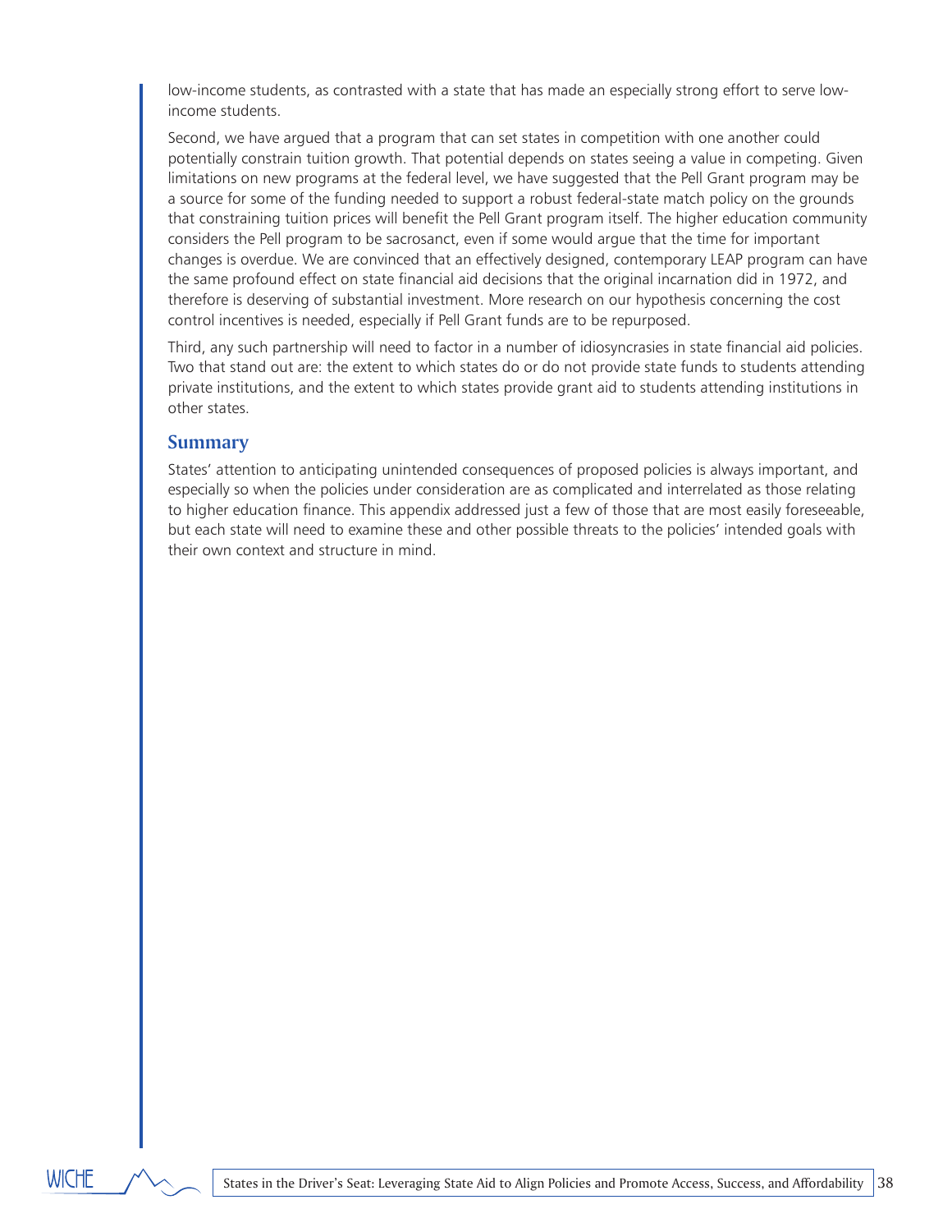low-income students, as contrasted with a state that has made an especially strong effort to serve low-income students.

Second, we have argued that a program that can set states in competition with one another could potentially constrain tuition growth. That potential depends on states seeing a value in competing. Given limitations on new programs at the federal level, we have suggested that the Pell Grant program may be a source for some of the funding needed to support a robust federal-state match policy on the grounds that constraining tuition prices will benefit the Pell Grant program itself. The higher education community considers the Pell program to be sacrosanct, even if some would argue that the time for important changes is overdue. We are convinced that an effectively designed, contemporary LEAP program can have the same profound effect on state financial aid decisions that the original incarnation did in 1972, and therefore is deserving of substantial investment. More research on our hypothesis concerning the cost control incentives is needed, especially if Pell Grant funds are to be repurposed.

Third, any such partnership will need to factor in a number of idiosyncrasies in state financial aid policies. Two that stand out are: the extent to which states do or do not provide state funds to students attending private institutions, and the extent to which states provide grant aid to students attending institutions in other states.

## Summary

States' attention to anticipating unintended consequences of proposed policies is always important, and especially so when the policies under consideration are as complicated and interrelated as those relating to higher education finance. This appendix addressed just a few of those that are most easily foreseeable, but each state will need to examine these and other possible threats to the policies' intended goals with their own context and structure in mind.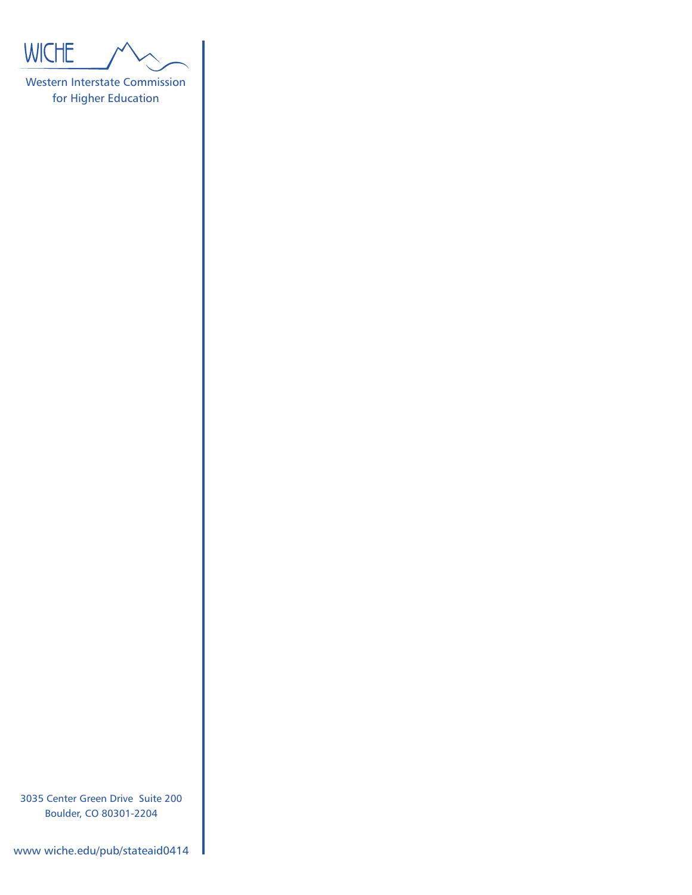WICHE

Western Interstate Commission for Higher Education

3035 Center Green Drive Suite 200
Boulder, CO 80301-2204

www wiche.edu/pub/stateaid0414